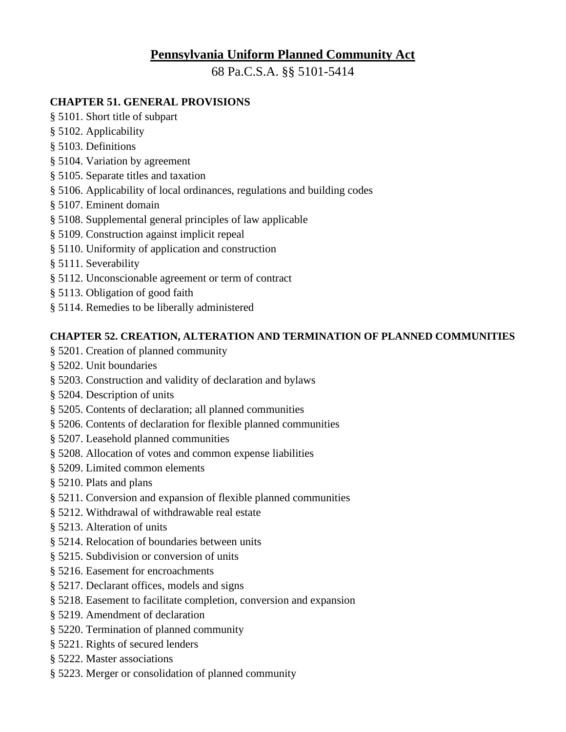# Pennsylvania Uniform Planned Community Act

68 Pa.C.S.A. §§ 5101-5414

### CHAPTER 51. GENERAL PROVISIONS

§ 5101. Short title of subpart
§ 5102. Applicability
§ 5103. Definitions
§ 5104. Variation by agreement
§ 5105. Separate titles and taxation
§ 5106. Applicability of local ordinances, regulations and building codes
§ 5107. Eminent domain
§ 5108. Supplemental general principles of law applicable
§ 5109. Construction against implicit repeal
§ 5110. Uniformity of application and construction
§ 5111. Severability
§ 5112. Unconscionable agreement or term of contract
§ 5113. Obligation of good faith
§ 5114. Remedies to be liberally administered

### CHAPTER 52. CREATION, ALTERATION AND TERMINATION OF PLANNED COMMUNITIES

§ 5201. Creation of planned community
§ 5202. Unit boundaries
§ 5203. Construction and validity of declaration and bylaws
§ 5204. Description of units
§ 5205. Contents of declaration; all planned communities
§ 5206. Contents of declaration for flexible planned communities
§ 5207. Leasehold planned communities
§ 5208. Allocation of votes and common expense liabilities
§ 5209. Limited common elements
§ 5210. Plats and plans
§ 5211. Conversion and expansion of flexible planned communities
§ 5212. Withdrawal of withdrawable real estate
§ 5213. Alteration of units
§ 5214. Relocation of boundaries between units
§ 5215. Subdivision or conversion of units
§ 5216. Easement for encroachments
§ 5217. Declarant offices, models and signs
§ 5218. Easement to facilitate completion, conversion and expansion
§ 5219. Amendment of declaration
§ 5220. Termination of planned community
§ 5221. Rights of secured lenders
§ 5222. Master associations
§ 5223. Merger or consolidation of planned community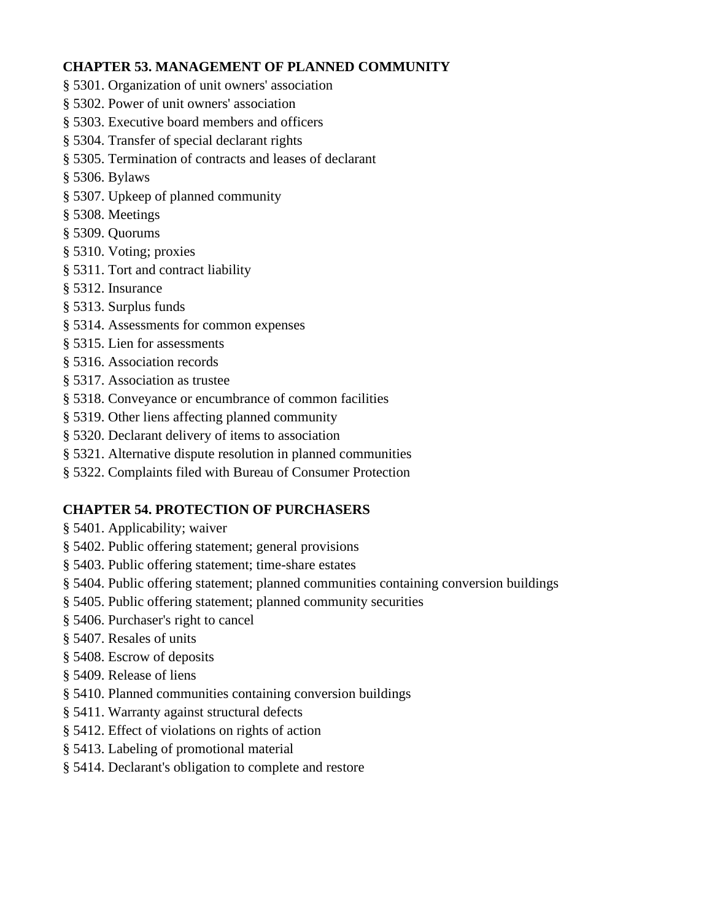**CHAPTER 53. MANAGEMENT OF PLANNED COMMUNITY**

§ 5301. Organization of unit owners' association
§ 5302. Power of unit owners' association
§ 5303. Executive board members and officers
§ 5304. Transfer of special declarant rights
§ 5305. Termination of contracts and leases of declarant
§ 5306. Bylaws
§ 5307. Upkeep of planned community
§ 5308. Meetings
§ 5309. Quorums
§ 5310. Voting; proxies
§ 5311. Tort and contract liability
§ 5312. Insurance
§ 5313. Surplus funds
§ 5314. Assessments for common expenses
§ 5315. Lien for assessments
§ 5316. Association records
§ 5317. Association as trustee
§ 5318. Conveyance or encumbrance of common facilities
§ 5319. Other liens affecting planned community
§ 5320. Declarant delivery of items to association
§ 5321. Alternative dispute resolution in planned communities
§ 5322. Complaints filed with Bureau of Consumer Protection

**CHAPTER 54. PROTECTION OF PURCHASERS**

§ 5401. Applicability; waiver
§ 5402. Public offering statement; general provisions
§ 5403. Public offering statement; time-share estates
§ 5404. Public offering statement; planned communities containing conversion buildings
§ 5405. Public offering statement; planned community securities
§ 5406. Purchaser's right to cancel
§ 5407. Resales of units
§ 5408. Escrow of deposits
§ 5409. Release of liens
§ 5410. Planned communities containing conversion buildings
§ 5411. Warranty against structural defects
§ 5412. Effect of violations on rights of action
§ 5413. Labeling of promotional material
§ 5414. Declarant's obligation to complete and restore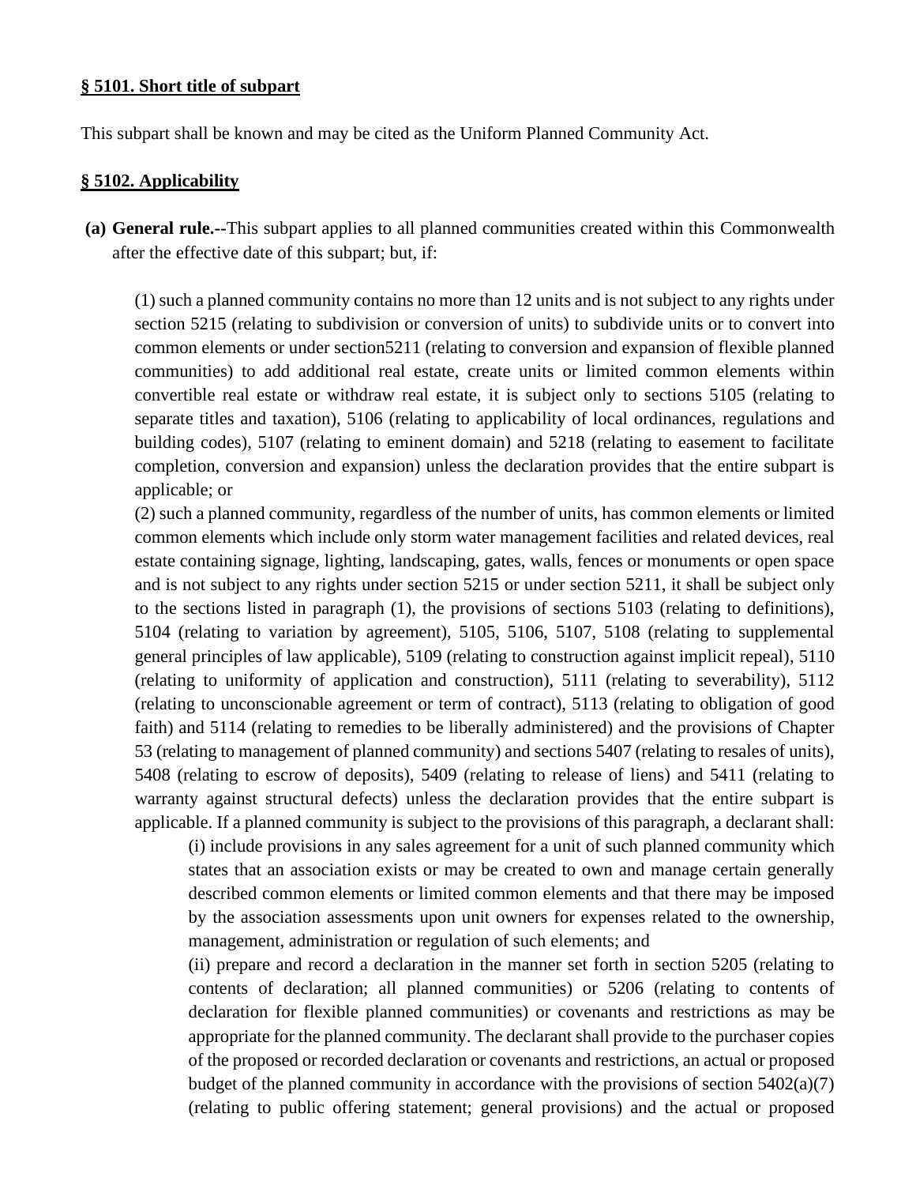**<u>§ 5101. Short title of subpart</u>**

This subpart shall be known and may be cited as the Uniform Planned Community Act.

**<u>§ 5102. Applicability</u>**

**(a) General rule.--**This subpart applies to all planned communities created within this Commonwealth after the effective date of this subpart; but, if:

(1) such a planned community contains no more than 12 units and is not subject to any rights under section 5215 (relating to subdivision or conversion of units) to subdivide units or to convert into common elements or under section5211 (relating to conversion and expansion of flexible planned communities) to add additional real estate, create units or limited common elements within convertible real estate or withdraw real estate, it is subject only to sections 5105 (relating to separate titles and taxation), 5106 (relating to applicability of local ordinances, regulations and building codes), 5107 (relating to eminent domain) and 5218 (relating to easement to facilitate completion, conversion and expansion) unless the declaration provides that the entire subpart is applicable; or

(2) such a planned community, regardless of the number of units, has common elements or limited common elements which include only storm water management facilities and related devices, real estate containing signage, lighting, landscaping, gates, walls, fences or monuments or open space and is not subject to any rights under section 5215 or under section 5211, it shall be subject only to the sections listed in paragraph (1), the provisions of sections 5103 (relating to definitions), 5104 (relating to variation by agreement), 5105, 5106, 5107, 5108 (relating to supplemental general principles of law applicable), 5109 (relating to construction against implicit repeal), 5110 (relating to uniformity of application and construction), 5111 (relating to severability), 5112 (relating to unconscionable agreement or term of contract), 5113 (relating to obligation of good faith) and 5114 (relating to remedies to be liberally administered) and the provisions of Chapter 53 (relating to management of planned community) and sections 5407 (relating to resales of units), 5408 (relating to escrow of deposits), 5409 (relating to release of liens) and 5411 (relating to warranty against structural defects) unless the declaration provides that the entire subpart is applicable. If a planned community is subject to the provisions of this paragraph, a declarant shall:

(i) include provisions in any sales agreement for a unit of such planned community which states that an association exists or may be created to own and manage certain generally described common elements or limited common elements and that there may be imposed by the association assessments upon unit owners for expenses related to the ownership, management, administration or regulation of such elements; and

(ii) prepare and record a declaration in the manner set forth in section 5205 (relating to contents of declaration; all planned communities) or 5206 (relating to contents of declaration for flexible planned communities) or covenants and restrictions as may be appropriate for the planned community. The declarant shall provide to the purchaser copies of the proposed or recorded declaration or covenants and restrictions, an actual or proposed budget of the planned community in accordance with the provisions of section 5402(a)(7) (relating to public offering statement; general provisions) and the actual or proposed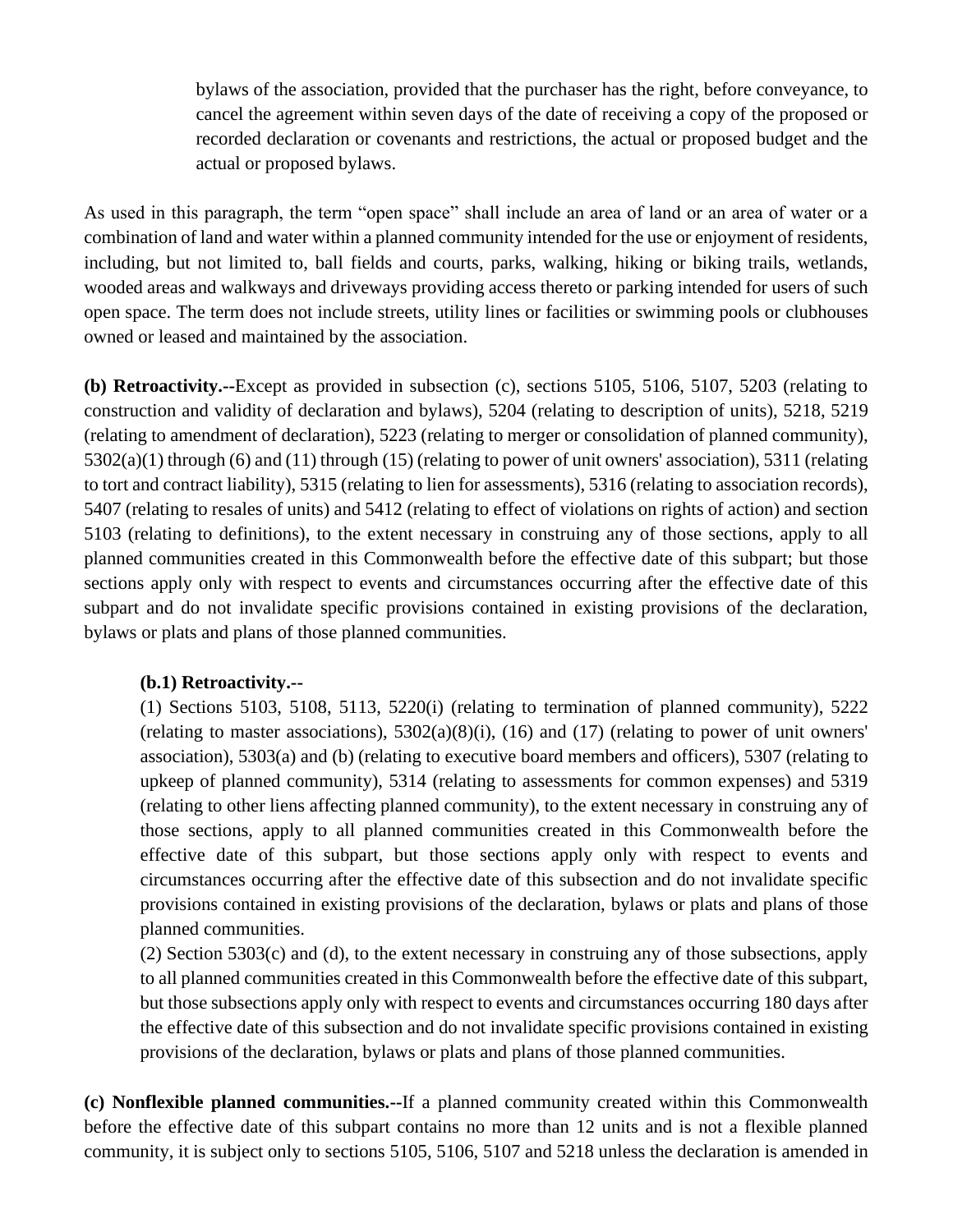bylaws of the association, provided that the purchaser has the right, before conveyance, to cancel the agreement within seven days of the date of receiving a copy of the proposed or recorded declaration or covenants and restrictions, the actual or proposed budget and the actual or proposed bylaws.

As used in this paragraph, the term "open space" shall include an area of land or an area of water or a combination of land and water within a planned community intended for the use or enjoyment of residents, including, but not limited to, ball fields and courts, parks, walking, hiking or biking trails, wetlands, wooded areas and walkways and driveways providing access thereto or parking intended for users of such open space. The term does not include streets, utility lines or facilities or swimming pools or clubhouses owned or leased and maintained by the association.

**(b) Retroactivity.--**Except as provided in subsection (c), sections 5105, 5106, 5107, 5203 (relating to construction and validity of declaration and bylaws), 5204 (relating to description of units), 5218, 5219 (relating to amendment of declaration), 5223 (relating to merger or consolidation of planned community), 5302(a)(1) through (6) and (11) through (15) (relating to power of unit owners' association), 5311 (relating to tort and contract liability), 5315 (relating to lien for assessments), 5316 (relating to association records), 5407 (relating to resales of units) and 5412 (relating to effect of violations on rights of action) and section 5103 (relating to definitions), to the extent necessary in construing any of those sections, apply to all planned communities created in this Commonwealth before the effective date of this subpart; but those sections apply only with respect to events and circumstances occurring after the effective date of this subpart and do not invalidate specific provisions contained in existing provisions of the declaration, bylaws or plats and plans of those planned communities.

**(b.1) Retroactivity.--**

(1) Sections 5103, 5108, 5113, 5220(i) (relating to termination of planned community), 5222 (relating to master associations), 5302(a)(8)(i), (16) and (17) (relating to power of unit owners' association), 5303(a) and (b) (relating to executive board members and officers), 5307 (relating to upkeep of planned community), 5314 (relating to assessments for common expenses) and 5319 (relating to other liens affecting planned community), to the extent necessary in construing any of those sections, apply to all planned communities created in this Commonwealth before the effective date of this subpart, but those sections apply only with respect to events and circumstances occurring after the effective date of this subsection and do not invalidate specific provisions contained in existing provisions of the declaration, bylaws or plats and plans of those planned communities.

(2) Section 5303(c) and (d), to the extent necessary in construing any of those subsections, apply to all planned communities created in this Commonwealth before the effective date of this subpart, but those subsections apply only with respect to events and circumstances occurring 180 days after the effective date of this subsection and do not invalidate specific provisions contained in existing provisions of the declaration, bylaws or plats and plans of those planned communities.

**(c) Nonflexible planned communities.--**If a planned community created within this Commonwealth before the effective date of this subpart contains no more than 12 units and is not a flexible planned community, it is subject only to sections 5105, 5106, 5107 and 5218 unless the declaration is amended in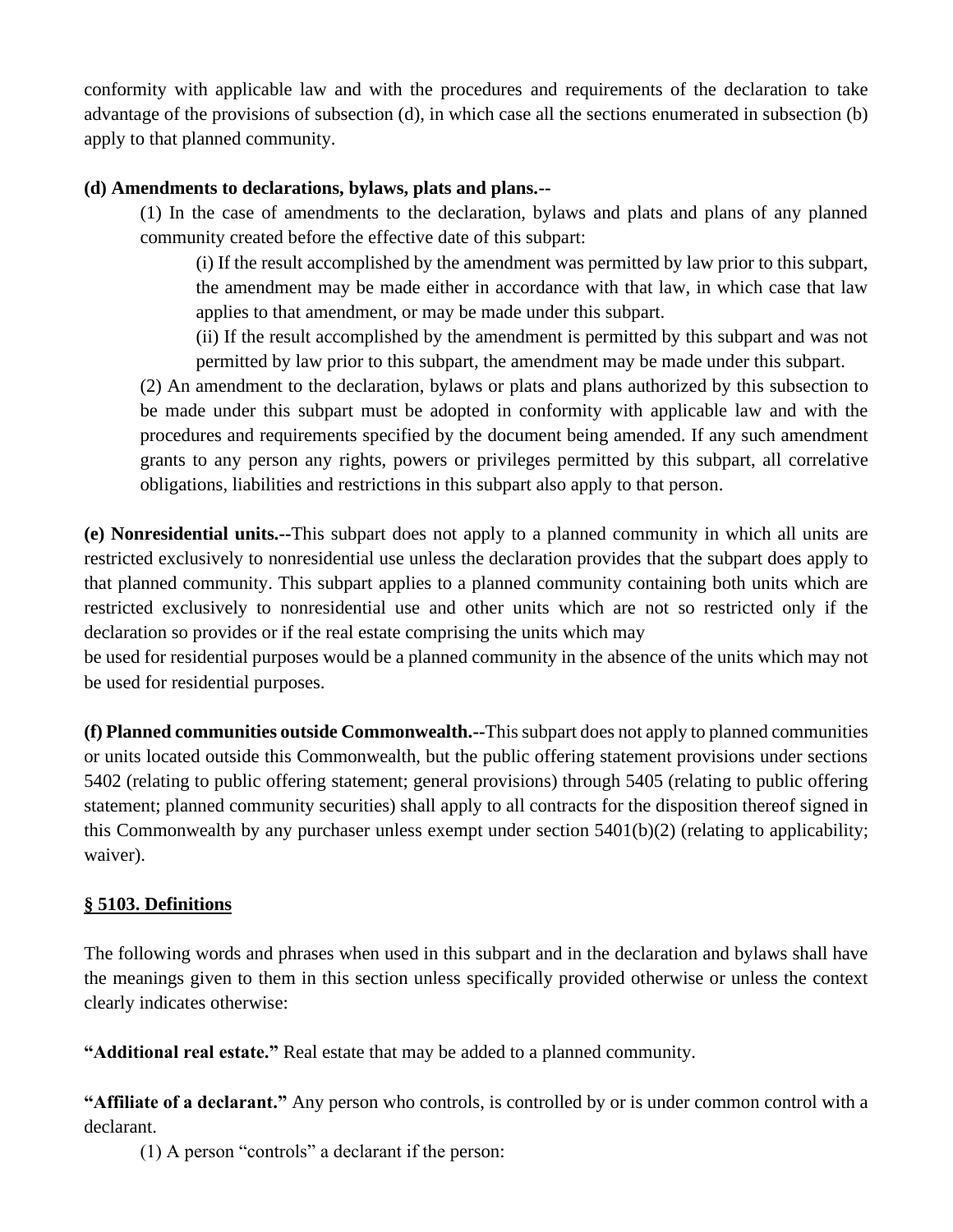conformity with applicable law and with the procedures and requirements of the declaration to take advantage of the provisions of subsection (d), in which case all the sections enumerated in subsection (b) apply to that planned community.

**(d) Amendments to declarations, bylaws, plats and plans.--**

(1) In the case of amendments to the declaration, bylaws and plats and plans of any planned community created before the effective date of this subpart:

(i) If the result accomplished by the amendment was permitted by law prior to this subpart, the amendment may be made either in accordance with that law, in which case that law applies to that amendment, or may be made under this subpart.

(ii) If the result accomplished by the amendment is permitted by this subpart and was not permitted by law prior to this subpart, the amendment may be made under this subpart.

(2) An amendment to the declaration, bylaws or plats and plans authorized by this subsection to be made under this subpart must be adopted in conformity with applicable law and with the procedures and requirements specified by the document being amended. If any such amendment grants to any person any rights, powers or privileges permitted by this subpart, all correlative obligations, liabilities and restrictions in this subpart also apply to that person.

**(e) Nonresidential units.--**This subpart does not apply to a planned community in which all units are restricted exclusively to nonresidential use unless the declaration provides that the subpart does apply to that planned community. This subpart applies to a planned community containing both units which are restricted exclusively to nonresidential use and other units which are not so restricted only if the declaration so provides or if the real estate comprising the units which may be used for residential purposes would be a planned community in the absence of the units which may not be used for residential purposes.

**(f) Planned communities outside Commonwealth.--**This subpart does not apply to planned communities or units located outside this Commonwealth, but the public offering statement provisions under sections 5402 (relating to public offering statement; general provisions) through 5405 (relating to public offering statement; planned community securities) shall apply to all contracts for the disposition thereof signed in this Commonwealth by any purchaser unless exempt under section 5401(b)(2) (relating to applicability; waiver).

## § 5103. Definitions

The following words and phrases when used in this subpart and in the declaration and bylaws shall have the meanings given to them in this section unless specifically provided otherwise or unless the context clearly indicates otherwise:

**"Additional real estate."** Real estate that may be added to a planned community.

**"Affiliate of a declarant."** Any person who controls, is controlled by or is under common control with a declarant.

(1) A person "controls" a declarant if the person: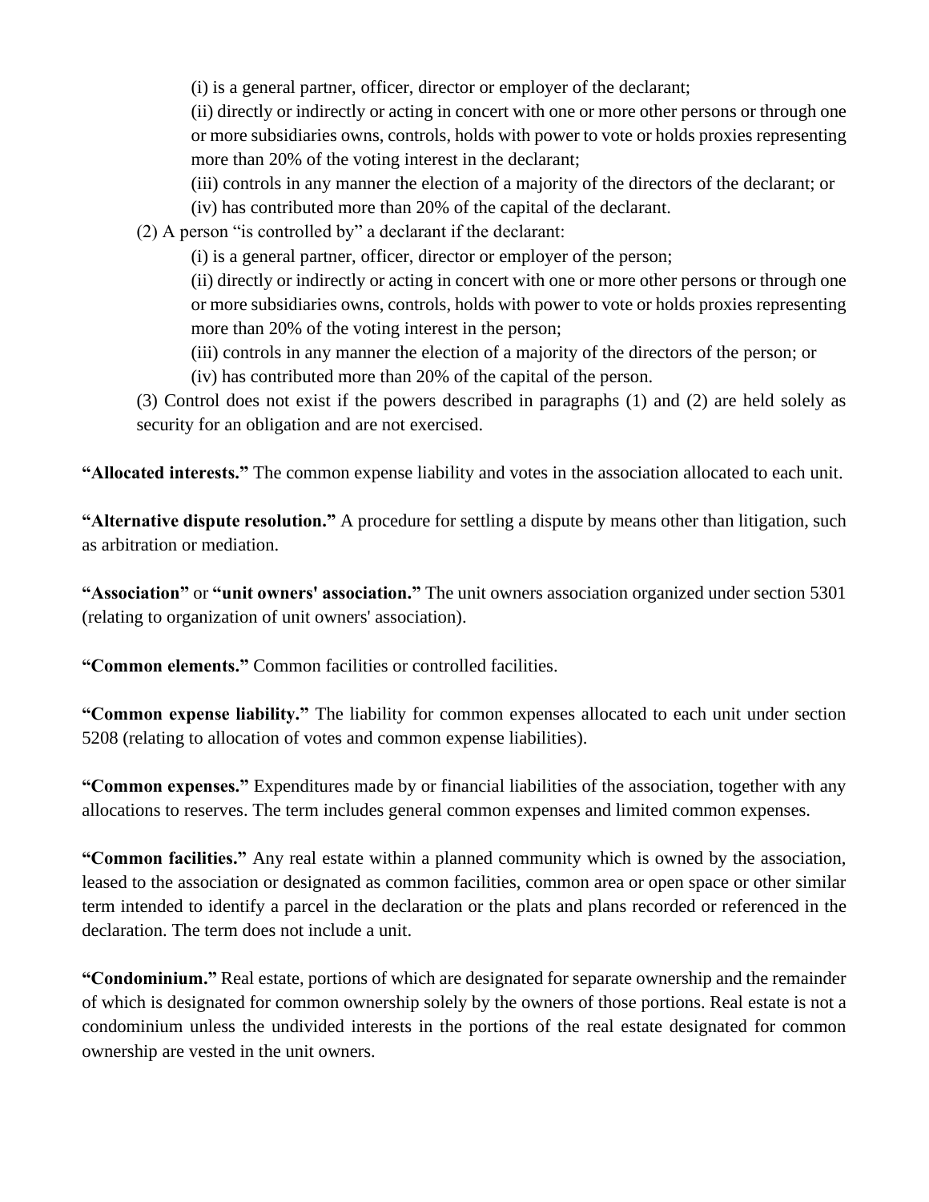(i) is a general partner, officer, director or employer of the declarant;

(ii) directly or indirectly or acting in concert with one or more other persons or through one or more subsidiaries owns, controls, holds with power to vote or holds proxies representing more than 20% of the voting interest in the declarant;

(iii) controls in any manner the election of a majority of the directors of the declarant; or

(iv) has contributed more than 20% of the capital of the declarant.

(2) A person "is controlled by" a declarant if the declarant:

(i) is a general partner, officer, director or employer of the person;

(ii) directly or indirectly or acting in concert with one or more other persons or through one or more subsidiaries owns, controls, holds with power to vote or holds proxies representing more than 20% of the voting interest in the person;

(iii) controls in any manner the election of a majority of the directors of the person; or

(iv) has contributed more than 20% of the capital of the person.

(3) Control does not exist if the powers described in paragraphs (1) and (2) are held solely as security for an obligation and are not exercised.

**"Allocated interests."** The common expense liability and votes in the association allocated to each unit.

**"Alternative dispute resolution."** A procedure for settling a dispute by means other than litigation, such as arbitration or mediation.

**"Association"** or **"unit owners' association."** The unit owners association organized under section 5301 (relating to organization of unit owners' association).

**"Common elements."** Common facilities or controlled facilities.

**"Common expense liability."** The liability for common expenses allocated to each unit under section 5208 (relating to allocation of votes and common expense liabilities).

**"Common expenses."** Expenditures made by or financial liabilities of the association, together with any allocations to reserves. The term includes general common expenses and limited common expenses.

**"Common facilities."** Any real estate within a planned community which is owned by the association, leased to the association or designated as common facilities, common area or open space or other similar term intended to identify a parcel in the declaration or the plats and plans recorded or referenced in the declaration. The term does not include a unit.

**"Condominium."** Real estate, portions of which are designated for separate ownership and the remainder of which is designated for common ownership solely by the owners of those portions. Real estate is not a condominium unless the undivided interests in the portions of the real estate designated for common ownership are vested in the unit owners.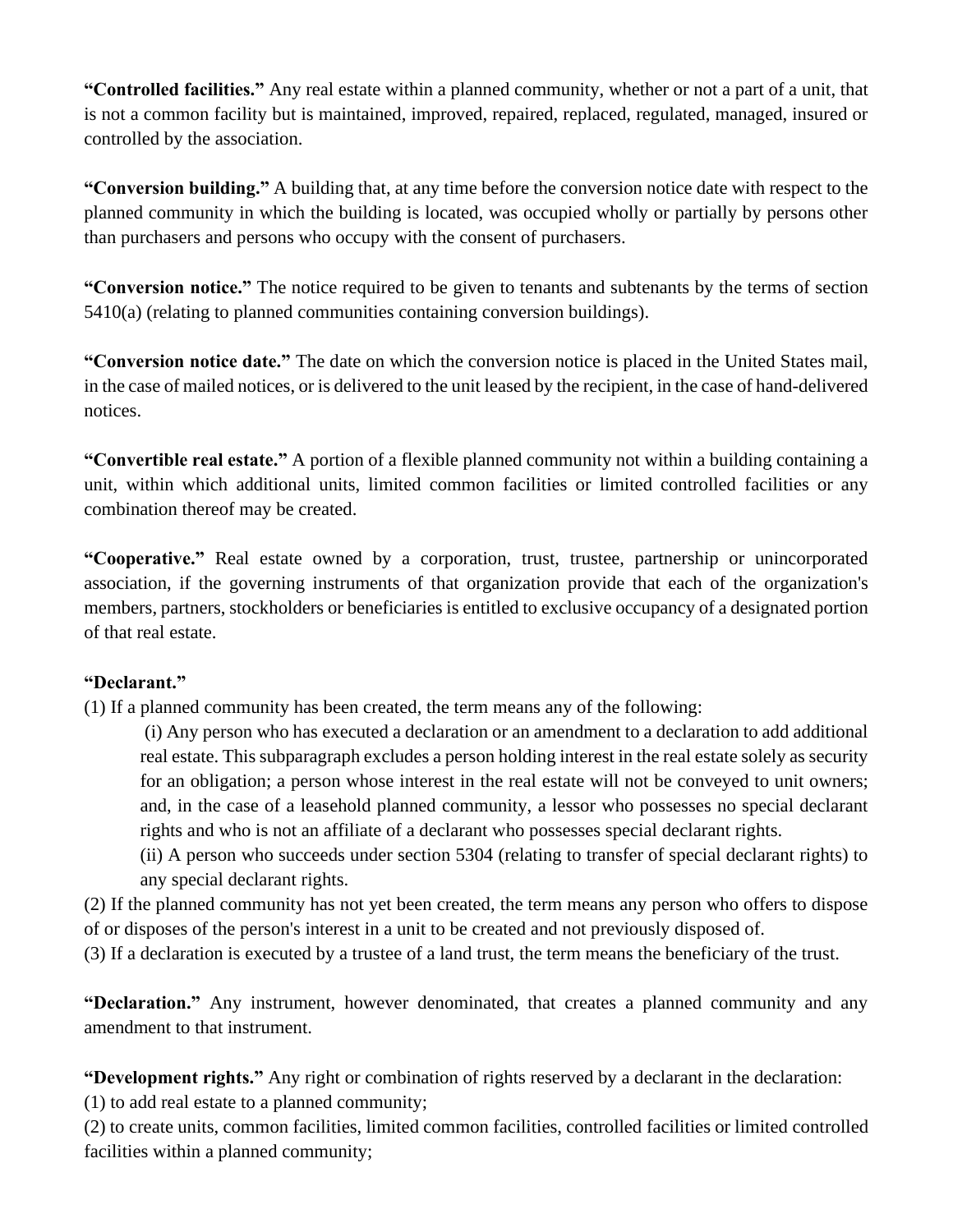**"Controlled facilities."** Any real estate within a planned community, whether or not a part of a unit, that is not a common facility but is maintained, improved, repaired, replaced, regulated, managed, insured or controlled by the association.

**"Conversion building."** A building that, at any time before the conversion notice date with respect to the planned community in which the building is located, was occupied wholly or partially by persons other than purchasers and persons who occupy with the consent of purchasers.

**"Conversion notice."** The notice required to be given to tenants and subtenants by the terms of section 5410(a) (relating to planned communities containing conversion buildings).

**"Conversion notice date."** The date on which the conversion notice is placed in the United States mail, in the case of mailed notices, or is delivered to the unit leased by the recipient, in the case of hand-delivered notices.

**"Convertible real estate."** A portion of a flexible planned community not within a building containing a unit, within which additional units, limited common facilities or limited controlled facilities or any combination thereof may be created.

**"Cooperative."** Real estate owned by a corporation, trust, trustee, partnership or unincorporated association, if the governing instruments of that organization provide that each of the organization's members, partners, stockholders or beneficiaries is entitled to exclusive occupancy of a designated portion of that real estate.

**"Declarant."**

(1) If a planned community has been created, the term means any of the following:

(i) Any person who has executed a declaration or an amendment to a declaration to add additional real estate. This subparagraph excludes a person holding interest in the real estate solely as security for an obligation; a person whose interest in the real estate will not be conveyed to unit owners; and, in the case of a leasehold planned community, a lessor who possesses no special declarant rights and who is not an affiliate of a declarant who possesses special declarant rights.

(ii) A person who succeeds under section 5304 (relating to transfer of special declarant rights) to any special declarant rights.

(2) If the planned community has not yet been created, the term means any person who offers to dispose of or disposes of the person's interest in a unit to be created and not previously disposed of.

(3) If a declaration is executed by a trustee of a land trust, the term means the beneficiary of the trust.

**"Declaration."** Any instrument, however denominated, that creates a planned community and any amendment to that instrument.

**"Development rights."** Any right or combination of rights reserved by a declarant in the declaration:

(1) to add real estate to a planned community;

(2) to create units, common facilities, limited common facilities, controlled facilities or limited controlled facilities within a planned community;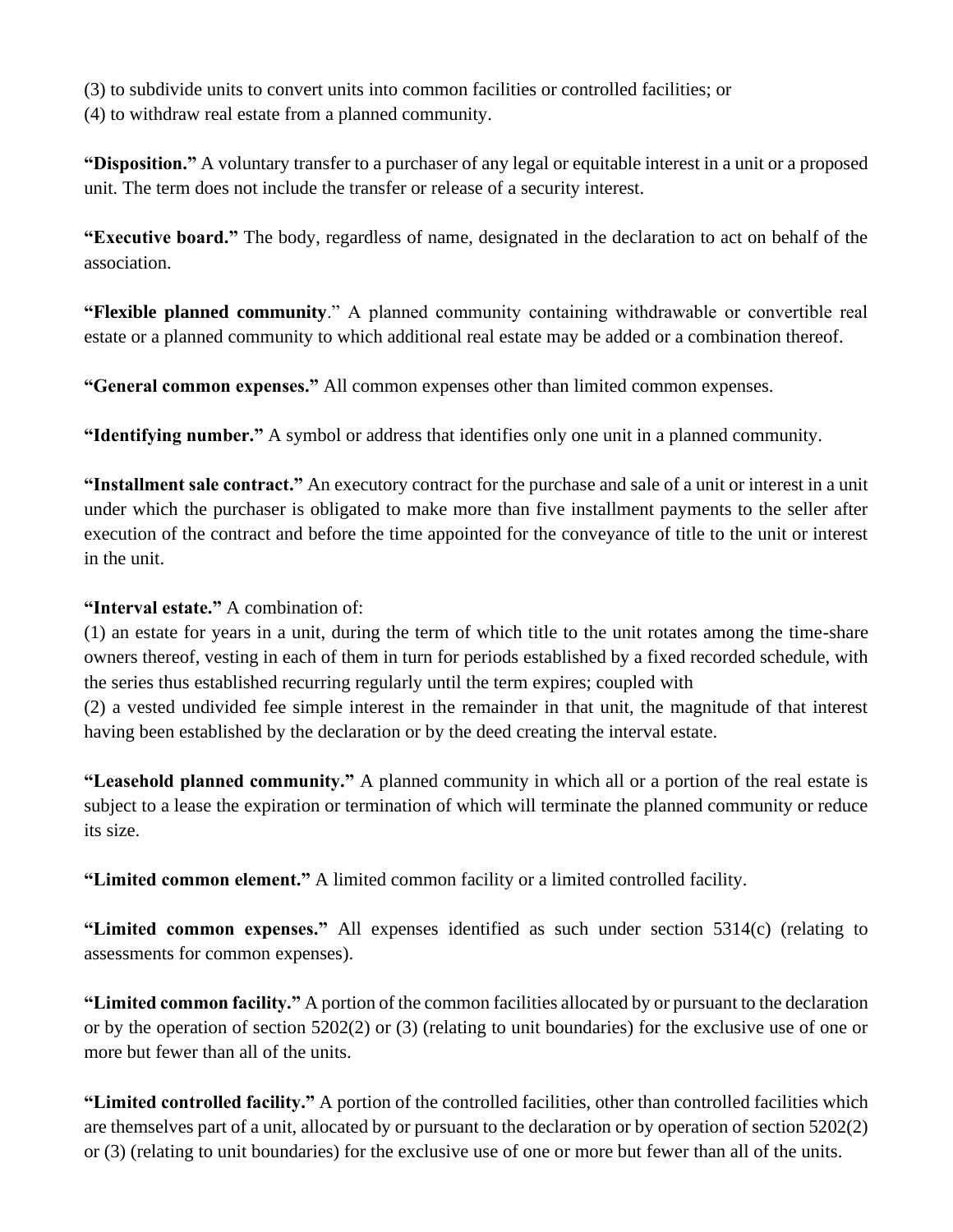(3) to subdivide units to convert units into common facilities or controlled facilities; or
(4) to withdraw real estate from a planned community.

**"Disposition."** A voluntary transfer to a purchaser of any legal or equitable interest in a unit or a proposed unit. The term does not include the transfer or release of a security interest.

**"Executive board."** The body, regardless of name, designated in the declaration to act on behalf of the association.

**"Flexible planned community**." A planned community containing withdrawable or convertible real estate or a planned community to which additional real estate may be added or a combination thereof.

**"General common expenses."** All common expenses other than limited common expenses.

**"Identifying number."** A symbol or address that identifies only one unit in a planned community.

**"Installment sale contract."** An executory contract for the purchase and sale of a unit or interest in a unit under which the purchaser is obligated to make more than five installment payments to the seller after execution of the contract and before the time appointed for the conveyance of title to the unit or interest in the unit.

**"Interval estate."** A combination of:
(1) an estate for years in a unit, during the term of which title to the unit rotates among the time-share owners thereof, vesting in each of them in turn for periods established by a fixed recorded schedule, with the series thus established recurring regularly until the term expires; coupled with
(2) a vested undivided fee simple interest in the remainder in that unit, the magnitude of that interest having been established by the declaration or by the deed creating the interval estate.

**"Leasehold planned community."** A planned community in which all or a portion of the real estate is subject to a lease the expiration or termination of which will terminate the planned community or reduce its size.

**"Limited common element."** A limited common facility or a limited controlled facility.

**"Limited common expenses."** All expenses identified as such under section 5314(c) (relating to assessments for common expenses).

**"Limited common facility."** A portion of the common facilities allocated by or pursuant to the declaration or by the operation of section 5202(2) or (3) (relating to unit boundaries) for the exclusive use of one or more but fewer than all of the units.

**"Limited controlled facility."** A portion of the controlled facilities, other than controlled facilities which are themselves part of a unit, allocated by or pursuant to the declaration or by operation of section 5202(2) or (3) (relating to unit boundaries) for the exclusive use of one or more but fewer than all of the units.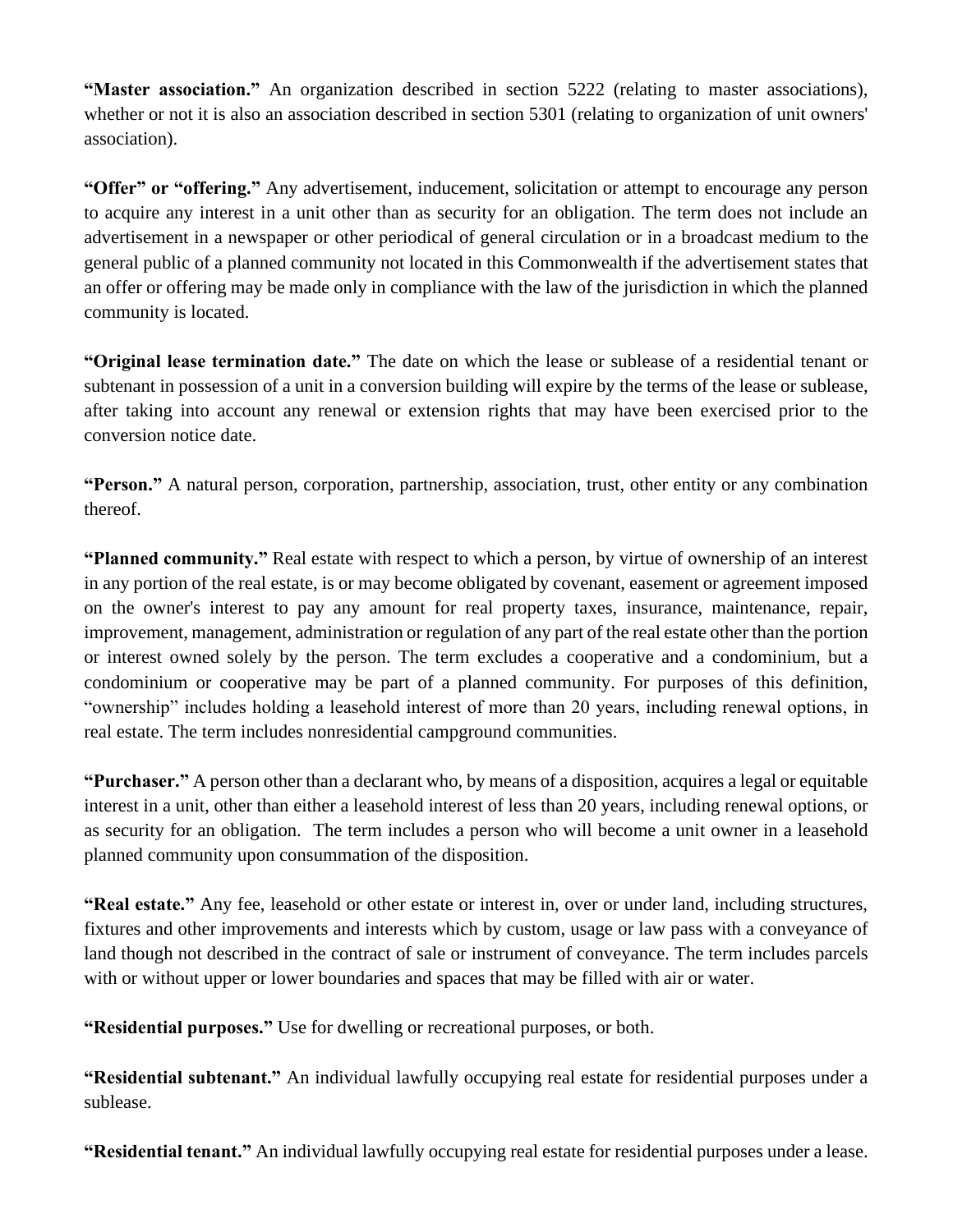**"Master association."** An organization described in section 5222 (relating to master associations), whether or not it is also an association described in section 5301 (relating to organization of unit owners' association).

**"Offer" or "offering."** Any advertisement, inducement, solicitation or attempt to encourage any person to acquire any interest in a unit other than as security for an obligation. The term does not include an advertisement in a newspaper or other periodical of general circulation or in a broadcast medium to the general public of a planned community not located in this Commonwealth if the advertisement states that an offer or offering may be made only in compliance with the law of the jurisdiction in which the planned community is located.

**"Original lease termination date."** The date on which the lease or sublease of a residential tenant or subtenant in possession of a unit in a conversion building will expire by the terms of the lease or sublease, after taking into account any renewal or extension rights that may have been exercised prior to the conversion notice date.

**"Person."** A natural person, corporation, partnership, association, trust, other entity or any combination thereof.

**"Planned community."** Real estate with respect to which a person, by virtue of ownership of an interest in any portion of the real estate, is or may become obligated by covenant, easement or agreement imposed on the owner's interest to pay any amount for real property taxes, insurance, maintenance, repair, improvement, management, administration or regulation of any part of the real estate other than the portion or interest owned solely by the person. The term excludes a cooperative and a condominium, but a condominium or cooperative may be part of a planned community. For purposes of this definition, "ownership" includes holding a leasehold interest of more than 20 years, including renewal options, in real estate. The term includes nonresidential campground communities.

**"Purchaser."** A person other than a declarant who, by means of a disposition, acquires a legal or equitable interest in a unit, other than either a leasehold interest of less than 20 years, including renewal options, or as security for an obligation. The term includes a person who will become a unit owner in a leasehold planned community upon consummation of the disposition.

**"Real estate."** Any fee, leasehold or other estate or interest in, over or under land, including structures, fixtures and other improvements and interests which by custom, usage or law pass with a conveyance of land though not described in the contract of sale or instrument of conveyance. The term includes parcels with or without upper or lower boundaries and spaces that may be filled with air or water.

**"Residential purposes."** Use for dwelling or recreational purposes, or both.

**"Residential subtenant."** An individual lawfully occupying real estate for residential purposes under a sublease.

**"Residential tenant."** An individual lawfully occupying real estate for residential purposes under a lease.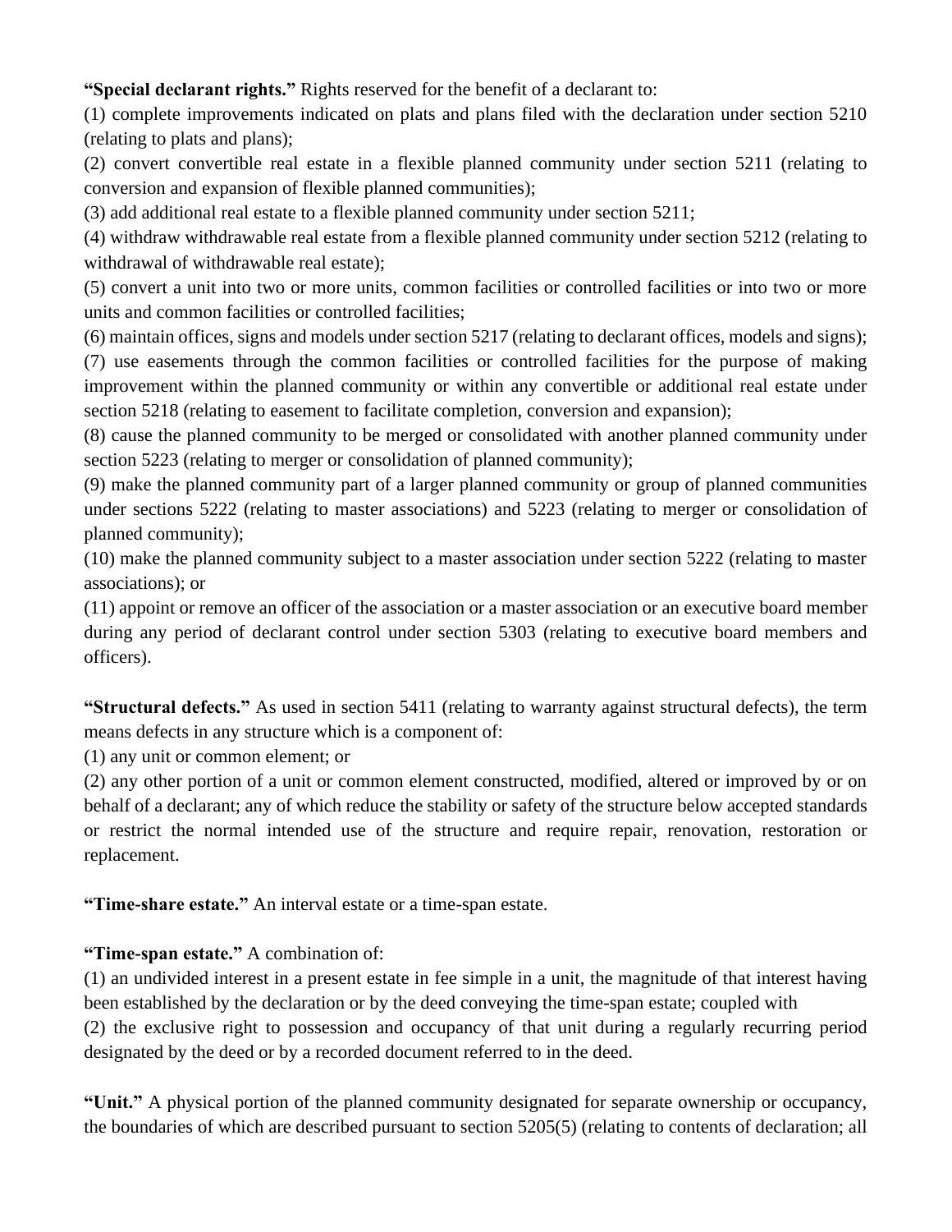**“Special declarant rights.”** Rights reserved for the benefit of a declarant to:

(1) complete improvements indicated on plats and plans filed with the declaration under section 5210 (relating to plats and plans);

(2) convert convertible real estate in a flexible planned community under section 5211 (relating to conversion and expansion of flexible planned communities);

(3) add additional real estate to a flexible planned community under section 5211;

(4) withdraw withdrawable real estate from a flexible planned community under section 5212 (relating to withdrawal of withdrawable real estate);

(5) convert a unit into two or more units, common facilities or controlled facilities or into two or more units and common facilities or controlled facilities;

(6) maintain offices, signs and models under section 5217 (relating to declarant offices, models and signs);

(7) use easements through the common facilities or controlled facilities for the purpose of making improvement within the planned community or within any convertible or additional real estate under section 5218 (relating to easement to facilitate completion, conversion and expansion);

(8) cause the planned community to be merged or consolidated with another planned community under section 5223 (relating to merger or consolidation of planned community);

(9) make the planned community part of a larger planned community or group of planned communities under sections 5222 (relating to master associations) and 5223 (relating to merger or consolidation of planned community);

(10) make the planned community subject to a master association under section 5222 (relating to master associations); or

(11) appoint or remove an officer of the association or a master association or an executive board member during any period of declarant control under section 5303 (relating to executive board members and officers).

**“Structural defects.”** As used in section 5411 (relating to warranty against structural defects), the term means defects in any structure which is a component of:

(1) any unit or common element; or

(2) any other portion of a unit or common element constructed, modified, altered or improved by or on behalf of a declarant; any of which reduce the stability or safety of the structure below accepted standards or restrict the normal intended use of the structure and require repair, renovation, restoration or replacement.

**“Time-share estate.”** An interval estate or a time-span estate.

**“Time-span estate.”** A combination of:

(1) an undivided interest in a present estate in fee simple in a unit, the magnitude of that interest having been established by the declaration or by the deed conveying the time-span estate; coupled with

(2) the exclusive right to possession and occupancy of that unit during a regularly recurring period designated by the deed or by a recorded document referred to in the deed.

**“Unit.”** A physical portion of the planned community designated for separate ownership or occupancy, the boundaries of which are described pursuant to section 5205(5) (relating to contents of declaration; all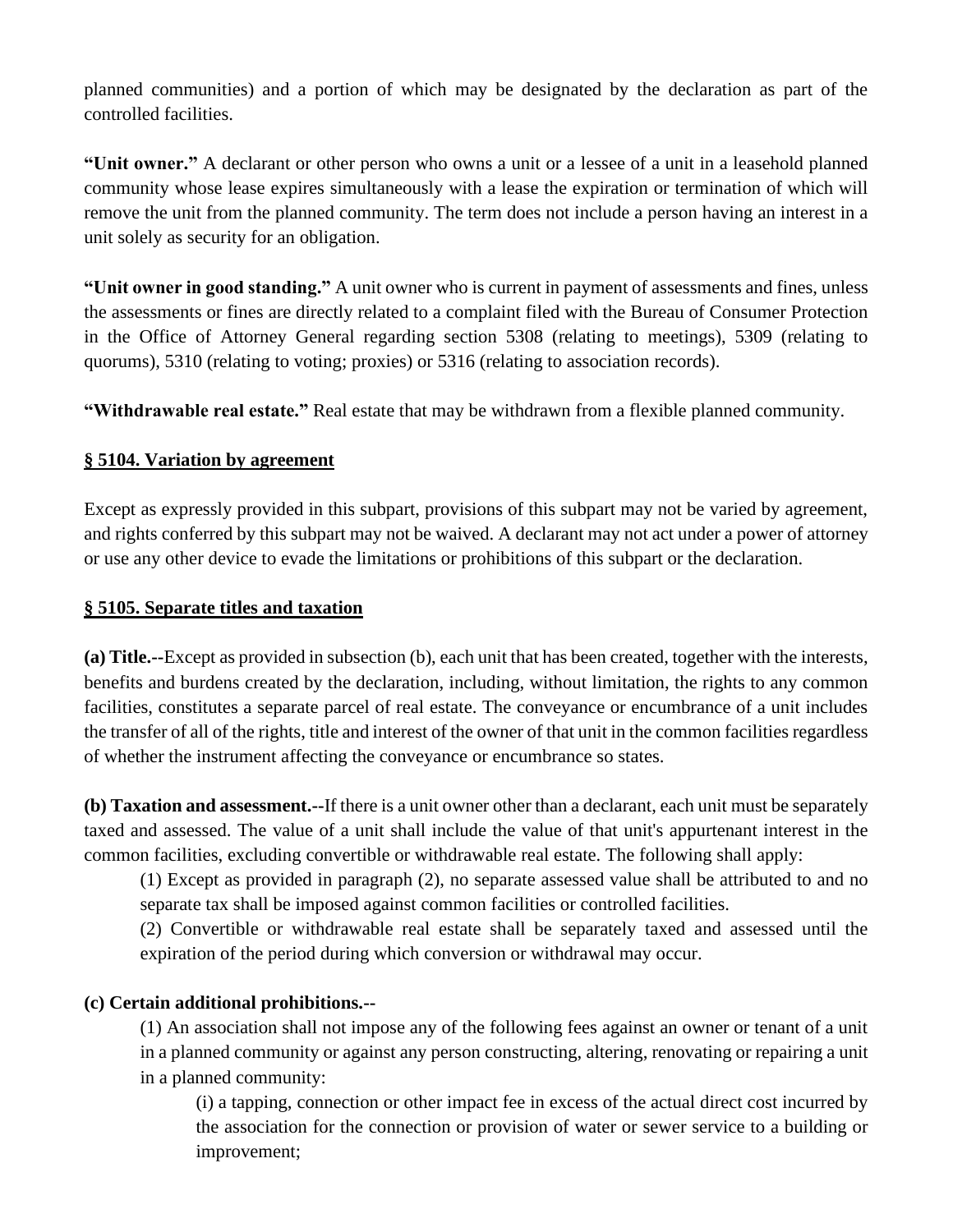planned communities) and a portion of which may be designated by the declaration as part of the controlled facilities.

**"Unit owner."** A declarant or other person who owns a unit or a lessee of a unit in a leasehold planned community whose lease expires simultaneously with a lease the expiration or termination of which will remove the unit from the planned community. The term does not include a person having an interest in a unit solely as security for an obligation.

**"Unit owner in good standing."** A unit owner who is current in payment of assessments and fines, unless the assessments or fines are directly related to a complaint filed with the Bureau of Consumer Protection in the Office of Attorney General regarding section 5308 (relating to meetings), 5309 (relating to quorums), 5310 (relating to voting; proxies) or 5316 (relating to association records).

**"Withdrawable real estate."** Real estate that may be withdrawn from a flexible planned community.

## § 5104. Variation by agreement

Except as expressly provided in this subpart, provisions of this subpart may not be varied by agreement, and rights conferred by this subpart may not be waived. A declarant may not act under a power of attorney or use any other device to evade the limitations or prohibitions of this subpart or the declaration.

## § 5105. Separate titles and taxation

**(a) Title.--**Except as provided in subsection (b), each unit that has been created, together with the interests, benefits and burdens created by the declaration, including, without limitation, the rights to any common facilities, constitutes a separate parcel of real estate. The conveyance or encumbrance of a unit includes the transfer of all of the rights, title and interest of the owner of that unit in the common facilities regardless of whether the instrument affecting the conveyance or encumbrance so states.

**(b) Taxation and assessment.--**If there is a unit owner other than a declarant, each unit must be separately taxed and assessed. The value of a unit shall include the value of that unit's appurtenant interest in the common facilities, excluding convertible or withdrawable real estate. The following shall apply:

(1) Except as provided in paragraph (2), no separate assessed value shall be attributed to and no separate tax shall be imposed against common facilities or controlled facilities.

(2) Convertible or withdrawable real estate shall be separately taxed and assessed until the expiration of the period during which conversion or withdrawal may occur.

**(c) Certain additional prohibitions.--**

(1) An association shall not impose any of the following fees against an owner or tenant of a unit in a planned community or against any person constructing, altering, renovating or repairing a unit in a planned community:

(i) a tapping, connection or other impact fee in excess of the actual direct cost incurred by the association for the connection or provision of water or sewer service to a building or improvement;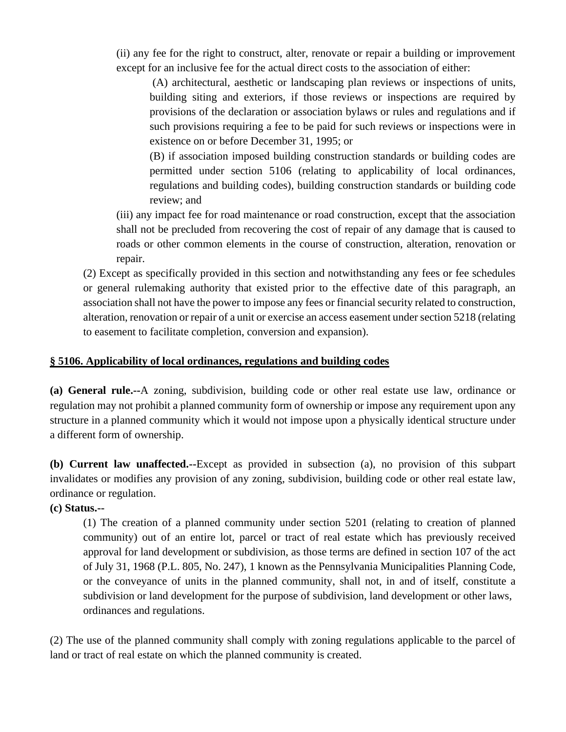(ii) any fee for the right to construct, alter, renovate or repair a building or improvement except for an inclusive fee for the actual direct costs to the association of either:

(A) architectural, aesthetic or landscaping plan reviews or inspections of units, building siting and exteriors, if those reviews or inspections are required by provisions of the declaration or association bylaws or rules and regulations and if such provisions requiring a fee to be paid for such reviews or inspections were in existence on or before December 31, 1995; or

(B) if association imposed building construction standards or building codes are permitted under section 5106 (relating to applicability of local ordinances, regulations and building codes), building construction standards or building code review; and

(iii) any impact fee for road maintenance or road construction, except that the association shall not be precluded from recovering the cost of repair of any damage that is caused to roads or other common elements in the course of construction, alteration, renovation or repair.

(2) Except as specifically provided in this section and notwithstanding any fees or fee schedules or general rulemaking authority that existed prior to the effective date of this paragraph, an association shall not have the power to impose any fees or financial security related to construction, alteration, renovation or repair of a unit or exercise an access easement under section 5218 (relating to easement to facilitate completion, conversion and expansion).

**<u>§ 5106. Applicability of local ordinances, regulations and building codes</u>**

**(a) General rule.--**A zoning, subdivision, building code or other real estate use law, ordinance or regulation may not prohibit a planned community form of ownership or impose any requirement upon any structure in a planned community which it would not impose upon a physically identical structure under a different form of ownership.

**(b) Current law unaffected.--**Except as provided in subsection (a), no provision of this subpart invalidates or modifies any provision of any zoning, subdivision, building code or other real estate law, ordinance or regulation.

**(c) Status.--**

(1) The creation of a planned community under section 5201 (relating to creation of planned community) out of an entire lot, parcel or tract of real estate which has previously received approval for land development or subdivision, as those terms are defined in section 107 of the act of July 31, 1968 (P.L. 805, No. 247), 1 known as the Pennsylvania Municipalities Planning Code, or the conveyance of units in the planned community, shall not, in and of itself, constitute a subdivision or land development for the purpose of subdivision, land development or other laws, ordinances and regulations.

(2) The use of the planned community shall comply with zoning regulations applicable to the parcel of land or tract of real estate on which the planned community is created.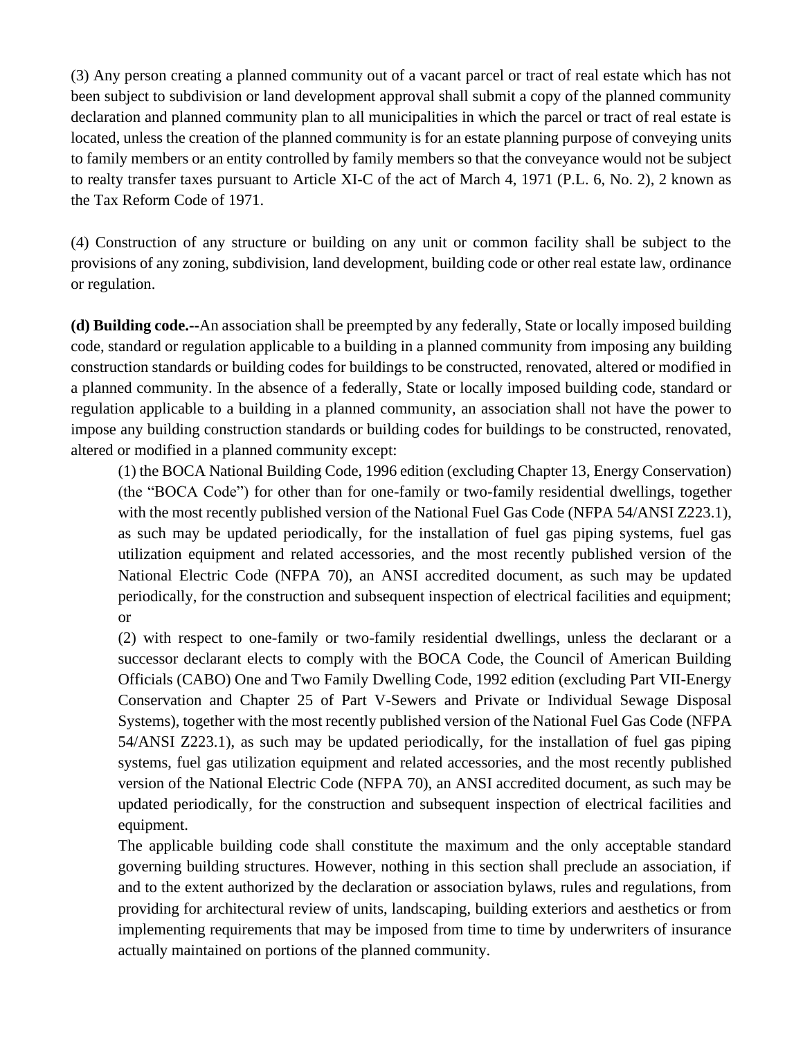(3) Any person creating a planned community out of a vacant parcel or tract of real estate which has not been subject to subdivision or land development approval shall submit a copy of the planned community declaration and planned community plan to all municipalities in which the parcel or tract of real estate is located, unless the creation of the planned community is for an estate planning purpose of conveying units to family members or an entity controlled by family members so that the conveyance would not be subject to realty transfer taxes pursuant to Article XI-C of the act of March 4, 1971 (P.L. 6, No. 2), 2 known as the Tax Reform Code of 1971.

(4) Construction of any structure or building on any unit or common facility shall be subject to the provisions of any zoning, subdivision, land development, building code or other real estate law, ordinance or regulation.

**(d) Building code.--**An association shall be preempted by any federally, State or locally imposed building code, standard or regulation applicable to a building in a planned community from imposing any building construction standards or building codes for buildings to be constructed, renovated, altered or modified in a planned community. In the absence of a federally, State or locally imposed building code, standard or regulation applicable to a building in a planned community, an association shall not have the power to impose any building construction standards or building codes for buildings to be constructed, renovated, altered or modified in a planned community except:

(1) the BOCA National Building Code, 1996 edition (excluding Chapter 13, Energy Conservation) (the "BOCA Code") for other than for one-family or two-family residential dwellings, together with the most recently published version of the National Fuel Gas Code (NFPA 54/ANSI Z223.1), as such may be updated periodically, for the installation of fuel gas piping systems, fuel gas utilization equipment and related accessories, and the most recently published version of the National Electric Code (NFPA 70), an ANSI accredited document, as such may be updated periodically, for the construction and subsequent inspection of electrical facilities and equipment; or

(2) with respect to one-family or two-family residential dwellings, unless the declarant or a successor declarant elects to comply with the BOCA Code, the Council of American Building Officials (CABO) One and Two Family Dwelling Code, 1992 edition (excluding Part VII-Energy Conservation and Chapter 25 of Part V-Sewers and Private or Individual Sewage Disposal Systems), together with the most recently published version of the National Fuel Gas Code (NFPA 54/ANSI Z223.1), as such may be updated periodically, for the installation of fuel gas piping systems, fuel gas utilization equipment and related accessories, and the most recently published version of the National Electric Code (NFPA 70), an ANSI accredited document, as such may be updated periodically, for the construction and subsequent inspection of electrical facilities and equipment.

The applicable building code shall constitute the maximum and the only acceptable standard governing building structures. However, nothing in this section shall preclude an association, if and to the extent authorized by the declaration or association bylaws, rules and regulations, from providing for architectural review of units, landscaping, building exteriors and aesthetics or from implementing requirements that may be imposed from time to time by underwriters of insurance actually maintained on portions of the planned community.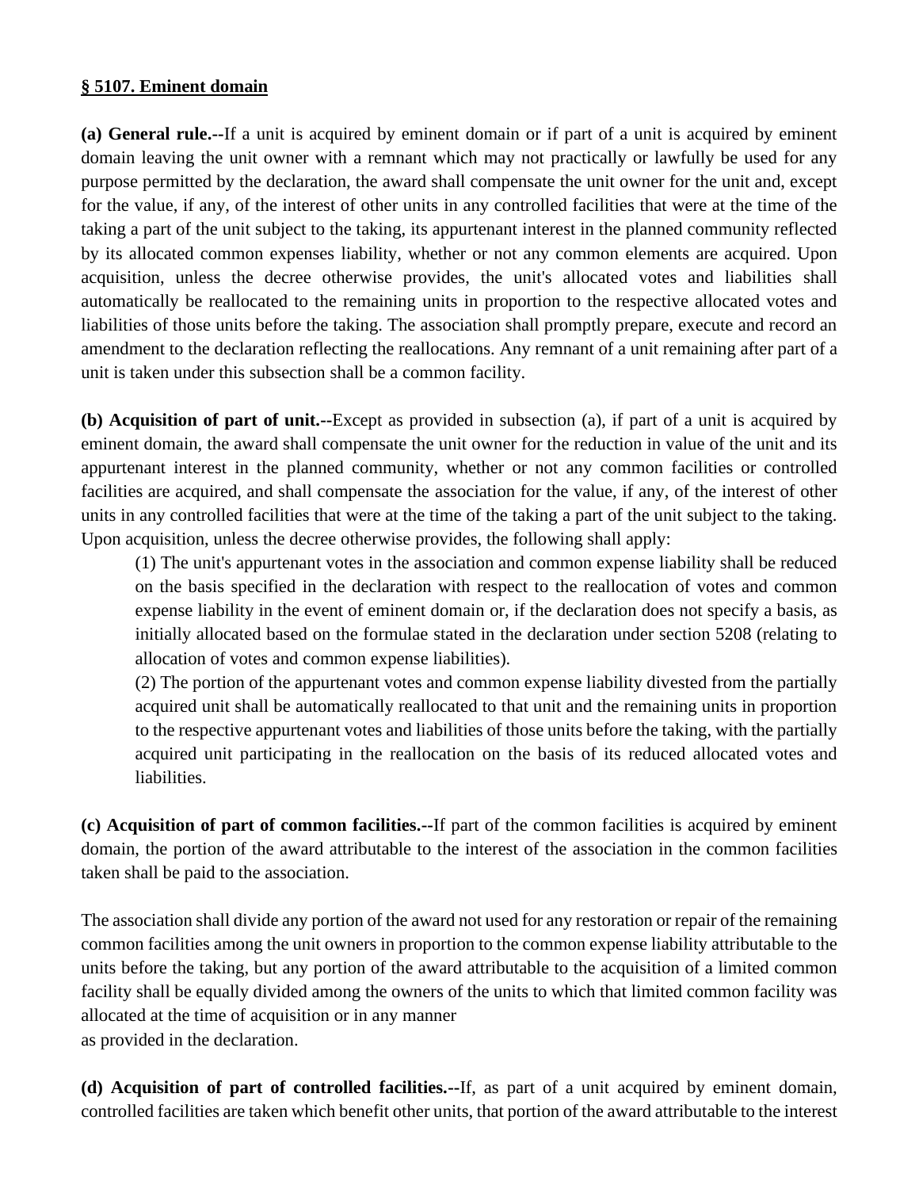**§ 5107. Eminent domain**

**(a) General rule.**--If a unit is acquired by eminent domain or if part of a unit is acquired by eminent domain leaving the unit owner with a remnant which may not practically or lawfully be used for any purpose permitted by the declaration, the award shall compensate the unit owner for the unit and, except for the value, if any, of the interest of other units in any controlled facilities that were at the time of the taking a part of the unit subject to the taking, its appurtenant interest in the planned community reflected by its allocated common expenses liability, whether or not any common elements are acquired. Upon acquisition, unless the decree otherwise provides, the unit's allocated votes and liabilities shall automatically be reallocated to the remaining units in proportion to the respective allocated votes and liabilities of those units before the taking. The association shall promptly prepare, execute and record an amendment to the declaration reflecting the reallocations. Any remnant of a unit remaining after part of a unit is taken under this subsection shall be a common facility.

**(b) Acquisition of part of unit.**--Except as provided in subsection (a), if part of a unit is acquired by eminent domain, the award shall compensate the unit owner for the reduction in value of the unit and its appurtenant interest in the planned community, whether or not any common facilities or controlled facilities are acquired, and shall compensate the association for the value, if any, of the interest of other units in any controlled facilities that were at the time of the taking a part of the unit subject to the taking. Upon acquisition, unless the decree otherwise provides, the following shall apply:

(1) The unit's appurtenant votes in the association and common expense liability shall be reduced on the basis specified in the declaration with respect to the reallocation of votes and common expense liability in the event of eminent domain or, if the declaration does not specify a basis, as initially allocated based on the formulae stated in the declaration under section 5208 (relating to allocation of votes and common expense liabilities).

(2) The portion of the appurtenant votes and common expense liability divested from the partially acquired unit shall be automatically reallocated to that unit and the remaining units in proportion to the respective appurtenant votes and liabilities of those units before the taking, with the partially acquired unit participating in the reallocation on the basis of its reduced allocated votes and liabilities.

**(c) Acquisition of part of common facilities.**--If part of the common facilities is acquired by eminent domain, the portion of the award attributable to the interest of the association in the common facilities taken shall be paid to the association.

The association shall divide any portion of the award not used for any restoration or repair of the remaining common facilities among the unit owners in proportion to the common expense liability attributable to the units before the taking, but any portion of the award attributable to the acquisition of a limited common facility shall be equally divided among the owners of the units to which that limited common facility was allocated at the time of acquisition or in any manner as provided in the declaration.

**(d) Acquisition of part of controlled facilities.**--If, as part of a unit acquired by eminent domain, controlled facilities are taken which benefit other units, that portion of the award attributable to the interest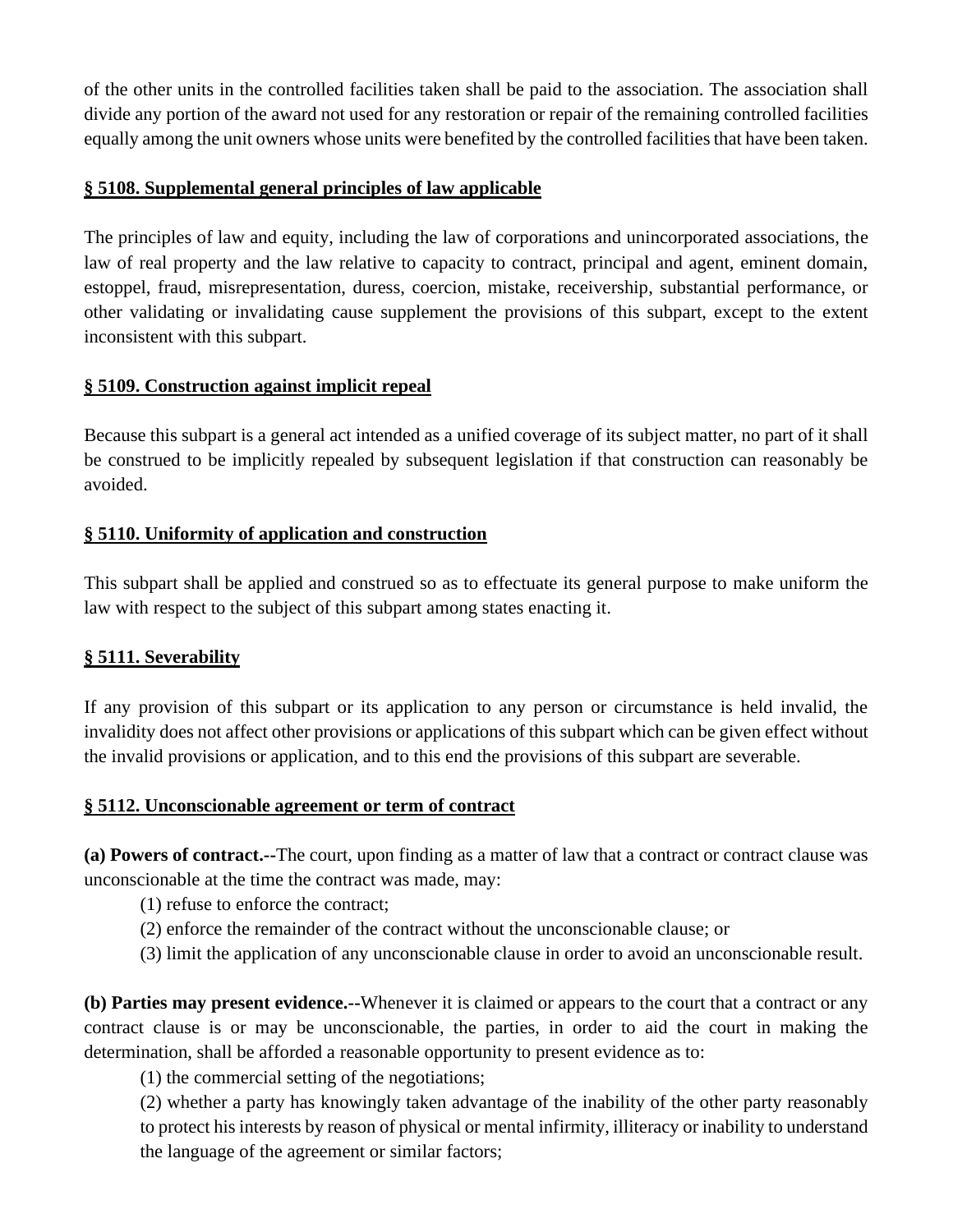of the other units in the controlled facilities taken shall be paid to the association. The association shall divide any portion of the award not used for any restoration or repair of the remaining controlled facilities equally among the unit owners whose units were benefited by the controlled facilities that have been taken.

## § 5108. Supplemental general principles of law applicable

The principles of law and equity, including the law of corporations and unincorporated associations, the law of real property and the law relative to capacity to contract, principal and agent, eminent domain, estoppel, fraud, misrepresentation, duress, coercion, mistake, receivership, substantial performance, or other validating or invalidating cause supplement the provisions of this subpart, except to the extent inconsistent with this subpart.

## § 5109. Construction against implicit repeal

Because this subpart is a general act intended as a unified coverage of its subject matter, no part of it shall be construed to be implicitly repealed by subsequent legislation if that construction can reasonably be avoided.

## § 5110. Uniformity of application and construction

This subpart shall be applied and construed so as to effectuate its general purpose to make uniform the law with respect to the subject of this subpart among states enacting it.

## § 5111. Severability

If any provision of this subpart or its application to any person or circumstance is held invalid, the invalidity does not affect other provisions or applications of this subpart which can be given effect without the invalid provisions or application, and to this end the provisions of this subpart are severable.

## § 5112. Unconscionable agreement or term of contract

**(a) Powers of contract.--**The court, upon finding as a matter of law that a contract or contract clause was unconscionable at the time the contract was made, may:

(1) refuse to enforce the contract;

(2) enforce the remainder of the contract without the unconscionable clause; or

(3) limit the application of any unconscionable clause in order to avoid an unconscionable result.

**(b) Parties may present evidence.--**Whenever it is claimed or appears to the court that a contract or any contract clause is or may be unconscionable, the parties, in order to aid the court in making the determination, shall be afforded a reasonable opportunity to present evidence as to:

(1) the commercial setting of the negotiations;

(2) whether a party has knowingly taken advantage of the inability of the other party reasonably to protect his interests by reason of physical or mental infirmity, illiteracy or inability to understand the language of the agreement or similar factors;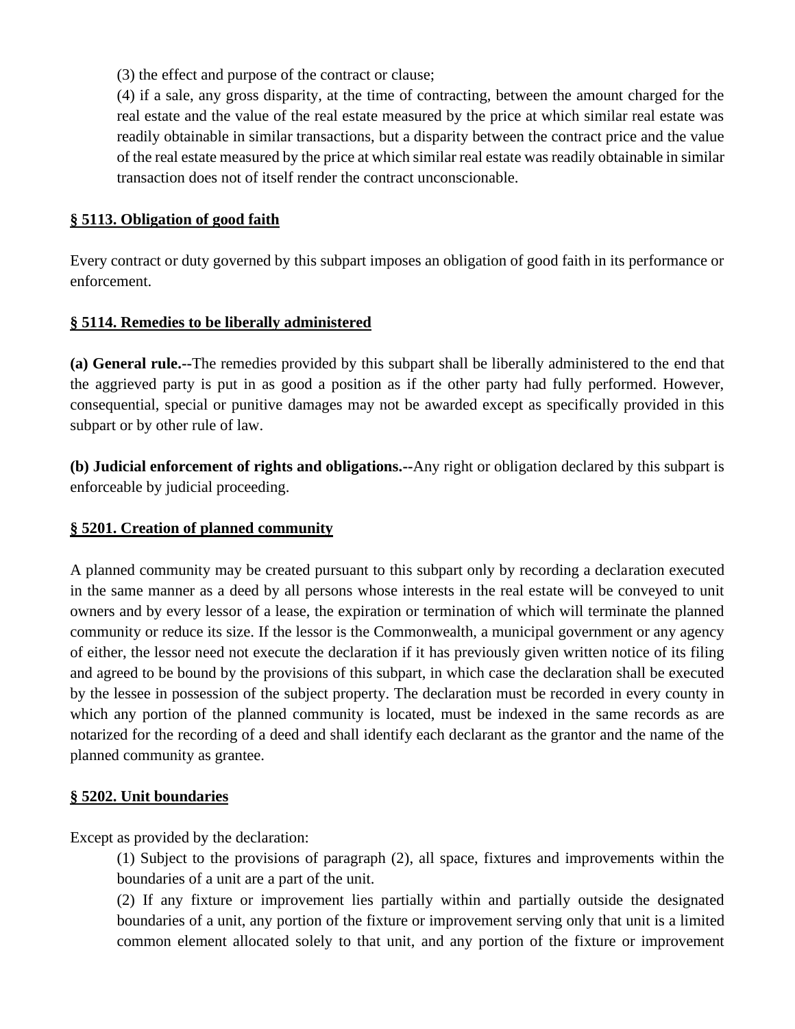(3) the effect and purpose of the contract or clause;

(4) if a sale, any gross disparity, at the time of contracting, between the amount charged for the real estate and the value of the real estate measured by the price at which similar real estate was readily obtainable in similar transactions, but a disparity between the contract price and the value of the real estate measured by the price at which similar real estate was readily obtainable in similar transaction does not of itself render the contract unconscionable.

**§ 5113. Obligation of good faith**

Every contract or duty governed by this subpart imposes an obligation of good faith in its performance or enforcement.

**§ 5114. Remedies to be liberally administered**

**(a) General rule.--**The remedies provided by this subpart shall be liberally administered to the end that the aggrieved party is put in as good a position as if the other party had fully performed. However, consequential, special or punitive damages may not be awarded except as specifically provided in this subpart or by other rule of law.

**(b) Judicial enforcement of rights and obligations.--**Any right or obligation declared by this subpart is enforceable by judicial proceeding.

**§ 5201. Creation of planned community**

A planned community may be created pursuant to this subpart only by recording a declaration executed in the same manner as a deed by all persons whose interests in the real estate will be conveyed to unit owners and by every lessor of a lease, the expiration or termination of which will terminate the planned community or reduce its size. If the lessor is the Commonwealth, a municipal government or any agency of either, the lessor need not execute the declaration if it has previously given written notice of its filing and agreed to be bound by the provisions of this subpart, in which case the declaration shall be executed by the lessee in possession of the subject property. The declaration must be recorded in every county in which any portion of the planned community is located, must be indexed in the same records as are notarized for the recording of a deed and shall identify each declarant as the grantor and the name of the planned community as grantee.

**§ 5202. Unit boundaries**

Except as provided by the declaration:

(1) Subject to the provisions of paragraph (2), all space, fixtures and improvements within the boundaries of a unit are a part of the unit.

(2) If any fixture or improvement lies partially within and partially outside the designated boundaries of a unit, any portion of the fixture or improvement serving only that unit is a limited common element allocated solely to that unit, and any portion of the fixture or improvement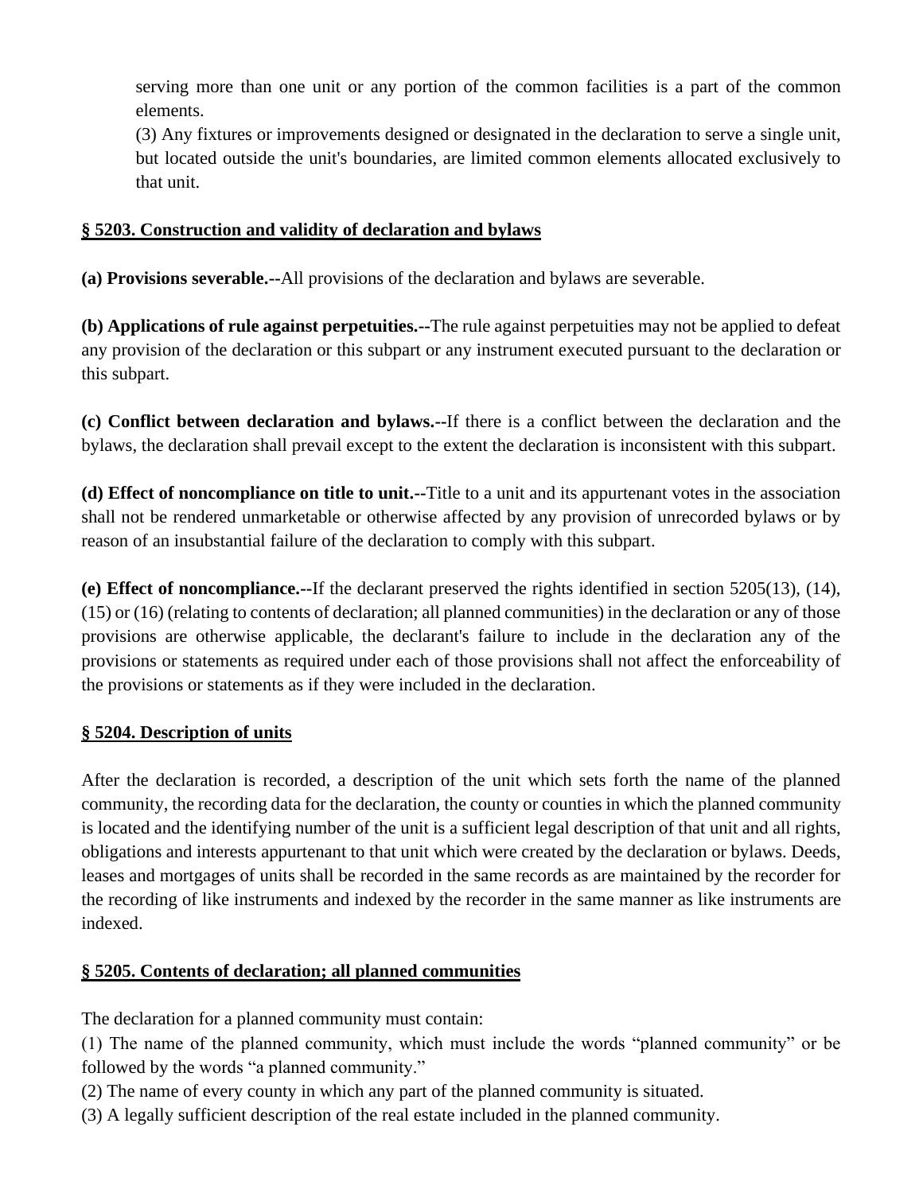serving more than one unit or any portion of the common facilities is a part of the common elements.

(3) Any fixtures or improvements designed or designated in the declaration to serve a single unit, but located outside the unit's boundaries, are limited common elements allocated exclusively to that unit.

**§ 5203. Construction and validity of declaration and bylaws**

**(a) Provisions severable.--**All provisions of the declaration and bylaws are severable.

**(b) Applications of rule against perpetuities.--**The rule against perpetuities may not be applied to defeat any provision of the declaration or this subpart or any instrument executed pursuant to the declaration or this subpart.

**(c) Conflict between declaration and bylaws.--**If there is a conflict between the declaration and the bylaws, the declaration shall prevail except to the extent the declaration is inconsistent with this subpart.

**(d) Effect of noncompliance on title to unit.--**Title to a unit and its appurtenant votes in the association shall not be rendered unmarketable or otherwise affected by any provision of unrecorded bylaws or by reason of an insubstantial failure of the declaration to comply with this subpart.

**(e) Effect of noncompliance.--**If the declarant preserved the rights identified in section 5205(13), (14), (15) or (16) (relating to contents of declaration; all planned communities) in the declaration or any of those provisions are otherwise applicable, the declarant's failure to include in the declaration any of the provisions or statements as required under each of those provisions shall not affect the enforceability of the provisions or statements as if they were included in the declaration.

**§ 5204. Description of units**

After the declaration is recorded, a description of the unit which sets forth the name of the planned community, the recording data for the declaration, the county or counties in which the planned community is located and the identifying number of the unit is a sufficient legal description of that unit and all rights, obligations and interests appurtenant to that unit which were created by the declaration or bylaws. Deeds, leases and mortgages of units shall be recorded in the same records as are maintained by the recorder for the recording of like instruments and indexed by the recorder in the same manner as like instruments are indexed.

**§ 5205. Contents of declaration; all planned communities**

The declaration for a planned community must contain:

(1) The name of the planned community, which must include the words "planned community" or be followed by the words "a planned community."

(2) The name of every county in which any part of the planned community is situated.

(3) A legally sufficient description of the real estate included in the planned community.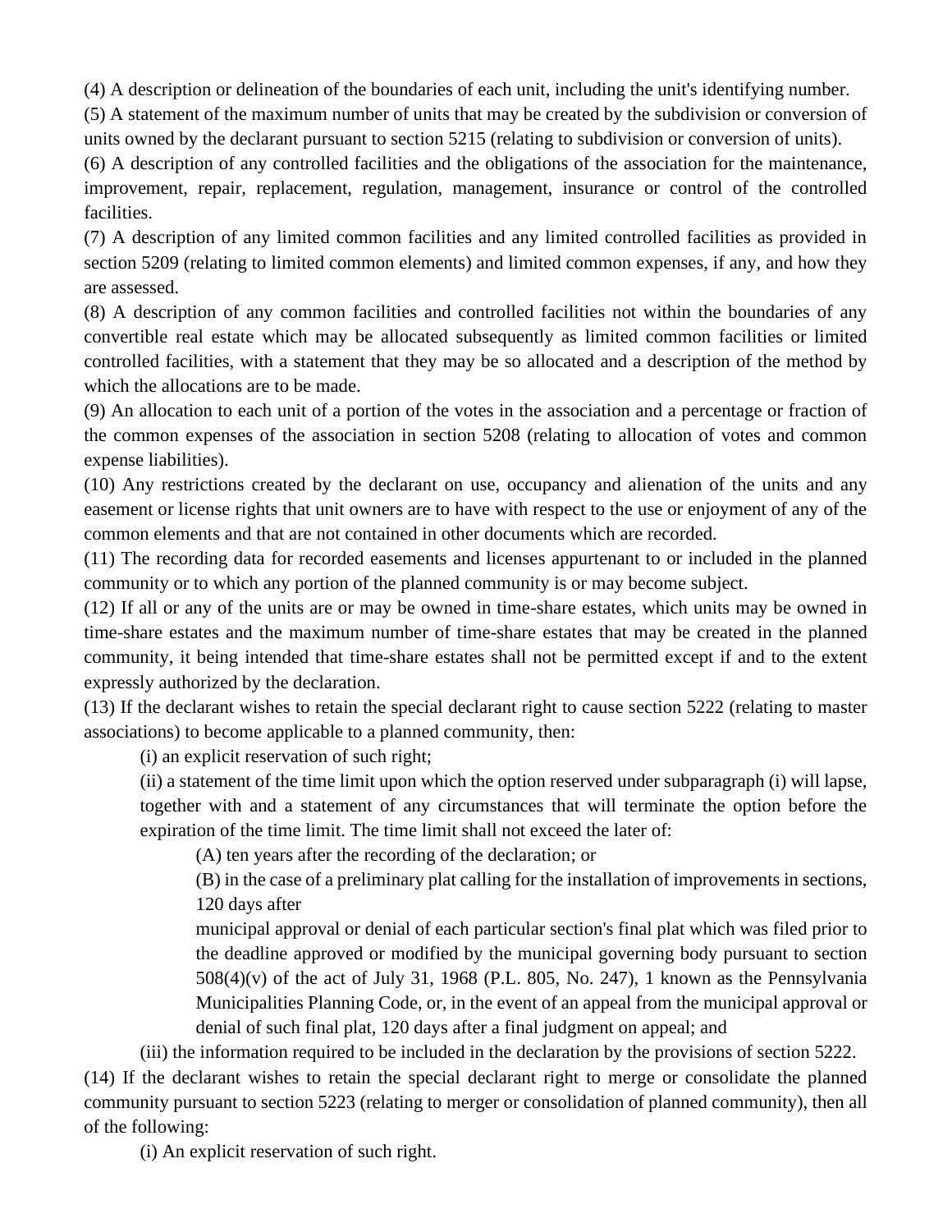(4) A description or delineation of the boundaries of each unit, including the unit's identifying number.

(5) A statement of the maximum number of units that may be created by the subdivision or conversion of units owned by the declarant pursuant to section 5215 (relating to subdivision or conversion of units).

(6) A description of any controlled facilities and the obligations of the association for the maintenance, improvement, repair, replacement, regulation, management, insurance or control of the controlled facilities.

(7) A description of any limited common facilities and any limited controlled facilities as provided in section 5209 (relating to limited common elements) and limited common expenses, if any, and how they are assessed.

(8) A description of any common facilities and controlled facilities not within the boundaries of any convertible real estate which may be allocated subsequently as limited common facilities or limited controlled facilities, with a statement that they may be so allocated and a description of the method by which the allocations are to be made.

(9) An allocation to each unit of a portion of the votes in the association and a percentage or fraction of the common expenses of the association in section 5208 (relating to allocation of votes and common expense liabilities).

(10) Any restrictions created by the declarant on use, occupancy and alienation of the units and any easement or license rights that unit owners are to have with respect to the use or enjoyment of any of the common elements and that are not contained in other documents which are recorded.

(11) The recording data for recorded easements and licenses appurtenant to or included in the planned community or to which any portion of the planned community is or may become subject.

(12) If all or any of the units are or may be owned in time-share estates, which units may be owned in time-share estates and the maximum number of time-share estates that may be created in the planned community, it being intended that time-share estates shall not be permitted except if and to the extent expressly authorized by the declaration.

(13) If the declarant wishes to retain the special declarant right to cause section 5222 (relating to master associations) to become applicable to a planned community, then:

(i) an explicit reservation of such right;

(ii) a statement of the time limit upon which the option reserved under subparagraph (i) will lapse, together with and a statement of any circumstances that will terminate the option before the expiration of the time limit. The time limit shall not exceed the later of:

(A) ten years after the recording of the declaration; or

(B) in the case of a preliminary plat calling for the installation of improvements in sections, 120 days after municipal approval or denial of each particular section's final plat which was filed prior to the deadline approved or modified by the municipal governing body pursuant to section 508(4)(v) of the act of July 31, 1968 (P.L. 805, No. 247), 1 known as the Pennsylvania Municipalities Planning Code, or, in the event of an appeal from the municipal approval or denial of such final plat, 120 days after a final judgment on appeal; and

(iii) the information required to be included in the declaration by the provisions of section 5222.

(14) If the declarant wishes to retain the special declarant right to merge or consolidate the planned community pursuant to section 5223 (relating to merger or consolidation of planned community), then all of the following:

(i) An explicit reservation of such right.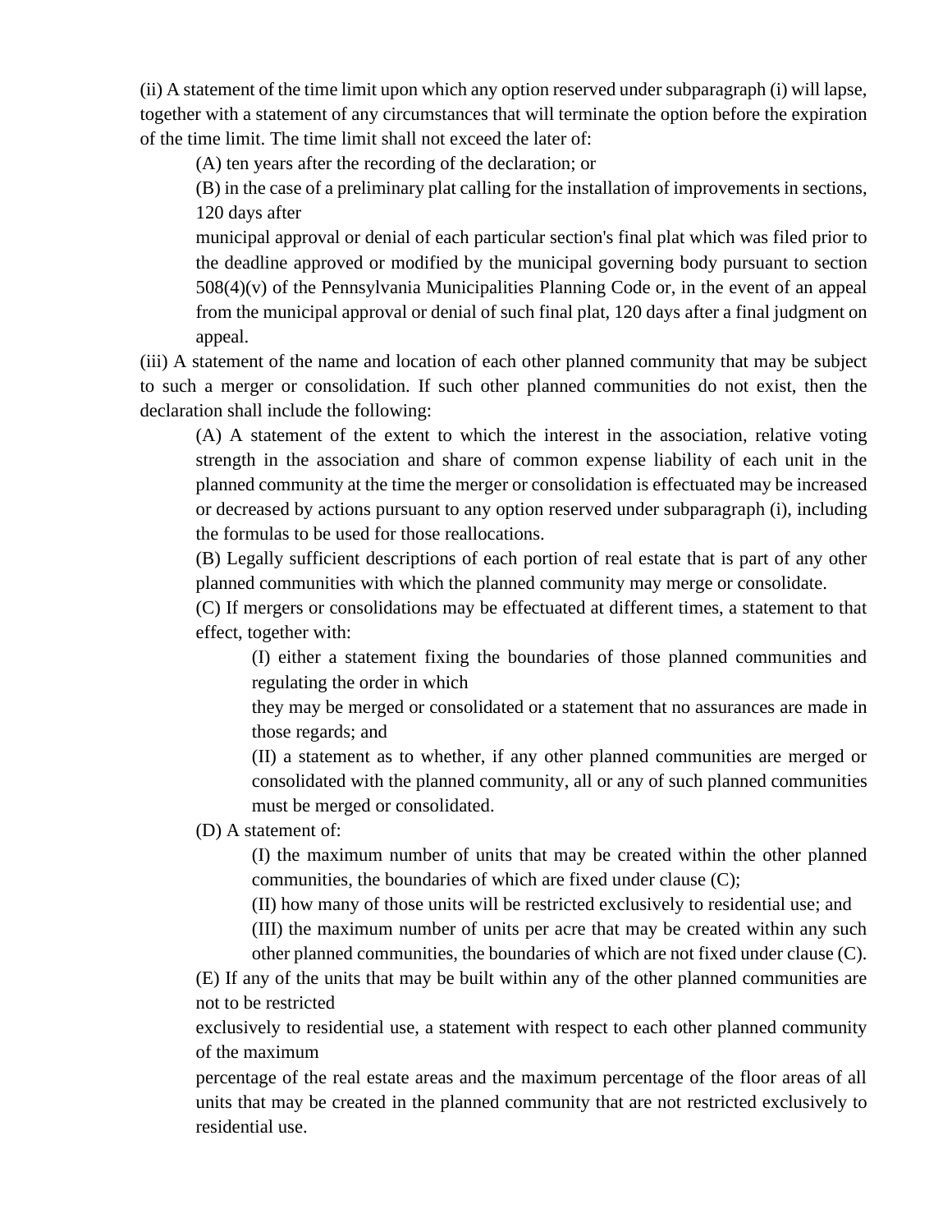(ii) A statement of the time limit upon which any option reserved under subparagraph (i) will lapse, together with a statement of any circumstances that will terminate the option before the expiration of the time limit. The time limit shall not exceed the later of:

(A) ten years after the recording of the declaration; or

(B) in the case of a preliminary plat calling for the installation of improvements in sections, 120 days after municipal approval or denial of each particular section's final plat which was filed prior to the deadline approved or modified by the municipal governing body pursuant to section 508(4)(v) of the Pennsylvania Municipalities Planning Code or, in the event of an appeal from the municipal approval or denial of such final plat, 120 days after a final judgment on appeal.

(iii) A statement of the name and location of each other planned community that may be subject to such a merger or consolidation. If such other planned communities do not exist, then the declaration shall include the following:

(A) A statement of the extent to which the interest in the association, relative voting strength in the association and share of common expense liability of each unit in the planned community at the time the merger or consolidation is effectuated may be increased or decreased by actions pursuant to any option reserved under subparagraph (i), including the formulas to be used for those reallocations.

(B) Legally sufficient descriptions of each portion of real estate that is part of any other planned communities with which the planned community may merge or consolidate.

(C) If mergers or consolidations may be effectuated at different times, a statement to that effect, together with:

(I) either a statement fixing the boundaries of those planned communities and regulating the order in which they may be merged or consolidated or a statement that no assurances are made in those regards; and

(II) a statement as to whether, if any other planned communities are merged or consolidated with the planned community, all or any of such planned communities must be merged or consolidated.

(D) A statement of:

(I) the maximum number of units that may be created within the other planned communities, the boundaries of which are fixed under clause (C);

(II) how many of those units will be restricted exclusively to residential use; and

(III) the maximum number of units per acre that may be created within any such other planned communities, the boundaries of which are not fixed under clause (C).

(E) If any of the units that may be built within any of the other planned communities are not to be restricted exclusively to residential use, a statement with respect to each other planned community of the maximum percentage of the real estate areas and the maximum percentage of the floor areas of all units that may be created in the planned community that are not restricted exclusively to residential use.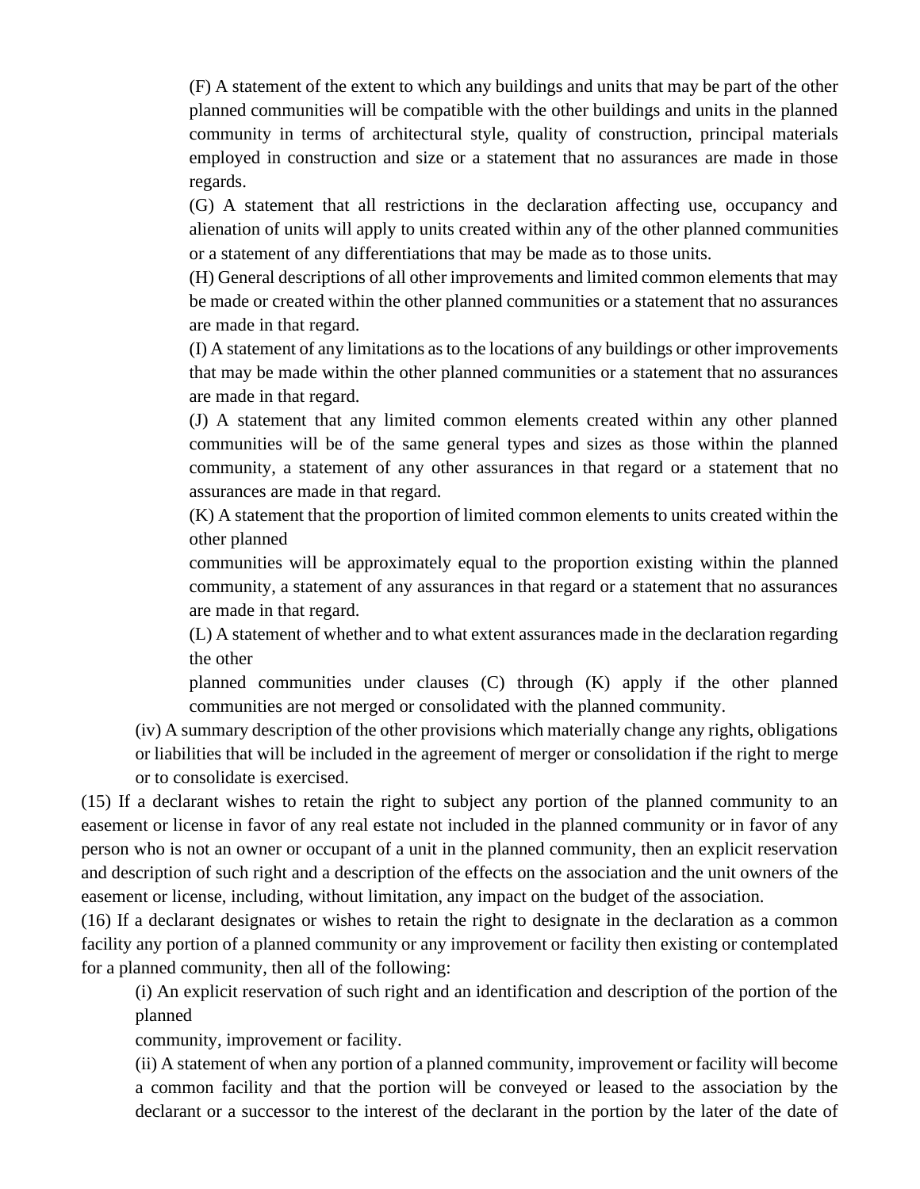(F) A statement of the extent to which any buildings and units that may be part of the other planned communities will be compatible with the other buildings and units in the planned community in terms of architectural style, quality of construction, principal materials employed in construction and size or a statement that no assurances are made in those regards.

(G) A statement that all restrictions in the declaration affecting use, occupancy and alienation of units will apply to units created within any of the other planned communities or a statement of any differentiations that may be made as to those units.

(H) General descriptions of all other improvements and limited common elements that may be made or created within the other planned communities or a statement that no assurances are made in that regard.

(I) A statement of any limitations as to the locations of any buildings or other improvements that may be made within the other planned communities or a statement that no assurances are made in that regard.

(J) A statement that any limited common elements created within any other planned communities will be of the same general types and sizes as those within the planned community, a statement of any other assurances in that regard or a statement that no assurances are made in that regard.

(K) A statement that the proportion of limited common elements to units created within the other planned communities will be approximately equal to the proportion existing within the planned community, a statement of any assurances in that regard or a statement that no assurances are made in that regard.

(L) A statement of whether and to what extent assurances made in the declaration regarding the other planned communities under clauses (C) through (K) apply if the other planned communities are not merged or consolidated with the planned community.

(iv) A summary description of the other provisions which materially change any rights, obligations or liabilities that will be included in the agreement of merger or consolidation if the right to merge or to consolidate is exercised.

(15) If a declarant wishes to retain the right to subject any portion of the planned community to an easement or license in favor of any real estate not included in the planned community or in favor of any person who is not an owner or occupant of a unit in the planned community, then an explicit reservation and description of such right and a description of the effects on the association and the unit owners of the easement or license, including, without limitation, any impact on the budget of the association.

(16) If a declarant designates or wishes to retain the right to designate in the declaration as a common facility any portion of a planned community or any improvement or facility then existing or contemplated for a planned community, then all of the following:

(i) An explicit reservation of such right and an identification and description of the portion of the planned community, improvement or facility.

(ii) A statement of when any portion of a planned community, improvement or facility will become a common facility and that the portion will be conveyed or leased to the association by the declarant or a successor to the interest of the declarant in the portion by the later of the date of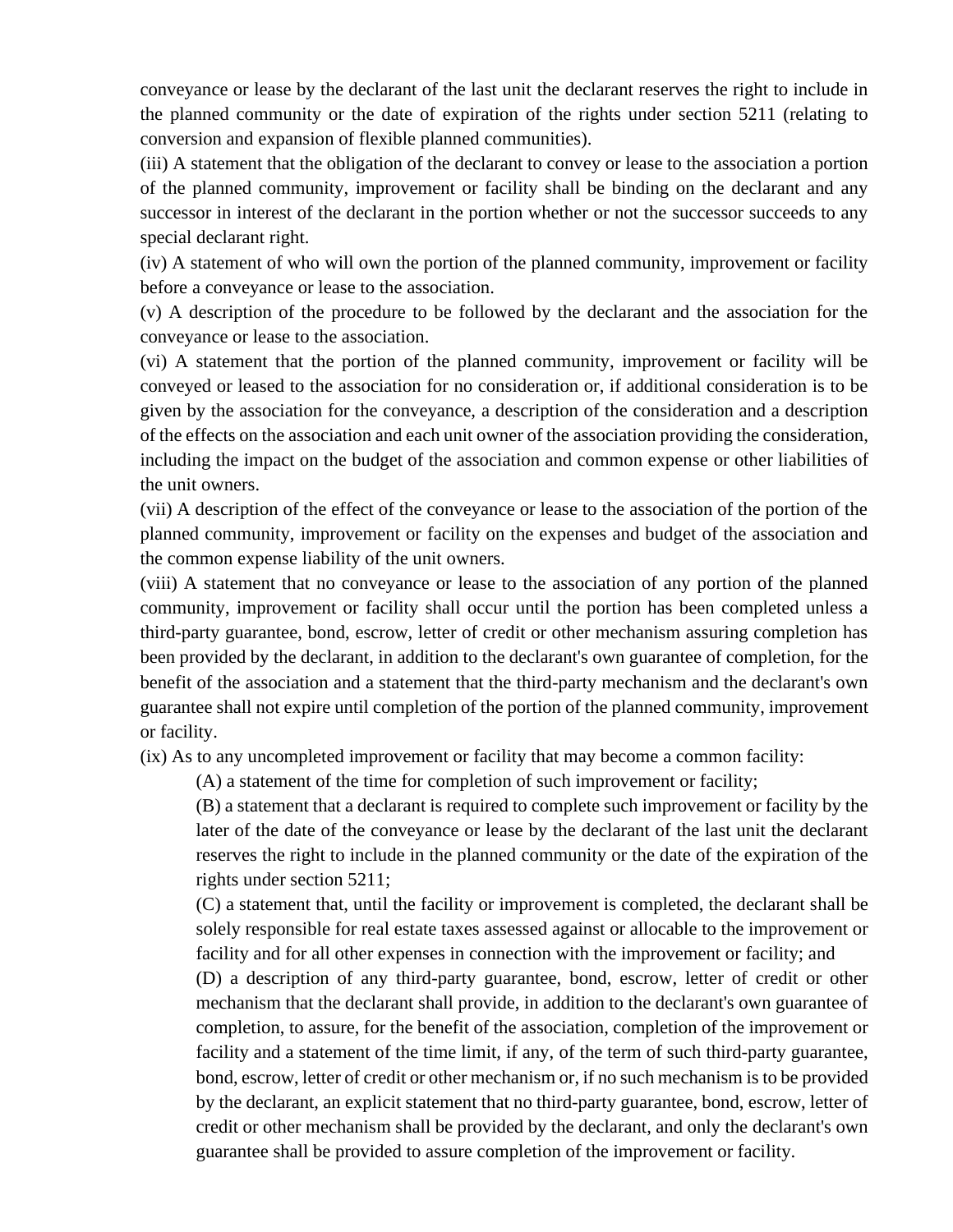conveyance or lease by the declarant of the last unit the declarant reserves the right to include in the planned community or the date of expiration of the rights under section 5211 (relating to conversion and expansion of flexible planned communities).

(iii) A statement that the obligation of the declarant to convey or lease to the association a portion of the planned community, improvement or facility shall be binding on the declarant and any successor in interest of the declarant in the portion whether or not the successor succeeds to any special declarant right.

(iv) A statement of who will own the portion of the planned community, improvement or facility before a conveyance or lease to the association.

(v) A description of the procedure to be followed by the declarant and the association for the conveyance or lease to the association.

(vi) A statement that the portion of the planned community, improvement or facility will be conveyed or leased to the association for no consideration or, if additional consideration is to be given by the association for the conveyance, a description of the consideration and a description of the effects on the association and each unit owner of the association providing the consideration, including the impact on the budget of the association and common expense or other liabilities of the unit owners.

(vii) A description of the effect of the conveyance or lease to the association of the portion of the planned community, improvement or facility on the expenses and budget of the association and the common expense liability of the unit owners.

(viii) A statement that no conveyance or lease to the association of any portion of the planned community, improvement or facility shall occur until the portion has been completed unless a third-party guarantee, bond, escrow, letter of credit or other mechanism assuring completion has been provided by the declarant, in addition to the declarant's own guarantee of completion, for the benefit of the association and a statement that the third-party mechanism and the declarant's own guarantee shall not expire until completion of the portion of the planned community, improvement or facility.

(ix) As to any uncompleted improvement or facility that may become a common facility:

(A) a statement of the time for completion of such improvement or facility;

(B) a statement that a declarant is required to complete such improvement or facility by the later of the date of the conveyance or lease by the declarant of the last unit the declarant reserves the right to include in the planned community or the date of the expiration of the rights under section 5211;

(C) a statement that, until the facility or improvement is completed, the declarant shall be solely responsible for real estate taxes assessed against or allocable to the improvement or facility and for all other expenses in connection with the improvement or facility; and

(D) a description of any third-party guarantee, bond, escrow, letter of credit or other mechanism that the declarant shall provide, in addition to the declarant's own guarantee of completion, to assure, for the benefit of the association, completion of the improvement or facility and a statement of the time limit, if any, of the term of such third-party guarantee, bond, escrow, letter of credit or other mechanism or, if no such mechanism is to be provided by the declarant, an explicit statement that no third-party guarantee, bond, escrow, letter of credit or other mechanism shall be provided by the declarant, and only the declarant's own guarantee shall be provided to assure completion of the improvement or facility.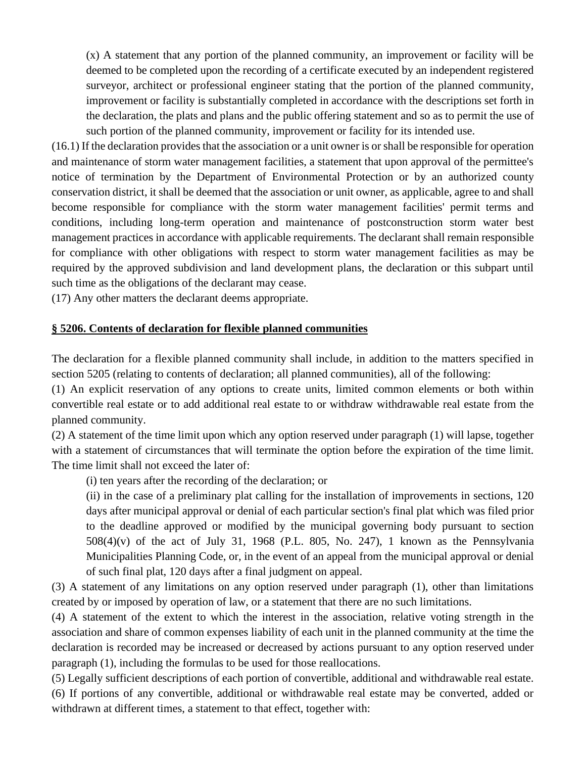(x) A statement that any portion of the planned community, an improvement or facility will be deemed to be completed upon the recording of a certificate executed by an independent registered surveyor, architect or professional engineer stating that the portion of the planned community, improvement or facility is substantially completed in accordance with the descriptions set forth in the declaration, the plats and plans and the public offering statement and so as to permit the use of such portion of the planned community, improvement or facility for its intended use.

(16.1) If the declaration provides that the association or a unit owner is or shall be responsible for operation and maintenance of storm water management facilities, a statement that upon approval of the permittee's notice of termination by the Department of Environmental Protection or by an authorized county conservation district, it shall be deemed that the association or unit owner, as applicable, agree to and shall become responsible for compliance with the storm water management facilities' permit terms and conditions, including long-term operation and maintenance of postconstruction storm water best management practices in accordance with applicable requirements. The declarant shall remain responsible for compliance with other obligations with respect to storm water management facilities as may be required by the approved subdivision and land development plans, the declaration or this subpart until such time as the obligations of the declarant may cease.

(17) Any other matters the declarant deems appropriate.

**§ 5206. Contents of declaration for flexible planned communities**

The declaration for a flexible planned community shall include, in addition to the matters specified in section 5205 (relating to contents of declaration; all planned communities), all of the following:

(1) An explicit reservation of any options to create units, limited common elements or both within convertible real estate or to add additional real estate to or withdraw withdrawable real estate from the planned community.

(2) A statement of the time limit upon which any option reserved under paragraph (1) will lapse, together with a statement of circumstances that will terminate the option before the expiration of the time limit. The time limit shall not exceed the later of:

(i) ten years after the recording of the declaration; or

(ii) in the case of a preliminary plat calling for the installation of improvements in sections, 120 days after municipal approval or denial of each particular section's final plat which was filed prior to the deadline approved or modified by the municipal governing body pursuant to section 508(4)(v) of the act of July 31, 1968 (P.L. 805, No. 247), 1 known as the Pennsylvania Municipalities Planning Code, or, in the event of an appeal from the municipal approval or denial of such final plat, 120 days after a final judgment on appeal.

(3) A statement of any limitations on any option reserved under paragraph (1), other than limitations created by or imposed by operation of law, or a statement that there are no such limitations.

(4) A statement of the extent to which the interest in the association, relative voting strength in the association and share of common expenses liability of each unit in the planned community at the time the declaration is recorded may be increased or decreased by actions pursuant to any option reserved under paragraph (1), including the formulas to be used for those reallocations.

(5) Legally sufficient descriptions of each portion of convertible, additional and withdrawable real estate.

(6) If portions of any convertible, additional or withdrawable real estate may be converted, added or withdrawn at different times, a statement to that effect, together with: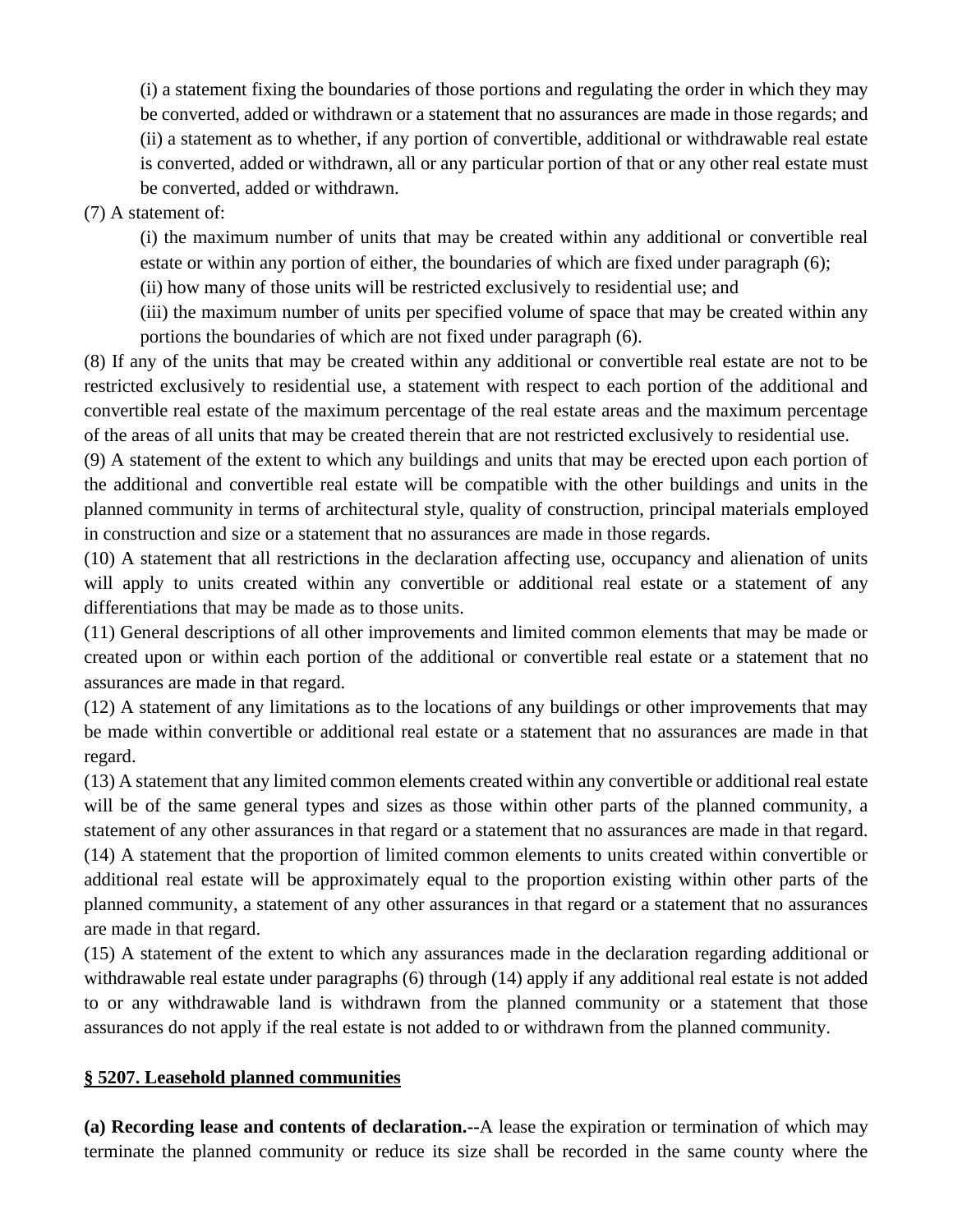(i) a statement fixing the boundaries of those portions and regulating the order in which they may be converted, added or withdrawn or a statement that no assurances are made in those regards; and

(ii) a statement as to whether, if any portion of convertible, additional or withdrawable real estate is converted, added or withdrawn, all or any particular portion of that or any other real estate must be converted, added or withdrawn.

(7) A statement of:

(i) the maximum number of units that may be created within any additional or convertible real estate or within any portion of either, the boundaries of which are fixed under paragraph (6);

(ii) how many of those units will be restricted exclusively to residential use; and

(iii) the maximum number of units per specified volume of space that may be created within any portions the boundaries of which are not fixed under paragraph (6).

(8) If any of the units that may be created within any additional or convertible real estate are not to be restricted exclusively to residential use, a statement with respect to each portion of the additional and convertible real estate of the maximum percentage of the real estate areas and the maximum percentage of the areas of all units that may be created therein that are not restricted exclusively to residential use.

(9) A statement of the extent to which any buildings and units that may be erected upon each portion of the additional and convertible real estate will be compatible with the other buildings and units in the planned community in terms of architectural style, quality of construction, principal materials employed in construction and size or a statement that no assurances are made in those regards.

(10) A statement that all restrictions in the declaration affecting use, occupancy and alienation of units will apply to units created within any convertible or additional real estate or a statement of any differentiations that may be made as to those units.

(11) General descriptions of all other improvements and limited common elements that may be made or created upon or within each portion of the additional or convertible real estate or a statement that no assurances are made in that regard.

(12) A statement of any limitations as to the locations of any buildings or other improvements that may be made within convertible or additional real estate or a statement that no assurances are made in that regard.

(13) A statement that any limited common elements created within any convertible or additional real estate will be of the same general types and sizes as those within other parts of the planned community, a statement of any other assurances in that regard or a statement that no assurances are made in that regard.

(14) A statement that the proportion of limited common elements to units created within convertible or additional real estate will be approximately equal to the proportion existing within other parts of the planned community, a statement of any other assurances in that regard or a statement that no assurances are made in that regard.

(15) A statement of the extent to which any assurances made in the declaration regarding additional or withdrawable real estate under paragraphs (6) through (14) apply if any additional real estate is not added to or any withdrawable land is withdrawn from the planned community or a statement that those assurances do not apply if the real estate is not added to or withdrawn from the planned community.

## § 5207. Leasehold planned communities

**(a) Recording lease and contents of declaration.--**A lease the expiration or termination of which may terminate the planned community or reduce its size shall be recorded in the same county where the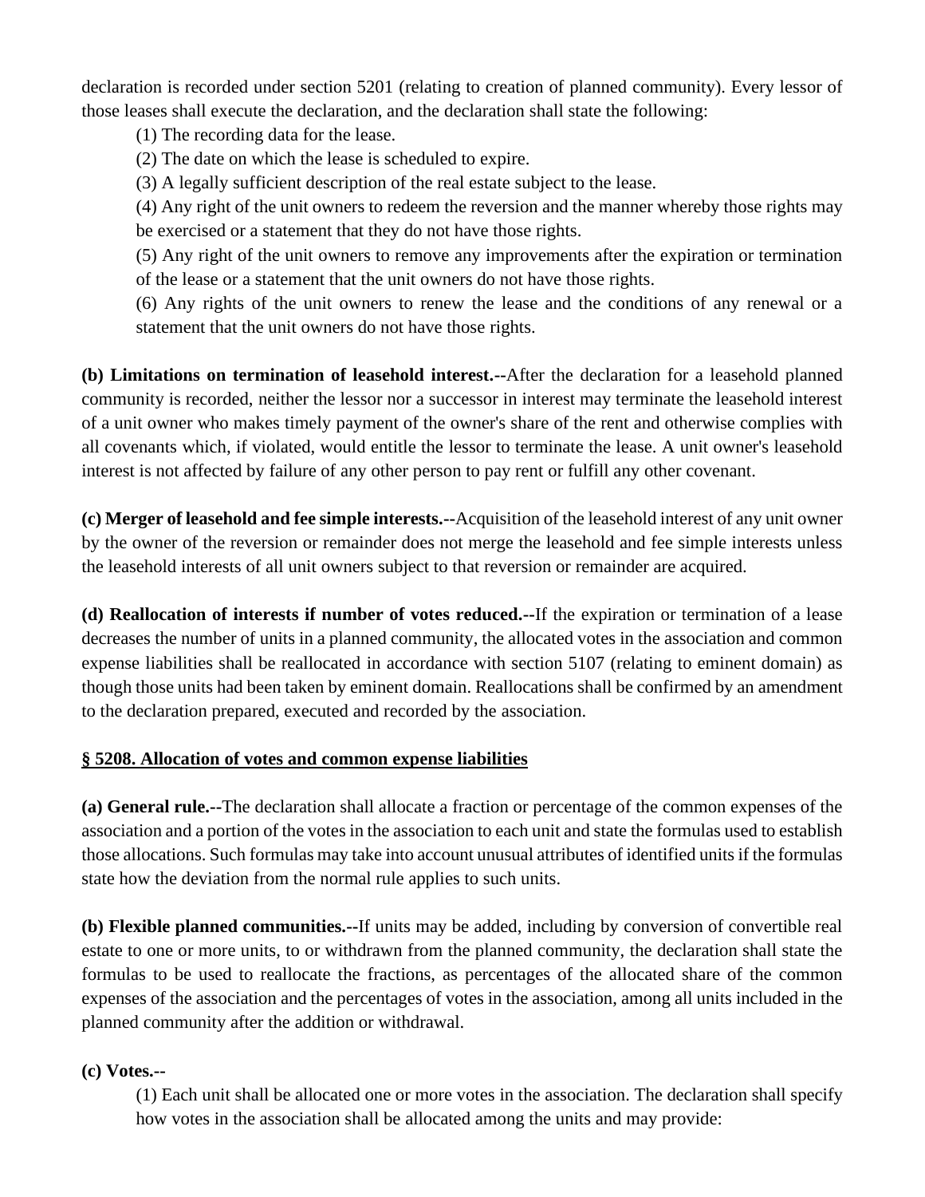declaration is recorded under section 5201 (relating to creation of planned community). Every lessor of those leases shall execute the declaration, and the declaration shall state the following:

(1) The recording data for the lease.

(2) The date on which the lease is scheduled to expire.

(3) A legally sufficient description of the real estate subject to the lease.

(4) Any right of the unit owners to redeem the reversion and the manner whereby those rights may be exercised or a statement that they do not have those rights.

(5) Any right of the unit owners to remove any improvements after the expiration or termination of the lease or a statement that the unit owners do not have those rights.

(6) Any rights of the unit owners to renew the lease and the conditions of any renewal or a statement that the unit owners do not have those rights.

**(b) Limitations on termination of leasehold interest.--**After the declaration for a leasehold planned community is recorded, neither the lessor nor a successor in interest may terminate the leasehold interest of a unit owner who makes timely payment of the owner's share of the rent and otherwise complies with all covenants which, if violated, would entitle the lessor to terminate the lease. A unit owner's leasehold interest is not affected by failure of any other person to pay rent or fulfill any other covenant.

**(c) Merger of leasehold and fee simple interests.--**Acquisition of the leasehold interest of any unit owner by the owner of the reversion or remainder does not merge the leasehold and fee simple interests unless the leasehold interests of all unit owners subject to that reversion or remainder are acquired.

**(d) Reallocation of interests if number of votes reduced.--**If the expiration or termination of a lease decreases the number of units in a planned community, the allocated votes in the association and common expense liabilities shall be reallocated in accordance with section 5107 (relating to eminent domain) as though those units had been taken by eminent domain. Reallocations shall be confirmed by an amendment to the declaration prepared, executed and recorded by the association.

## § 5208. Allocation of votes and common expense liabilities

**(a) General rule.--**The declaration shall allocate a fraction or percentage of the common expenses of the association and a portion of the votes in the association to each unit and state the formulas used to establish those allocations. Such formulas may take into account unusual attributes of identified units if the formulas state how the deviation from the normal rule applies to such units.

**(b) Flexible planned communities.--**If units may be added, including by conversion of convertible real estate to one or more units, to or withdrawn from the planned community, the declaration shall state the formulas to be used to reallocate the fractions, as percentages of the allocated share of the common expenses of the association and the percentages of votes in the association, among all units included in the planned community after the addition or withdrawal.

**(c) Votes.--**

(1) Each unit shall be allocated one or more votes in the association. The declaration shall specify how votes in the association shall be allocated among the units and may provide: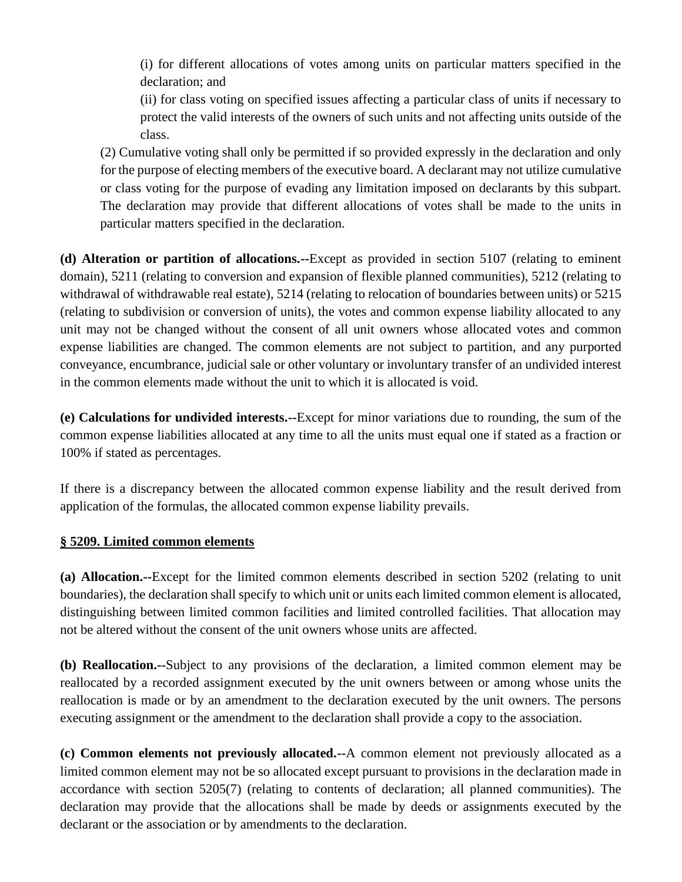(i) for different allocations of votes among units on particular matters specified in the declaration; and

(ii) for class voting on specified issues affecting a particular class of units if necessary to protect the valid interests of the owners of such units and not affecting units outside of the class.

(2) Cumulative voting shall only be permitted if so provided expressly in the declaration and only for the purpose of electing members of the executive board. A declarant may not utilize cumulative or class voting for the purpose of evading any limitation imposed on declarants by this subpart. The declaration may provide that different allocations of votes shall be made to the units in particular matters specified in the declaration.

**(d) Alteration or partition of allocations.--**Except as provided in section 5107 (relating to eminent domain), 5211 (relating to conversion and expansion of flexible planned communities), 5212 (relating to withdrawal of withdrawable real estate), 5214 (relating to relocation of boundaries between units) or 5215 (relating to subdivision or conversion of units), the votes and common expense liability allocated to any unit may not be changed without the consent of all unit owners whose allocated votes and common expense liabilities are changed. The common elements are not subject to partition, and any purported conveyance, encumbrance, judicial sale or other voluntary or involuntary transfer of an undivided interest in the common elements made without the unit to which it is allocated is void.

**(e) Calculations for undivided interests.--**Except for minor variations due to rounding, the sum of the common expense liabilities allocated at any time to all the units must equal one if stated as a fraction or 100% if stated as percentages.

If there is a discrepancy between the allocated common expense liability and the result derived from application of the formulas, the allocated common expense liability prevails.

## § 5209. Limited common elements

**(a) Allocation.--**Except for the limited common elements described in section 5202 (relating to unit boundaries), the declaration shall specify to which unit or units each limited common element is allocated, distinguishing between limited common facilities and limited controlled facilities. That allocation may not be altered without the consent of the unit owners whose units are affected.

**(b) Reallocation.--**Subject to any provisions of the declaration, a limited common element may be reallocated by a recorded assignment executed by the unit owners between or among whose units the reallocation is made or by an amendment to the declaration executed by the unit owners. The persons executing assignment or the amendment to the declaration shall provide a copy to the association.

**(c) Common elements not previously allocated.--**A common element not previously allocated as a limited common element may not be so allocated except pursuant to provisions in the declaration made in accordance with section 5205(7) (relating to contents of declaration; all planned communities). The declaration may provide that the allocations shall be made by deeds or assignments executed by the declarant or the association or by amendments to the declaration.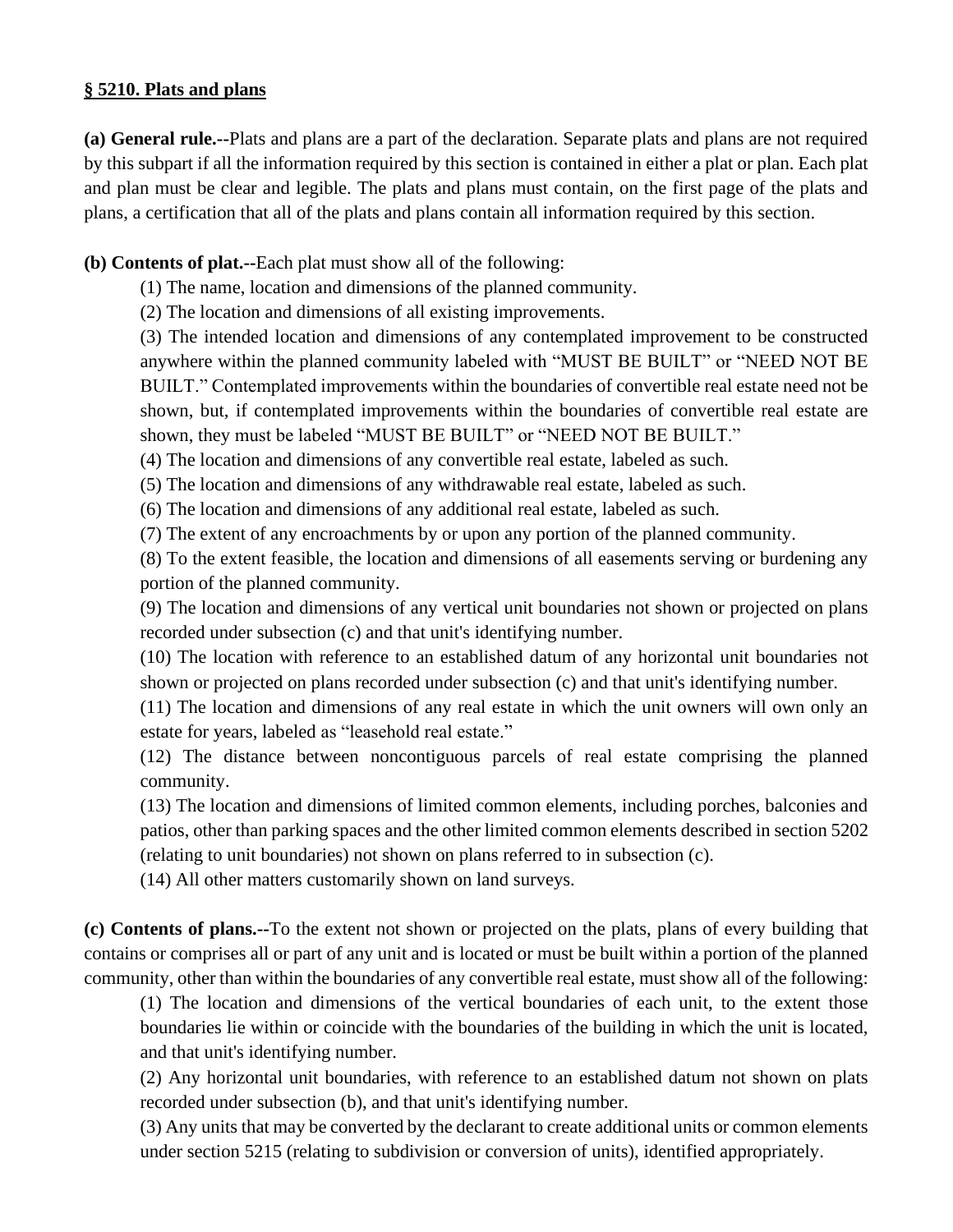**§ 5210. Plats and plans**

**(a) General rule.--**Plats and plans are a part of the declaration. Separate plats and plans are not required by this subpart if all the information required by this section is contained in either a plat or plan. Each plat and plan must be clear and legible. The plats and plans must contain, on the first page of the plats and plans, a certification that all of the plats and plans contain all information required by this section.

**(b) Contents of plat.--**Each plat must show all of the following:

(1) The name, location and dimensions of the planned community.

(2) The location and dimensions of all existing improvements.

(3) The intended location and dimensions of any contemplated improvement to be constructed anywhere within the planned community labeled with "MUST BE BUILT" or "NEED NOT BE BUILT." Contemplated improvements within the boundaries of convertible real estate need not be shown, but, if contemplated improvements within the boundaries of convertible real estate are shown, they must be labeled "MUST BE BUILT" or "NEED NOT BE BUILT."

(4) The location and dimensions of any convertible real estate, labeled as such.

(5) The location and dimensions of any withdrawable real estate, labeled as such.

(6) The location and dimensions of any additional real estate, labeled as such.

(7) The extent of any encroachments by or upon any portion of the planned community.

(8) To the extent feasible, the location and dimensions of all easements serving or burdening any portion of the planned community.

(9) The location and dimensions of any vertical unit boundaries not shown or projected on plans recorded under subsection (c) and that unit's identifying number.

(10) The location with reference to an established datum of any horizontal unit boundaries not shown or projected on plans recorded under subsection (c) and that unit's identifying number.

(11) The location and dimensions of any real estate in which the unit owners will own only an estate for years, labeled as "leasehold real estate."

(12) The distance between noncontiguous parcels of real estate comprising the planned community.

(13) The location and dimensions of limited common elements, including porches, balconies and patios, other than parking spaces and the other limited common elements described in section 5202 (relating to unit boundaries) not shown on plans referred to in subsection (c).

(14) All other matters customarily shown on land surveys.

**(c) Contents of plans.--**To the extent not shown or projected on the plats, plans of every building that contains or comprises all or part of any unit and is located or must be built within a portion of the planned community, other than within the boundaries of any convertible real estate, must show all of the following:

(1) The location and dimensions of the vertical boundaries of each unit, to the extent those boundaries lie within or coincide with the boundaries of the building in which the unit is located, and that unit's identifying number.

(2) Any horizontal unit boundaries, with reference to an established datum not shown on plats recorded under subsection (b), and that unit's identifying number.

(3) Any units that may be converted by the declarant to create additional units or common elements under section 5215 (relating to subdivision or conversion of units), identified appropriately.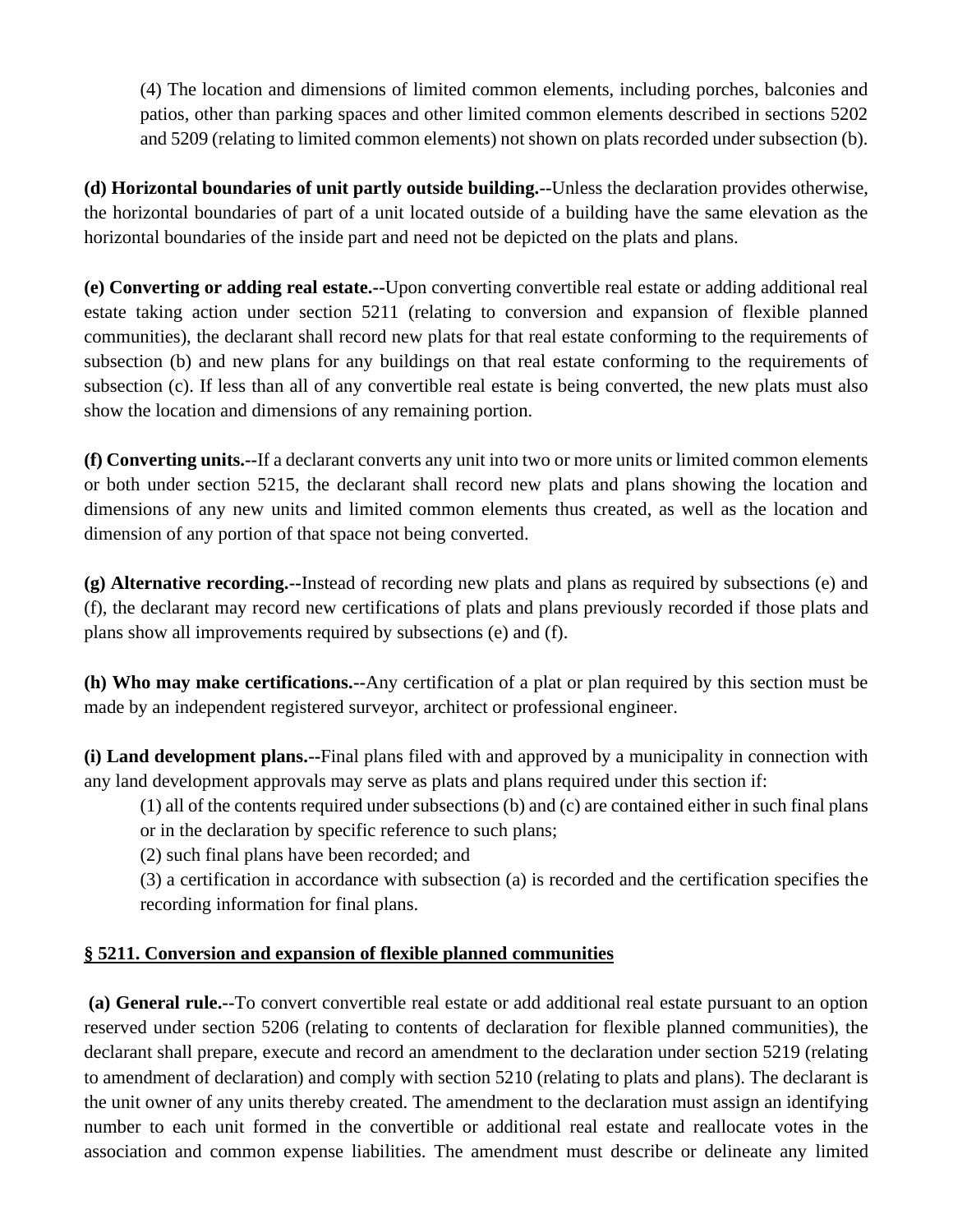(4) The location and dimensions of limited common elements, including porches, balconies and patios, other than parking spaces and other limited common elements described in sections 5202 and 5209 (relating to limited common elements) not shown on plats recorded under subsection (b).

**(d) Horizontal boundaries of unit partly outside building.--**Unless the declaration provides otherwise, the horizontal boundaries of part of a unit located outside of a building have the same elevation as the horizontal boundaries of the inside part and need not be depicted on the plats and plans.

**(e) Converting or adding real estate.--**Upon converting convertible real estate or adding additional real estate taking action under section 5211 (relating to conversion and expansion of flexible planned communities), the declarant shall record new plats for that real estate conforming to the requirements of subsection (b) and new plans for any buildings on that real estate conforming to the requirements of subsection (c). If less than all of any convertible real estate is being converted, the new plats must also show the location and dimensions of any remaining portion.

**(f) Converting units.--**If a declarant converts any unit into two or more units or limited common elements or both under section 5215, the declarant shall record new plats and plans showing the location and dimensions of any new units and limited common elements thus created, as well as the location and dimension of any portion of that space not being converted.

**(g) Alternative recording.--**Instead of recording new plats and plans as required by subsections (e) and (f), the declarant may record new certifications of plats and plans previously recorded if those plats and plans show all improvements required by subsections (e) and (f).

**(h) Who may make certifications.--**Any certification of a plat or plan required by this section must be made by an independent registered surveyor, architect or professional engineer.

**(i) Land development plans.--**Final plans filed with and approved by a municipality in connection with any land development approvals may serve as plats and plans required under this section if:

(1) all of the contents required under subsections (b) and (c) are contained either in such final plans or in the declaration by specific reference to such plans;

(2) such final plans have been recorded; and

(3) a certification in accordance with subsection (a) is recorded and the certification specifies the recording information for final plans.

## § 5211. Conversion and expansion of flexible planned communities

**(a) General rule.--**To convert convertible real estate or add additional real estate pursuant to an option reserved under section 5206 (relating to contents of declaration for flexible planned communities), the declarant shall prepare, execute and record an amendment to the declaration under section 5219 (relating to amendment of declaration) and comply with section 5210 (relating to plats and plans). The declarant is the unit owner of any units thereby created. The amendment to the declaration must assign an identifying number to each unit formed in the convertible or additional real estate and reallocate votes in the association and common expense liabilities. The amendment must describe or delineate any limited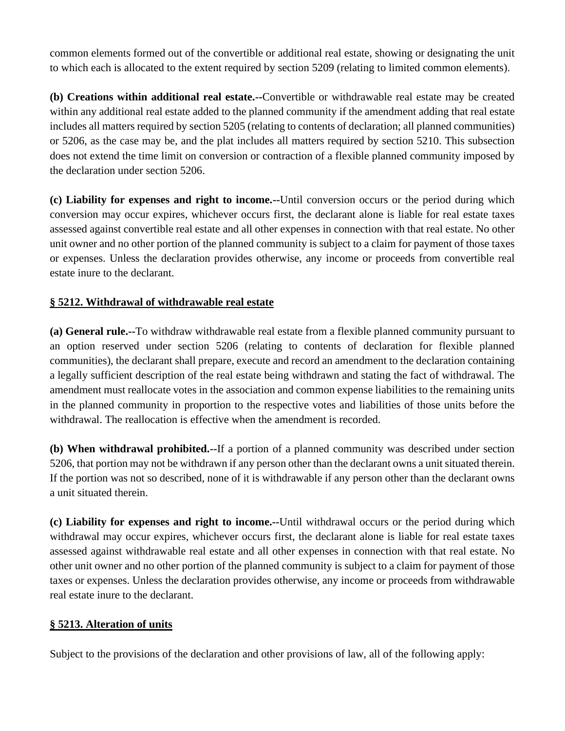common elements formed out of the convertible or additional real estate, showing or designating the unit to which each is allocated to the extent required by section 5209 (relating to limited common elements).

**(b) Creations within additional real estate.--**Convertible or withdrawable real estate may be created within any additional real estate added to the planned community if the amendment adding that real estate includes all matters required by section 5205 (relating to contents of declaration; all planned communities) or 5206, as the case may be, and the plat includes all matters required by section 5210. This subsection does not extend the time limit on conversion or contraction of a flexible planned community imposed by the declaration under section 5206.

**(c) Liability for expenses and right to income.--**Until conversion occurs or the period during which conversion may occur expires, whichever occurs first, the declarant alone is liable for real estate taxes assessed against convertible real estate and all other expenses in connection with that real estate. No other unit owner and no other portion of the planned community is subject to a claim for payment of those taxes or expenses. Unless the declaration provides otherwise, any income or proceeds from convertible real estate inure to the declarant.

## § 5212. Withdrawal of withdrawable real estate

**(a) General rule.--**To withdraw withdrawable real estate from a flexible planned community pursuant to an option reserved under section 5206 (relating to contents of declaration for flexible planned communities), the declarant shall prepare, execute and record an amendment to the declaration containing a legally sufficient description of the real estate being withdrawn and stating the fact of withdrawal. The amendment must reallocate votes in the association and common expense liabilities to the remaining units in the planned community in proportion to the respective votes and liabilities of those units before the withdrawal. The reallocation is effective when the amendment is recorded.

**(b) When withdrawal prohibited.--**If a portion of a planned community was described under section 5206, that portion may not be withdrawn if any person other than the declarant owns a unit situated therein. If the portion was not so described, none of it is withdrawable if any person other than the declarant owns a unit situated therein.

**(c) Liability for expenses and right to income.--**Until withdrawal occurs or the period during which withdrawal may occur expires, whichever occurs first, the declarant alone is liable for real estate taxes assessed against withdrawable real estate and all other expenses in connection with that real estate. No other unit owner and no other portion of the planned community is subject to a claim for payment of those taxes or expenses. Unless the declaration provides otherwise, any income or proceeds from withdrawable real estate inure to the declarant.

## § 5213. Alteration of units

Subject to the provisions of the declaration and other provisions of law, all of the following apply: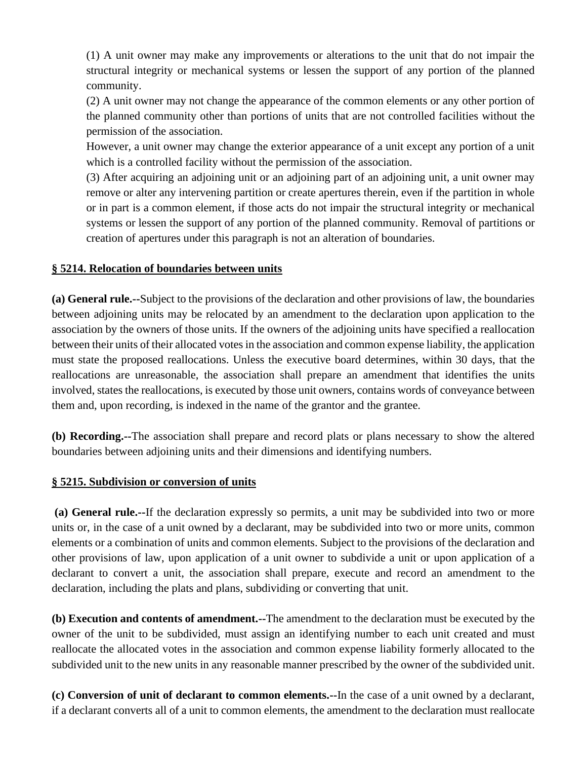(1) A unit owner may make any improvements or alterations to the unit that do not impair the structural integrity or mechanical systems or lessen the support of any portion of the planned community.

(2) A unit owner may not change the appearance of the common elements or any other portion of the planned community other than portions of units that are not controlled facilities without the permission of the association.

However, a unit owner may change the exterior appearance of a unit except any portion of a unit which is a controlled facility without the permission of the association.

(3) After acquiring an adjoining unit or an adjoining part of an adjoining unit, a unit owner may remove or alter any intervening partition or create apertures therein, even if the partition in whole or in part is a common element, if those acts do not impair the structural integrity or mechanical systems or lessen the support of any portion of the planned community. Removal of partitions or creation of apertures under this paragraph is not an alteration of boundaries.

**§ 5214. Relocation of boundaries between units**

**(a) General rule.--**Subject to the provisions of the declaration and other provisions of law, the boundaries between adjoining units may be relocated by an amendment to the declaration upon application to the association by the owners of those units. If the owners of the adjoining units have specified a reallocation between their units of their allocated votes in the association and common expense liability, the application must state the proposed reallocations. Unless the executive board determines, within 30 days, that the reallocations are unreasonable, the association shall prepare an amendment that identifies the units involved, states the reallocations, is executed by those unit owners, contains words of conveyance between them and, upon recording, is indexed in the name of the grantor and the grantee.

**(b) Recording.--**The association shall prepare and record plats or plans necessary to show the altered boundaries between adjoining units and their dimensions and identifying numbers.

**§ 5215. Subdivision or conversion of units**

**(a) General rule.--**If the declaration expressly so permits, a unit may be subdivided into two or more units or, in the case of a unit owned by a declarant, may be subdivided into two or more units, common elements or a combination of units and common elements. Subject to the provisions of the declaration and other provisions of law, upon application of a unit owner to subdivide a unit or upon application of a declarant to convert a unit, the association shall prepare, execute and record an amendment to the declaration, including the plats and plans, subdividing or converting that unit.

**(b) Execution and contents of amendment.--**The amendment to the declaration must be executed by the owner of the unit to be subdivided, must assign an identifying number to each unit created and must reallocate the allocated votes in the association and common expense liability formerly allocated to the subdivided unit to the new units in any reasonable manner prescribed by the owner of the subdivided unit.

**(c) Conversion of unit of declarant to common elements.--**In the case of a unit owned by a declarant, if a declarant converts all of a unit to common elements, the amendment to the declaration must reallocate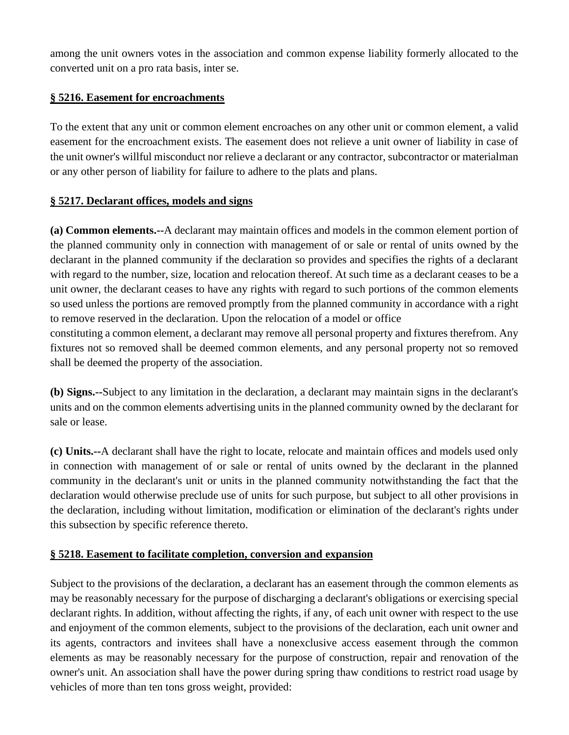among the unit owners votes in the association and common expense liability formerly allocated to the converted unit on a pro rata basis, inter se.

## § 5216. Easement for encroachments

To the extent that any unit or common element encroaches on any other unit or common element, a valid easement for the encroachment exists. The easement does not relieve a unit owner of liability in case of the unit owner's willful misconduct nor relieve a declarant or any contractor, subcontractor or materialman or any other person of liability for failure to adhere to the plats and plans.

## § 5217. Declarant offices, models and signs

**(a) Common elements.--**A declarant may maintain offices and models in the common element portion of the planned community only in connection with management of or sale or rental of units owned by the declarant in the planned community if the declaration so provides and specifies the rights of a declarant with regard to the number, size, location and relocation thereof. At such time as a declarant ceases to be a unit owner, the declarant ceases to have any rights with regard to such portions of the common elements so used unless the portions are removed promptly from the planned community in accordance with a right to remove reserved in the declaration. Upon the relocation of a model or office constituting a common element, a declarant may remove all personal property and fixtures therefrom. Any fixtures not so removed shall be deemed common elements, and any personal property not so removed shall be deemed the property of the association.

**(b) Signs.--**Subject to any limitation in the declaration, a declarant may maintain signs in the declarant's units and on the common elements advertising units in the planned community owned by the declarant for sale or lease.

**(c) Units.--**A declarant shall have the right to locate, relocate and maintain offices and models used only in connection with management of or sale or rental of units owned by the declarant in the planned community in the declarant's unit or units in the planned community notwithstanding the fact that the declaration would otherwise preclude use of units for such purpose, but subject to all other provisions in the declaration, including without limitation, modification or elimination of the declarant's rights under this subsection by specific reference thereto.

## § 5218. Easement to facilitate completion, conversion and expansion

Subject to the provisions of the declaration, a declarant has an easement through the common elements as may be reasonably necessary for the purpose of discharging a declarant's obligations or exercising special declarant rights. In addition, without affecting the rights, if any, of each unit owner with respect to the use and enjoyment of the common elements, subject to the provisions of the declaration, each unit owner and its agents, contractors and invitees shall have a nonexclusive access easement through the common elements as may be reasonably necessary for the purpose of construction, repair and renovation of the owner's unit. An association shall have the power during spring thaw conditions to restrict road usage by vehicles of more than ten tons gross weight, provided: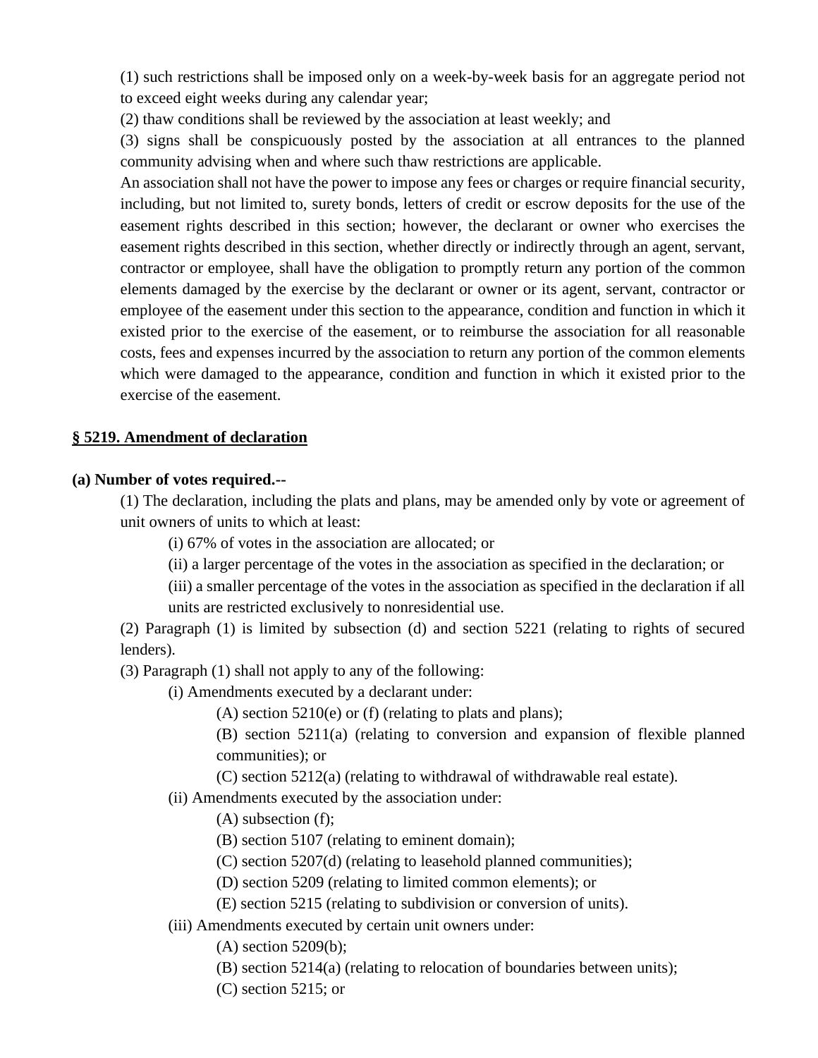(1) such restrictions shall be imposed only on a week-by-week basis for an aggregate period not to exceed eight weeks during any calendar year;

(2) thaw conditions shall be reviewed by the association at least weekly; and

(3) signs shall be conspicuously posted by the association at all entrances to the planned community advising when and where such thaw restrictions are applicable.

An association shall not have the power to impose any fees or charges or require financial security, including, but not limited to, surety bonds, letters of credit or escrow deposits for the use of the easement rights described in this section; however, the declarant or owner who exercises the easement rights described in this section, whether directly or indirectly through an agent, servant, contractor or employee, shall have the obligation to promptly return any portion of the common elements damaged by the exercise by the declarant or owner or its agent, servant, contractor or employee of the easement under this section to the appearance, condition and function in which it existed prior to the exercise of the easement, or to reimburse the association for all reasonable costs, fees and expenses incurred by the association to return any portion of the common elements which were damaged to the appearance, condition and function in which it existed prior to the exercise of the easement.

**§ 5219. Amendment of declaration**

**(a) Number of votes required.--**

(1) The declaration, including the plats and plans, may be amended only by vote or agreement of unit owners of units to which at least:

(i) 67% of votes in the association are allocated; or

(ii) a larger percentage of the votes in the association as specified in the declaration; or

(iii) a smaller percentage of the votes in the association as specified in the declaration if all units are restricted exclusively to nonresidential use.

(2) Paragraph (1) is limited by subsection (d) and section 5221 (relating to rights of secured lenders).

(3) Paragraph (1) shall not apply to any of the following:

(i) Amendments executed by a declarant under:

(A) section 5210(e) or (f) (relating to plats and plans);

(B) section 5211(a) (relating to conversion and expansion of flexible planned communities); or

(C) section 5212(a) (relating to withdrawal of withdrawable real estate).

(ii) Amendments executed by the association under:

(A) subsection (f);

(B) section 5107 (relating to eminent domain);

(C) section 5207(d) (relating to leasehold planned communities);

(D) section 5209 (relating to limited common elements); or

(E) section 5215 (relating to subdivision or conversion of units).

(iii) Amendments executed by certain unit owners under:

(A) section 5209(b);

(B) section 5214(a) (relating to relocation of boundaries between units);

(C) section 5215; or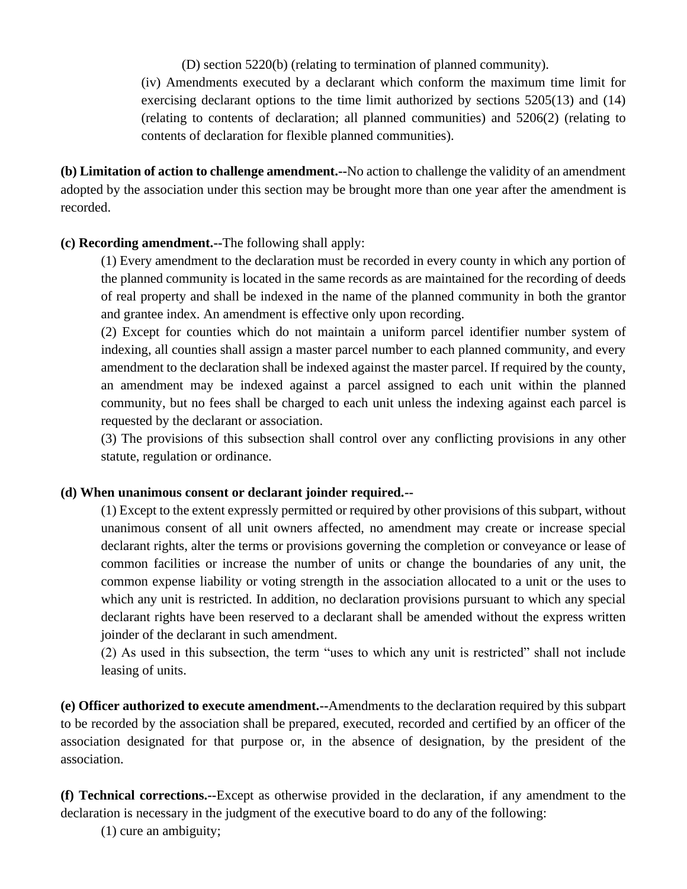(D) section 5220(b) (relating to termination of planned community).

(iv) Amendments executed by a declarant which conform the maximum time limit for exercising declarant options to the time limit authorized by sections 5205(13) and (14) (relating to contents of declaration; all planned communities) and 5206(2) (relating to contents of declaration for flexible planned communities).

**(b) Limitation of action to challenge amendment.--**No action to challenge the validity of an amendment adopted by the association under this section may be brought more than one year after the amendment is recorded.

**(c) Recording amendment.--**The following shall apply:

(1) Every amendment to the declaration must be recorded in every county in which any portion of the planned community is located in the same records as are maintained for the recording of deeds of real property and shall be indexed in the name of the planned community in both the grantor and grantee index. An amendment is effective only upon recording.

(2) Except for counties which do not maintain a uniform parcel identifier number system of indexing, all counties shall assign a master parcel number to each planned community, and every amendment to the declaration shall be indexed against the master parcel. If required by the county, an amendment may be indexed against a parcel assigned to each unit within the planned community, but no fees shall be charged to each unit unless the indexing against each parcel is requested by the declarant or association.

(3) The provisions of this subsection shall control over any conflicting provisions in any other statute, regulation or ordinance.

**(d) When unanimous consent or declarant joinder required.--**

(1) Except to the extent expressly permitted or required by other provisions of this subpart, without unanimous consent of all unit owners affected, no amendment may create or increase special declarant rights, alter the terms or provisions governing the completion or conveyance or lease of common facilities or increase the number of units or change the boundaries of any unit, the common expense liability or voting strength in the association allocated to a unit or the uses to which any unit is restricted. In addition, no declaration provisions pursuant to which any special declarant rights have been reserved to a declarant shall be amended without the express written joinder of the declarant in such amendment.

(2) As used in this subsection, the term "uses to which any unit is restricted" shall not include leasing of units.

**(e) Officer authorized to execute amendment.--**Amendments to the declaration required by this subpart to be recorded by the association shall be prepared, executed, recorded and certified by an officer of the association designated for that purpose or, in the absence of designation, by the president of the association.

**(f) Technical corrections.--**Except as otherwise provided in the declaration, if any amendment to the declaration is necessary in the judgment of the executive board to do any of the following:

(1) cure an ambiguity;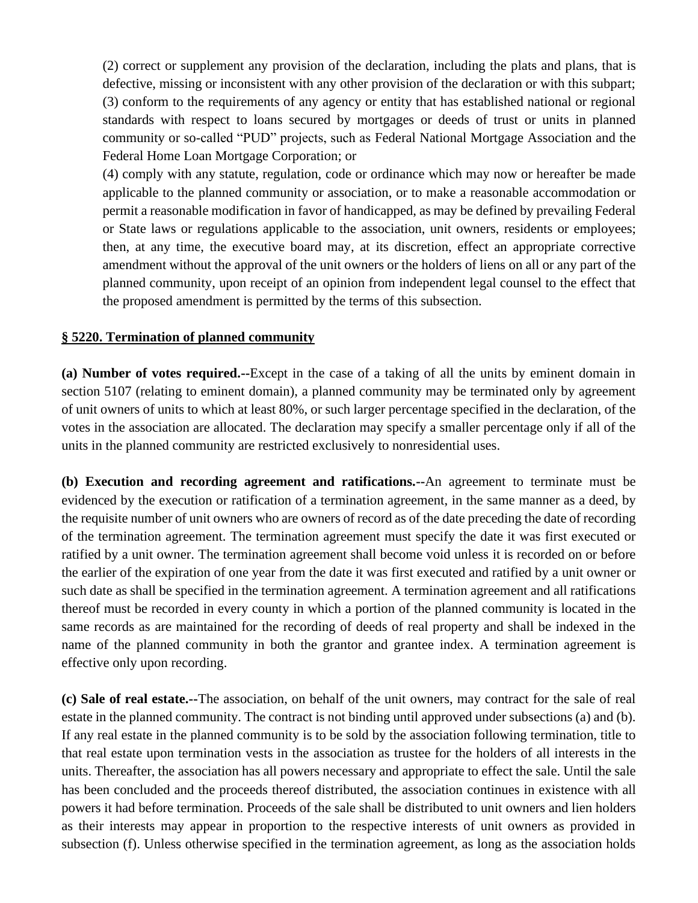(2) correct or supplement any provision of the declaration, including the plats and plans, that is defective, missing or inconsistent with any other provision of the declaration or with this subpart;

(3) conform to the requirements of any agency or entity that has established national or regional standards with respect to loans secured by mortgages or deeds of trust or units in planned community or so-called "PUD" projects, such as Federal National Mortgage Association and the Federal Home Loan Mortgage Corporation; or

(4) comply with any statute, regulation, code or ordinance which may now or hereafter be made applicable to the planned community or association, or to make a reasonable accommodation or permit a reasonable modification in favor of handicapped, as may be defined by prevailing Federal or State laws or regulations applicable to the association, unit owners, residents or employees; then, at any time, the executive board may, at its discretion, effect an appropriate corrective amendment without the approval of the unit owners or the holders of liens on all or any part of the planned community, upon receipt of an opinion from independent legal counsel to the effect that the proposed amendment is permitted by the terms of this subsection.

## § 5220. Termination of planned community

**(a) Number of votes required.--**Except in the case of a taking of all the units by eminent domain in section 5107 (relating to eminent domain), a planned community may be terminated only by agreement of unit owners of units to which at least 80%, or such larger percentage specified in the declaration, of the votes in the association are allocated. The declaration may specify a smaller percentage only if all of the units in the planned community are restricted exclusively to nonresidential uses.

**(b) Execution and recording agreement and ratifications.--**An agreement to terminate must be evidenced by the execution or ratification of a termination agreement, in the same manner as a deed, by the requisite number of unit owners who are owners of record as of the date preceding the date of recording of the termination agreement. The termination agreement must specify the date it was first executed or ratified by a unit owner. The termination agreement shall become void unless it is recorded on or before the earlier of the expiration of one year from the date it was first executed and ratified by a unit owner or such date as shall be specified in the termination agreement. A termination agreement and all ratifications thereof must be recorded in every county in which a portion of the planned community is located in the same records as are maintained for the recording of deeds of real property and shall be indexed in the name of the planned community in both the grantor and grantee index. A termination agreement is effective only upon recording.

**(c) Sale of real estate.--**The association, on behalf of the unit owners, may contract for the sale of real estate in the planned community. The contract is not binding until approved under subsections (a) and (b). If any real estate in the planned community is to be sold by the association following termination, title to that real estate upon termination vests in the association as trustee for the holders of all interests in the units. Thereafter, the association has all powers necessary and appropriate to effect the sale. Until the sale has been concluded and the proceeds thereof distributed, the association continues in existence with all powers it had before termination. Proceeds of the sale shall be distributed to unit owners and lien holders as their interests may appear in proportion to the respective interests of unit owners as provided in subsection (f). Unless otherwise specified in the termination agreement, as long as the association holds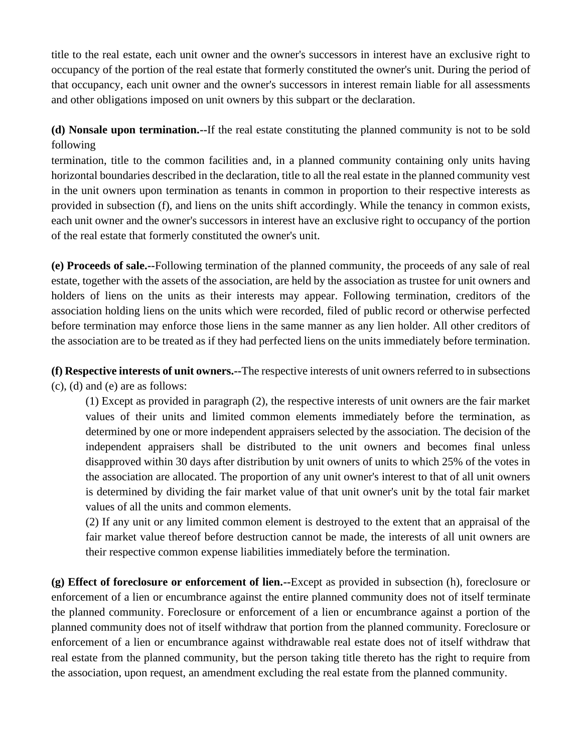title to the real estate, each unit owner and the owner's successors in interest have an exclusive right to occupancy of the portion of the real estate that formerly constituted the owner's unit. During the period of that occupancy, each unit owner and the owner's successors in interest remain liable for all assessments and other obligations imposed on unit owners by this subpart or the declaration.

**(d) Nonsale upon termination.--**If the real estate constituting the planned community is not to be sold following termination, title to the common facilities and, in a planned community containing only units having horizontal boundaries described in the declaration, title to all the real estate in the planned community vest in the unit owners upon termination as tenants in common in proportion to their respective interests as provided in subsection (f), and liens on the units shift accordingly. While the tenancy in common exists, each unit owner and the owner's successors in interest have an exclusive right to occupancy of the portion of the real estate that formerly constituted the owner's unit.

**(e) Proceeds of sale.--**Following termination of the planned community, the proceeds of any sale of real estate, together with the assets of the association, are held by the association as trustee for unit owners and holders of liens on the units as their interests may appear. Following termination, creditors of the association holding liens on the units which were recorded, filed of public record or otherwise perfected before termination may enforce those liens in the same manner as any lien holder. All other creditors of the association are to be treated as if they had perfected liens on the units immediately before termination.

**(f) Respective interests of unit owners.--**The respective interests of unit owners referred to in subsections (c), (d) and (e) are as follows:

(1) Except as provided in paragraph (2), the respective interests of unit owners are the fair market values of their units and limited common elements immediately before the termination, as determined by one or more independent appraisers selected by the association. The decision of the independent appraisers shall be distributed to the unit owners and becomes final unless disapproved within 30 days after distribution by unit owners of units to which 25% of the votes in the association are allocated. The proportion of any unit owner's interest to that of all unit owners is determined by dividing the fair market value of that unit owner's unit by the total fair market values of all the units and common elements.

(2) If any unit or any limited common element is destroyed to the extent that an appraisal of the fair market value thereof before destruction cannot be made, the interests of all unit owners are their respective common expense liabilities immediately before the termination.

**(g) Effect of foreclosure or enforcement of lien.--**Except as provided in subsection (h), foreclosure or enforcement of a lien or encumbrance against the entire planned community does not of itself terminate the planned community. Foreclosure or enforcement of a lien or encumbrance against a portion of the planned community does not of itself withdraw that portion from the planned community. Foreclosure or enforcement of a lien or encumbrance against withdrawable real estate does not of itself withdraw that real estate from the planned community, but the person taking title thereto has the right to require from the association, upon request, an amendment excluding the real estate from the planned community.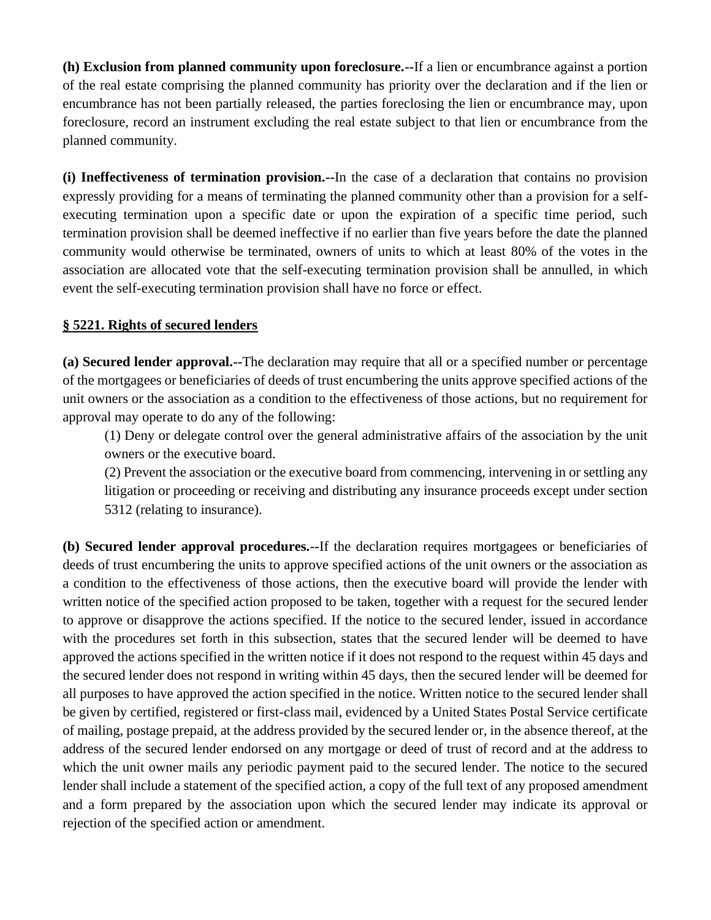**(h) Exclusion from planned community upon foreclosure.--**If a lien or encumbrance against a portion of the real estate comprising the planned community has priority over the declaration and if the lien or encumbrance has not been partially released, the parties foreclosing the lien or encumbrance may, upon foreclosure, record an instrument excluding the real estate subject to that lien or encumbrance from the planned community.

**(i) Ineffectiveness of termination provision.--**In the case of a declaration that contains no provision expressly providing for a means of terminating the planned community other than a provision for a self-executing termination upon a specific date or upon the expiration of a specific time period, such termination provision shall be deemed ineffective if no earlier than five years before the date the planned community would otherwise be terminated, owners of units to which at least 80% of the votes in the association are allocated vote that the self-executing termination provision shall be annulled, in which event the self-executing termination provision shall have no force or effect.

## § 5221. Rights of secured lenders

**(a) Secured lender approval.--**The declaration may require that all or a specified number or percentage of the mortgagees or beneficiaries of deeds of trust encumbering the units approve specified actions of the unit owners or the association as a condition to the effectiveness of those actions, but no requirement for approval may operate to do any of the following:

(1) Deny or delegate control over the general administrative affairs of the association by the unit owners or the executive board.

(2) Prevent the association or the executive board from commencing, intervening in or settling any litigation or proceeding or receiving and distributing any insurance proceeds except under section 5312 (relating to insurance).

**(b) Secured lender approval procedures.--**If the declaration requires mortgagees or beneficiaries of deeds of trust encumbering the units to approve specified actions of the unit owners or the association as a condition to the effectiveness of those actions, then the executive board will provide the lender with written notice of the specified action proposed to be taken, together with a request for the secured lender to approve or disapprove the actions specified. If the notice to the secured lender, issued in accordance with the procedures set forth in this subsection, states that the secured lender will be deemed to have approved the actions specified in the written notice if it does not respond to the request within 45 days and the secured lender does not respond in writing within 45 days, then the secured lender will be deemed for all purposes to have approved the action specified in the notice. Written notice to the secured lender shall be given by certified, registered or first-class mail, evidenced by a United States Postal Service certificate of mailing, postage prepaid, at the address provided by the secured lender or, in the absence thereof, at the address of the secured lender endorsed on any mortgage or deed of trust of record and at the address to which the unit owner mails any periodic payment paid to the secured lender. The notice to the secured lender shall include a statement of the specified action, a copy of the full text of any proposed amendment and a form prepared by the association upon which the secured lender may indicate its approval or rejection of the specified action or amendment.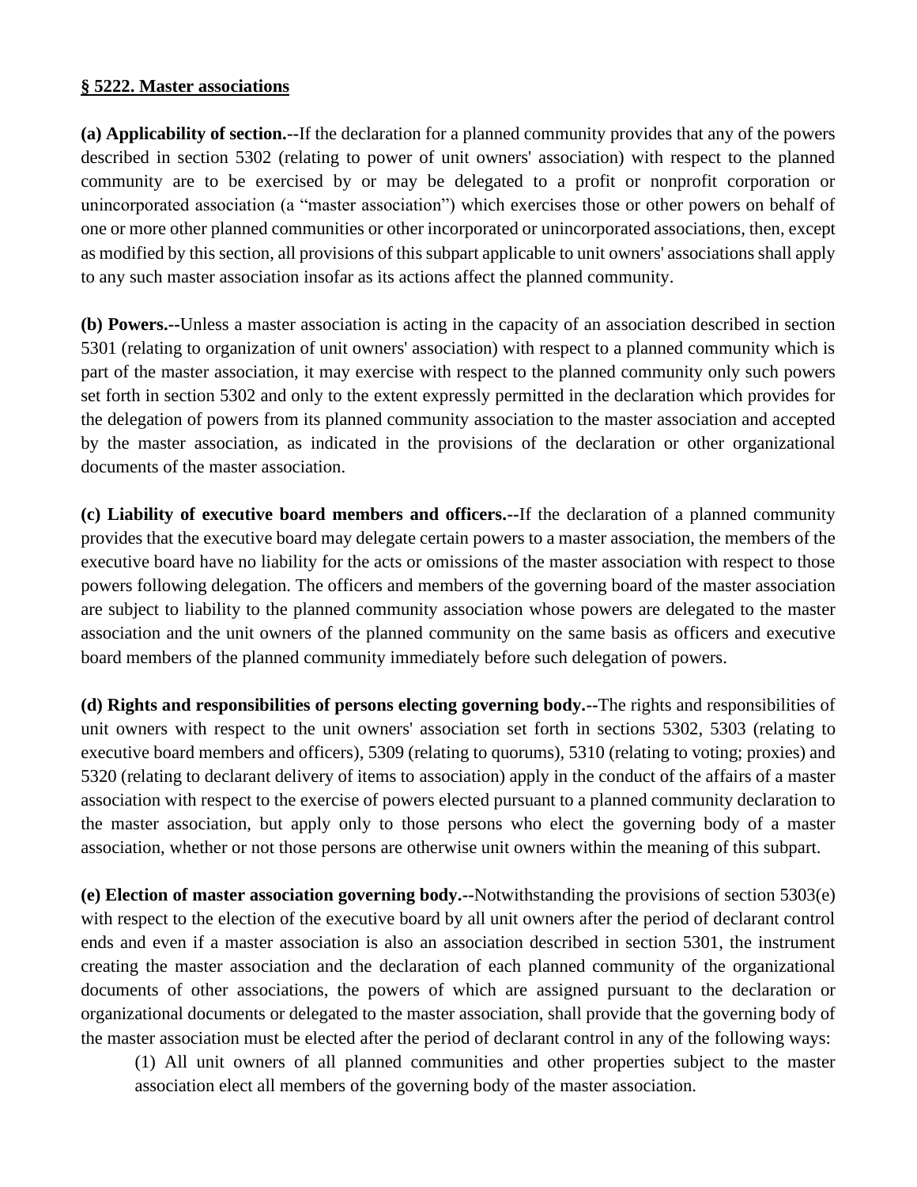**§ 5222. Master associations**

**(a) Applicability of section.--**If the declaration for a planned community provides that any of the powers described in section 5302 (relating to power of unit owners' association) with respect to the planned community are to be exercised by or may be delegated to a profit or nonprofit corporation or unincorporated association (a "master association") which exercises those or other powers on behalf of one or more other planned communities or other incorporated or unincorporated associations, then, except as modified by this section, all provisions of this subpart applicable to unit owners' associations shall apply to any such master association insofar as its actions affect the planned community.

**(b) Powers.--**Unless a master association is acting in the capacity of an association described in section 5301 (relating to organization of unit owners' association) with respect to a planned community which is part of the master association, it may exercise with respect to the planned community only such powers set forth in section 5302 and only to the extent expressly permitted in the declaration which provides for the delegation of powers from its planned community association to the master association and accepted by the master association, as indicated in the provisions of the declaration or other organizational documents of the master association.

**(c) Liability of executive board members and officers.--**If the declaration of a planned community provides that the executive board may delegate certain powers to a master association, the members of the executive board have no liability for the acts or omissions of the master association with respect to those powers following delegation. The officers and members of the governing board of the master association are subject to liability to the planned community association whose powers are delegated to the master association and the unit owners of the planned community on the same basis as officers and executive board members of the planned community immediately before such delegation of powers.

**(d) Rights and responsibilities of persons electing governing body.--**The rights and responsibilities of unit owners with respect to the unit owners' association set forth in sections 5302, 5303 (relating to executive board members and officers), 5309 (relating to quorums), 5310 (relating to voting; proxies) and 5320 (relating to declarant delivery of items to association) apply in the conduct of the affairs of a master association with respect to the exercise of powers elected pursuant to a planned community declaration to the master association, but apply only to those persons who elect the governing body of a master association, whether or not those persons are otherwise unit owners within the meaning of this subpart.

**(e) Election of master association governing body.--**Notwithstanding the provisions of section 5303(e) with respect to the election of the executive board by all unit owners after the period of declarant control ends and even if a master association is also an association described in section 5301, the instrument creating the master association and the declaration of each planned community of the organizational documents of other associations, the powers of which are assigned pursuant to the declaration or organizational documents or delegated to the master association, shall provide that the governing body of the master association must be elected after the period of declarant control in any of the following ways:

(1) All unit owners of all planned communities and other properties subject to the master association elect all members of the governing body of the master association.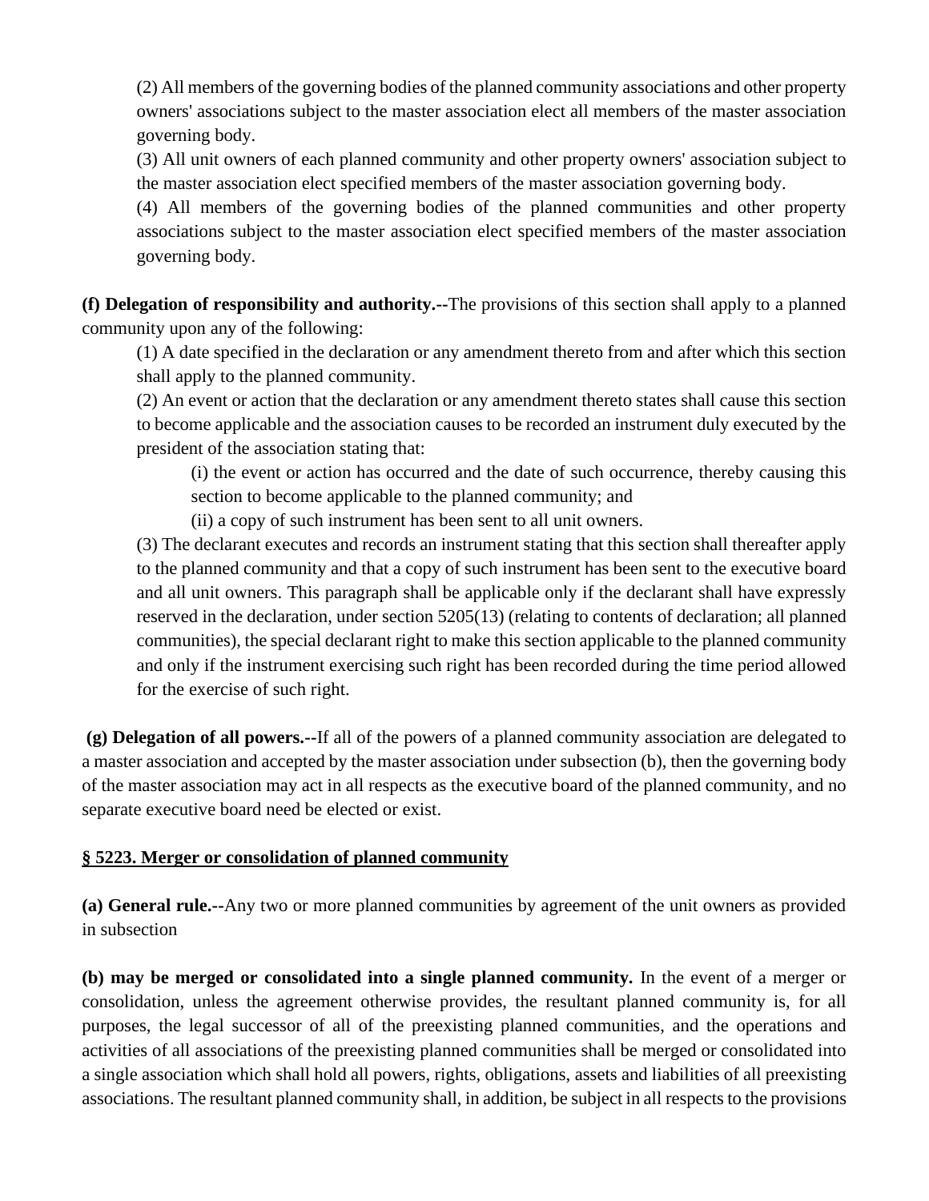(2) All members of the governing bodies of the planned community associations and other property owners' associations subject to the master association elect all members of the master association governing body.

(3) All unit owners of each planned community and other property owners' association subject to the master association elect specified members of the master association governing body.

(4) All members of the governing bodies of the planned communities and other property associations subject to the master association elect specified members of the master association governing body.

**(f) Delegation of responsibility and authority.--**The provisions of this section shall apply to a planned community upon any of the following:

(1) A date specified in the declaration or any amendment thereto from and after which this section shall apply to the planned community.

(2) An event or action that the declaration or any amendment thereto states shall cause this section to become applicable and the association causes to be recorded an instrument duly executed by the president of the association stating that:

(i) the event or action has occurred and the date of such occurrence, thereby causing this section to become applicable to the planned community; and

(ii) a copy of such instrument has been sent to all unit owners.

(3) The declarant executes and records an instrument stating that this section shall thereafter apply to the planned community and that a copy of such instrument has been sent to the executive board and all unit owners. This paragraph shall be applicable only if the declarant shall have expressly reserved in the declaration, under section 5205(13) (relating to contents of declaration; all planned communities), the special declarant right to make this section applicable to the planned community and only if the instrument exercising such right has been recorded during the time period allowed for the exercise of such right.

**(g) Delegation of all powers.--**If all of the powers of a planned community association are delegated to a master association and accepted by the master association under subsection (b), then the governing body of the master association may act in all respects as the executive board of the planned community, and no separate executive board need be elected or exist.

**§ 5223. Merger or consolidation of planned community**

**(a) General rule.--**Any two or more planned communities by agreement of the unit owners as provided in subsection

**(b) may be merged or consolidated into a single planned community.** In the event of a merger or consolidation, unless the agreement otherwise provides, the resultant planned community is, for all purposes, the legal successor of all of the preexisting planned communities, and the operations and activities of all associations of the preexisting planned communities shall be merged or consolidated into a single association which shall hold all powers, rights, obligations, assets and liabilities of all preexisting associations. The resultant planned community shall, in addition, be subject in all respects to the provisions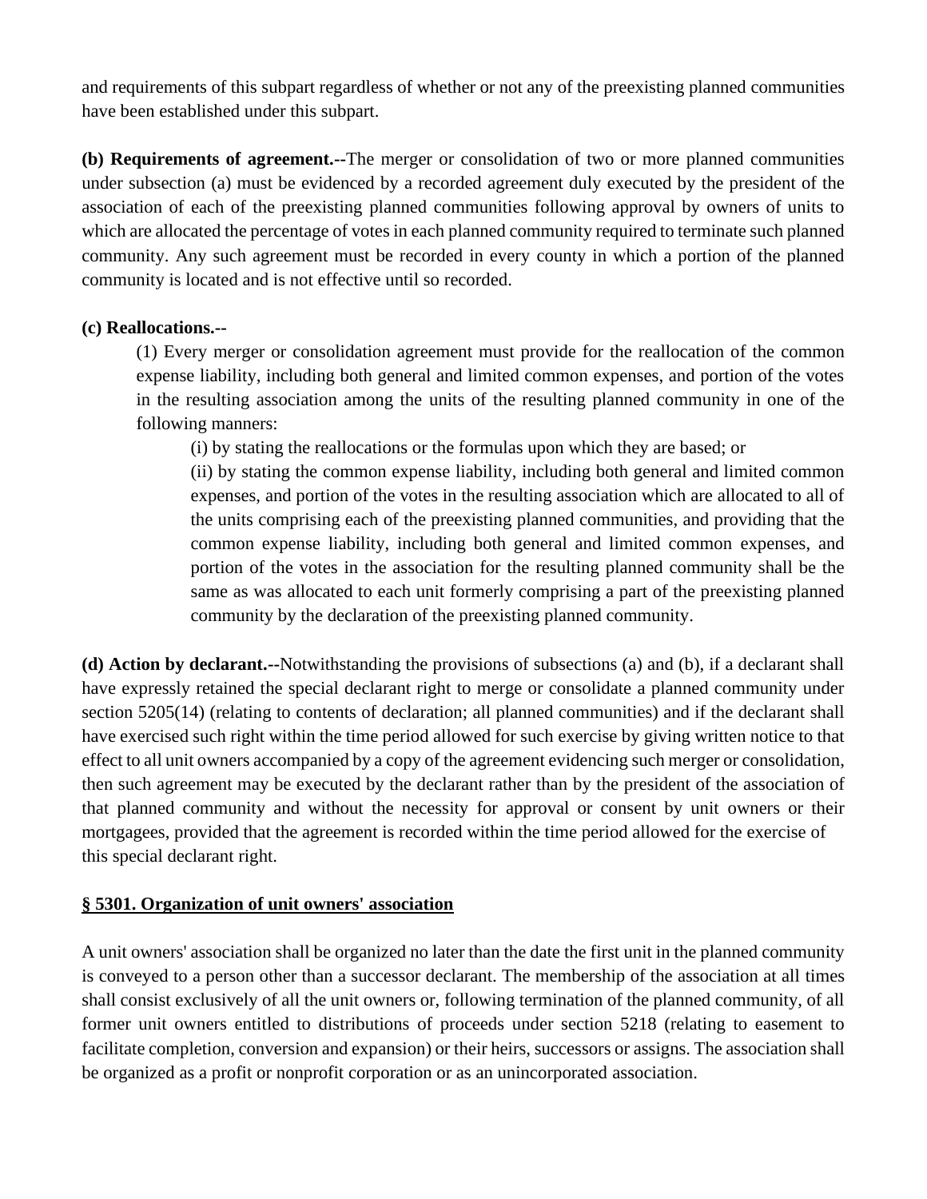and requirements of this subpart regardless of whether or not any of the preexisting planned communities have been established under this subpart.

**(b) Requirements of agreement.--**The merger or consolidation of two or more planned communities under subsection (a) must be evidenced by a recorded agreement duly executed by the president of the association of each of the preexisting planned communities following approval by owners of units to which are allocated the percentage of votes in each planned community required to terminate such planned community. Any such agreement must be recorded in every county in which a portion of the planned community is located and is not effective until so recorded.

**(c) Reallocations.--**

(1) Every merger or consolidation agreement must provide for the reallocation of the common expense liability, including both general and limited common expenses, and portion of the votes in the resulting association among the units of the resulting planned community in one of the following manners:

(i) by stating the reallocations or the formulas upon which they are based; or

(ii) by stating the common expense liability, including both general and limited common expenses, and portion of the votes in the resulting association which are allocated to all of the units comprising each of the preexisting planned communities, and providing that the common expense liability, including both general and limited common expenses, and portion of the votes in the association for the resulting planned community shall be the same as was allocated to each unit formerly comprising a part of the preexisting planned community by the declaration of the preexisting planned community.

**(d) Action by declarant.--**Notwithstanding the provisions of subsections (a) and (b), if a declarant shall have expressly retained the special declarant right to merge or consolidate a planned community under section 5205(14) (relating to contents of declaration; all planned communities) and if the declarant shall have exercised such right within the time period allowed for such exercise by giving written notice to that effect to all unit owners accompanied by a copy of the agreement evidencing such merger or consolidation, then such agreement may be executed by the declarant rather than by the president of the association of that planned community and without the necessity for approval or consent by unit owners or their mortgagees, provided that the agreement is recorded within the time period allowed for the exercise of this special declarant right.

## § 5301. Organization of unit owners' association

A unit owners' association shall be organized no later than the date the first unit in the planned community is conveyed to a person other than a successor declarant. The membership of the association at all times shall consist exclusively of all the unit owners or, following termination of the planned community, of all former unit owners entitled to distributions of proceeds under section 5218 (relating to easement to facilitate completion, conversion and expansion) or their heirs, successors or assigns. The association shall be organized as a profit or nonprofit corporation or as an unincorporated association.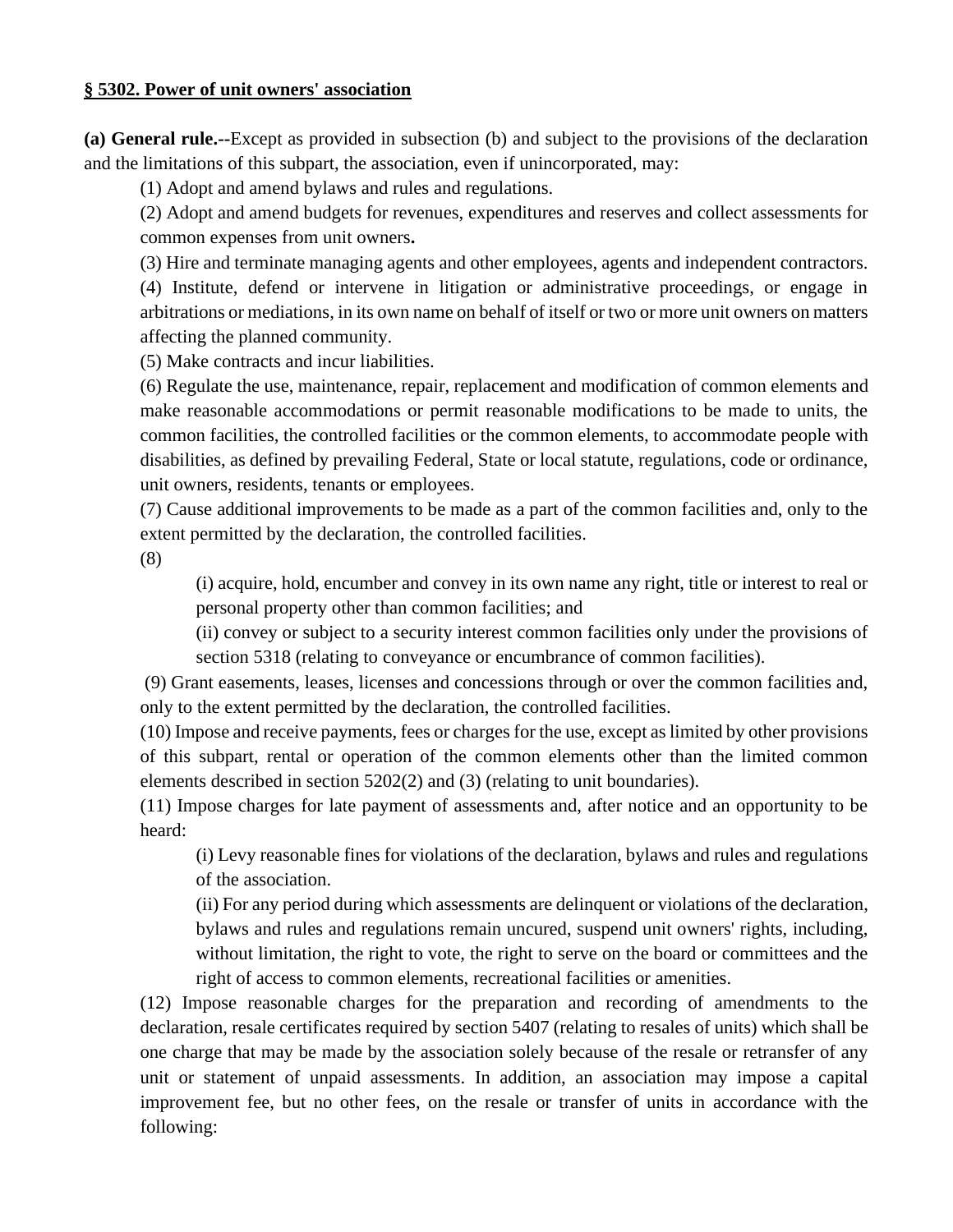**§ 5302. Power of unit owners' association**

**(a) General rule.**--Except as provided in subsection (b) and subject to the provisions of the declaration and the limitations of this subpart, the association, even if unincorporated, may:

(1) Adopt and amend bylaws and rules and regulations.

(2) Adopt and amend budgets for revenues, expenditures and reserves and collect assessments for common expenses from unit owners**.**

(3) Hire and terminate managing agents and other employees, agents and independent contractors.

(4) Institute, defend or intervene in litigation or administrative proceedings, or engage in arbitrations or mediations, in its own name on behalf of itself or two or more unit owners on matters affecting the planned community.

(5) Make contracts and incur liabilities.

(6) Regulate the use, maintenance, repair, replacement and modification of common elements and make reasonable accommodations or permit reasonable modifications to be made to units, the common facilities, the controlled facilities or the common elements, to accommodate people with disabilities, as defined by prevailing Federal, State or local statute, regulations, code or ordinance, unit owners, residents, tenants or employees.

(7) Cause additional improvements to be made as a part of the common facilities and, only to the extent permitted by the declaration, the controlled facilities.

(8)

(i) acquire, hold, encumber and convey in its own name any right, title or interest to real or personal property other than common facilities; and

(ii) convey or subject to a security interest common facilities only under the provisions of section 5318 (relating to conveyance or encumbrance of common facilities).

(9) Grant easements, leases, licenses and concessions through or over the common facilities and, only to the extent permitted by the declaration, the controlled facilities.

(10) Impose and receive payments, fees or charges for the use, except as limited by other provisions of this subpart, rental or operation of the common elements other than the limited common elements described in section 5202(2) and (3) (relating to unit boundaries).

(11) Impose charges for late payment of assessments and, after notice and an opportunity to be heard:

(i) Levy reasonable fines for violations of the declaration, bylaws and rules and regulations of the association.

(ii) For any period during which assessments are delinquent or violations of the declaration, bylaws and rules and regulations remain uncured, suspend unit owners' rights, including, without limitation, the right to vote, the right to serve on the board or committees and the right of access to common elements, recreational facilities or amenities.

(12) Impose reasonable charges for the preparation and recording of amendments to the declaration, resale certificates required by section 5407 (relating to resales of units) which shall be one charge that may be made by the association solely because of the resale or retransfer of any unit or statement of unpaid assessments. In addition, an association may impose a capital improvement fee, but no other fees, on the resale or transfer of units in accordance with the following: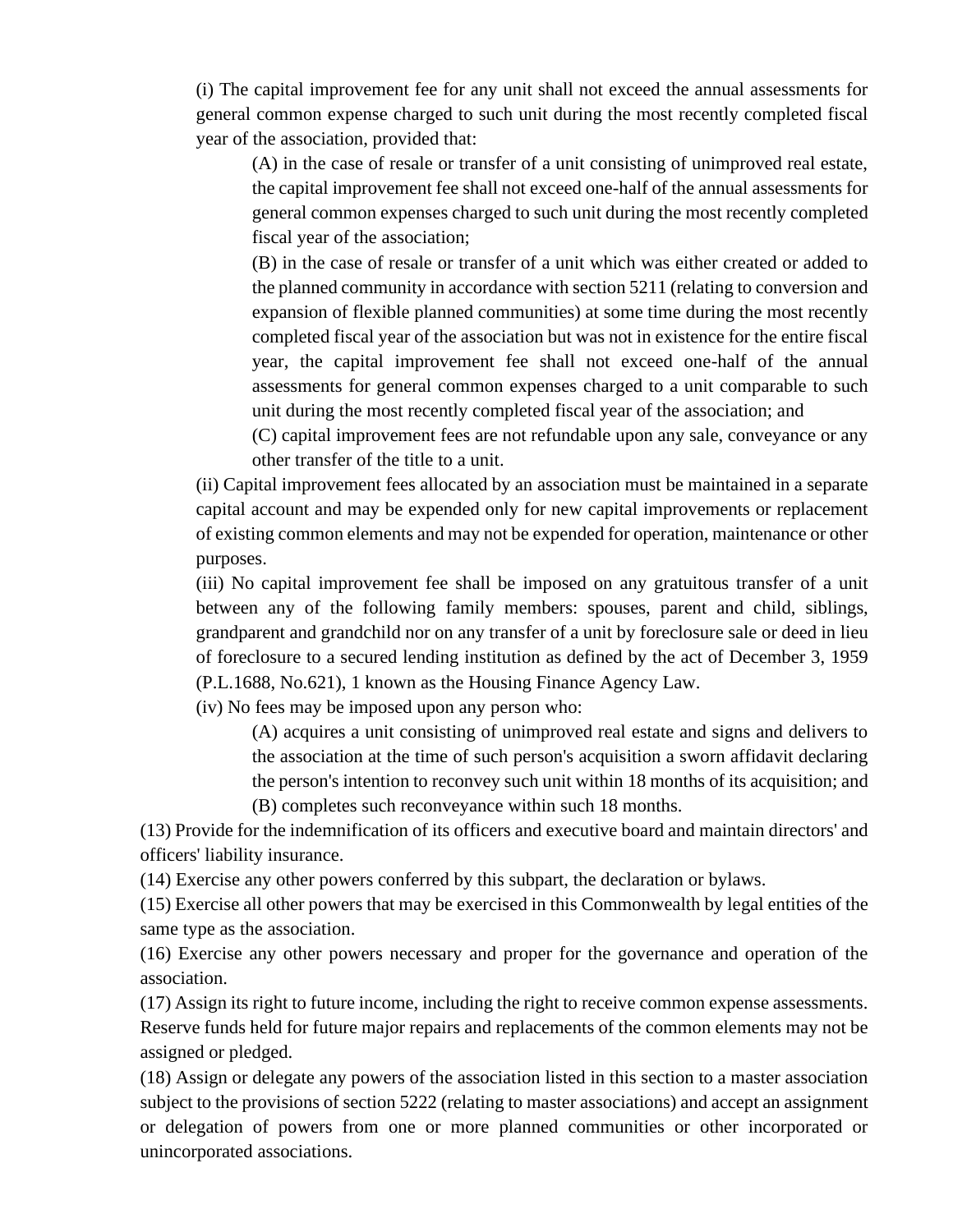(i) The capital improvement fee for any unit shall not exceed the annual assessments for general common expense charged to such unit during the most recently completed fiscal year of the association, provided that:

(A) in the case of resale or transfer of a unit consisting of unimproved real estate, the capital improvement fee shall not exceed one-half of the annual assessments for general common expenses charged to such unit during the most recently completed fiscal year of the association;

(B) in the case of resale or transfer of a unit which was either created or added to the planned community in accordance with section 5211 (relating to conversion and expansion of flexible planned communities) at some time during the most recently completed fiscal year of the association but was not in existence for the entire fiscal year, the capital improvement fee shall not exceed one-half of the annual assessments for general common expenses charged to a unit comparable to such unit during the most recently completed fiscal year of the association; and

(C) capital improvement fees are not refundable upon any sale, conveyance or any other transfer of the title to a unit.

(ii) Capital improvement fees allocated by an association must be maintained in a separate capital account and may be expended only for new capital improvements or replacement of existing common elements and may not be expended for operation, maintenance or other purposes.

(iii) No capital improvement fee shall be imposed on any gratuitous transfer of a unit between any of the following family members: spouses, parent and child, siblings, grandparent and grandchild nor on any transfer of a unit by foreclosure sale or deed in lieu of foreclosure to a secured lending institution as defined by the act of December 3, 1959 (P.L.1688, No.621), 1 known as the Housing Finance Agency Law.

(iv) No fees may be imposed upon any person who:

(A) acquires a unit consisting of unimproved real estate and signs and delivers to the association at the time of such person's acquisition a sworn affidavit declaring the person's intention to reconvey such unit within 18 months of its acquisition; and

(B) completes such reconveyance within such 18 months.

(13) Provide for the indemnification of its officers and executive board and maintain directors' and officers' liability insurance.

(14) Exercise any other powers conferred by this subpart, the declaration or bylaws.

(15) Exercise all other powers that may be exercised in this Commonwealth by legal entities of the same type as the association.

(16) Exercise any other powers necessary and proper for the governance and operation of the association.

(17) Assign its right to future income, including the right to receive common expense assessments. Reserve funds held for future major repairs and replacements of the common elements may not be assigned or pledged.

(18) Assign or delegate any powers of the association listed in this section to a master association subject to the provisions of section 5222 (relating to master associations) and accept an assignment or delegation of powers from one or more planned communities or other incorporated or unincorporated associations.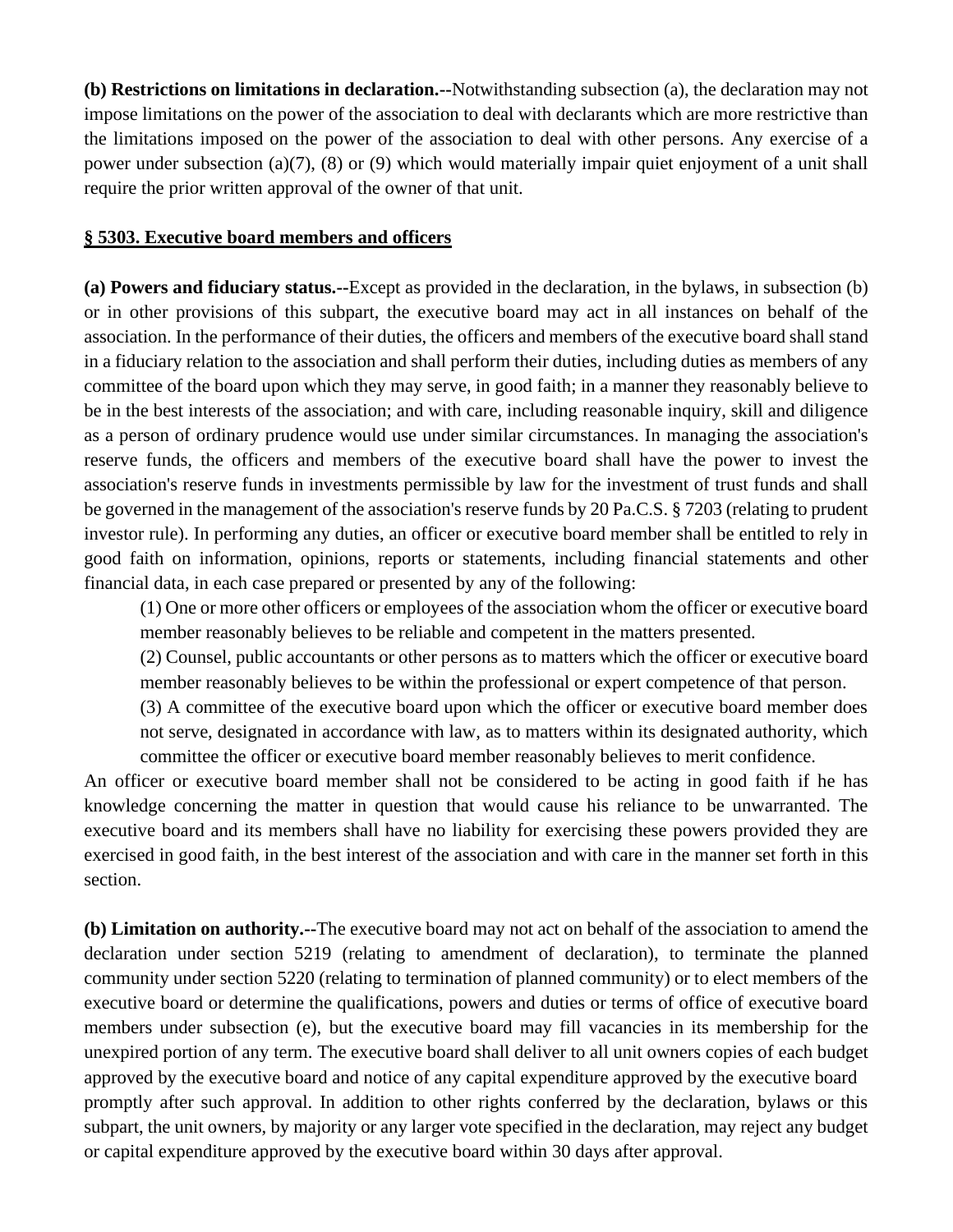**(b) Restrictions on limitations in declaration.--**Notwithstanding subsection (a), the declaration may not impose limitations on the power of the association to deal with declarants which are more restrictive than the limitations imposed on the power of the association to deal with other persons. Any exercise of a power under subsection (a)(7), (8) or (9) which would materially impair quiet enjoyment of a unit shall require the prior written approval of the owner of that unit.

**§ 5303. Executive board members and officers**

**(a) Powers and fiduciary status.--**Except as provided in the declaration, in the bylaws, in subsection (b) or in other provisions of this subpart, the executive board may act in all instances on behalf of the association. In the performance of their duties, the officers and members of the executive board shall stand in a fiduciary relation to the association and shall perform their duties, including duties as members of any committee of the board upon which they may serve, in good faith; in a manner they reasonably believe to be in the best interests of the association; and with care, including reasonable inquiry, skill and diligence as a person of ordinary prudence would use under similar circumstances. In managing the association's reserve funds, the officers and members of the executive board shall have the power to invest the association's reserve funds in investments permissible by law for the investment of trust funds and shall be governed in the management of the association's reserve funds by 20 Pa.C.S. § 7203 (relating to prudent investor rule). In performing any duties, an officer or executive board member shall be entitled to rely in good faith on information, opinions, reports or statements, including financial statements and other financial data, in each case prepared or presented by any of the following:

(1) One or more other officers or employees of the association whom the officer or executive board member reasonably believes to be reliable and competent in the matters presented.

(2) Counsel, public accountants or other persons as to matters which the officer or executive board member reasonably believes to be within the professional or expert competence of that person.

(3) A committee of the executive board upon which the officer or executive board member does not serve, designated in accordance with law, as to matters within its designated authority, which committee the officer or executive board member reasonably believes to merit confidence.

An officer or executive board member shall not be considered to be acting in good faith if he has knowledge concerning the matter in question that would cause his reliance to be unwarranted. The executive board and its members shall have no liability for exercising these powers provided they are exercised in good faith, in the best interest of the association and with care in the manner set forth in this section.

**(b) Limitation on authority.--**The executive board may not act on behalf of the association to amend the declaration under section 5219 (relating to amendment of declaration), to terminate the planned community under section 5220 (relating to termination of planned community) or to elect members of the executive board or determine the qualifications, powers and duties or terms of office of executive board members under subsection (e), but the executive board may fill vacancies in its membership for the unexpired portion of any term. The executive board shall deliver to all unit owners copies of each budget approved by the executive board and notice of any capital expenditure approved by the executive board promptly after such approval. In addition to other rights conferred by the declaration, bylaws or this subpart, the unit owners, by majority or any larger vote specified in the declaration, may reject any budget or capital expenditure approved by the executive board within 30 days after approval.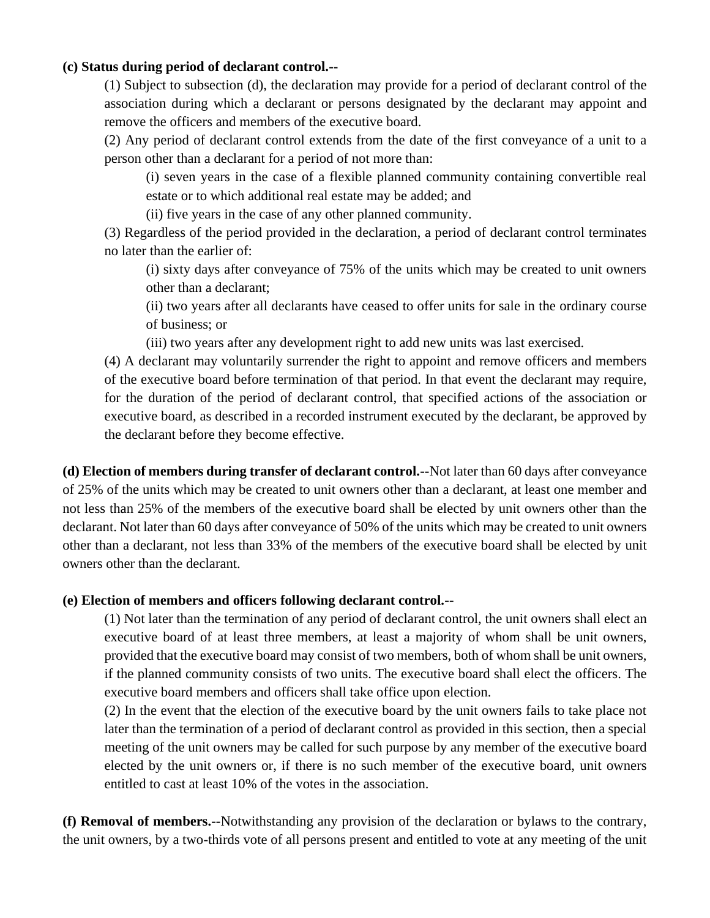**(c) Status during period of declarant control.--**

(1) Subject to subsection (d), the declaration may provide for a period of declarant control of the association during which a declarant or persons designated by the declarant may appoint and remove the officers and members of the executive board.

(2) Any period of declarant control extends from the date of the first conveyance of a unit to a person other than a declarant for a period of not more than:

(i) seven years in the case of a flexible planned community containing convertible real estate or to which additional real estate may be added; and

(ii) five years in the case of any other planned community.

(3) Regardless of the period provided in the declaration, a period of declarant control terminates no later than the earlier of:

(i) sixty days after conveyance of 75% of the units which may be created to unit owners other than a declarant;

(ii) two years after all declarants have ceased to offer units for sale in the ordinary course of business; or

(iii) two years after any development right to add new units was last exercised.

(4) A declarant may voluntarily surrender the right to appoint and remove officers and members of the executive board before termination of that period. In that event the declarant may require, for the duration of the period of declarant control, that specified actions of the association or executive board, as described in a recorded instrument executed by the declarant, be approved by the declarant before they become effective.

**(d) Election of members during transfer of declarant control.--**Not later than 60 days after conveyance of 25% of the units which may be created to unit owners other than a declarant, at least one member and not less than 25% of the members of the executive board shall be elected by unit owners other than the declarant. Not later than 60 days after conveyance of 50% of the units which may be created to unit owners other than a declarant, not less than 33% of the members of the executive board shall be elected by unit owners other than the declarant.

**(e) Election of members and officers following declarant control.--**

(1) Not later than the termination of any period of declarant control, the unit owners shall elect an executive board of at least three members, at least a majority of whom shall be unit owners, provided that the executive board may consist of two members, both of whom shall be unit owners, if the planned community consists of two units. The executive board shall elect the officers. The executive board members and officers shall take office upon election.

(2) In the event that the election of the executive board by the unit owners fails to take place not later than the termination of a period of declarant control as provided in this section, then a special meeting of the unit owners may be called for such purpose by any member of the executive board elected by the unit owners or, if there is no such member of the executive board, unit owners entitled to cast at least 10% of the votes in the association.

**(f) Removal of members.--**Notwithstanding any provision of the declaration or bylaws to the contrary, the unit owners, by a two-thirds vote of all persons present and entitled to vote at any meeting of the unit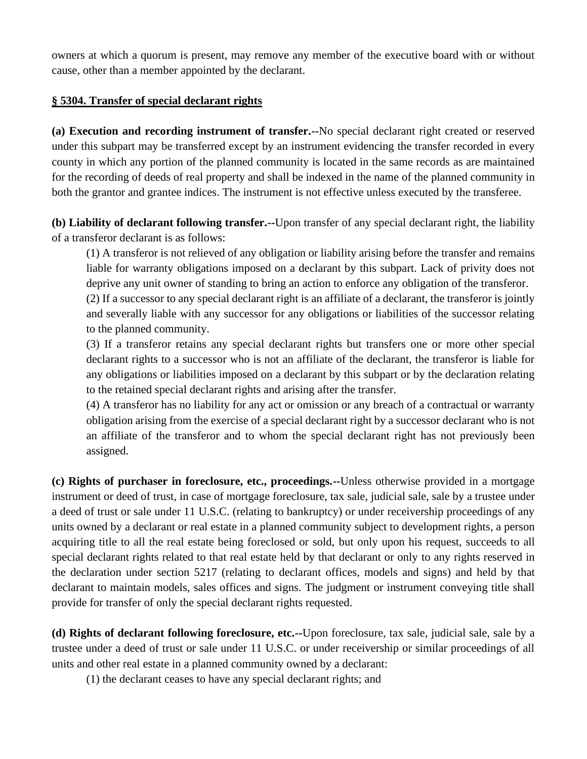owners at which a quorum is present, may remove any member of the executive board with or without cause, other than a member appointed by the declarant.

## § 5304. Transfer of special declarant rights

**(a) Execution and recording instrument of transfer.--**No special declarant right created or reserved under this subpart may be transferred except by an instrument evidencing the transfer recorded in every county in which any portion of the planned community is located in the same records as are maintained for the recording of deeds of real property and shall be indexed in the name of the planned community in both the grantor and grantee indices. The instrument is not effective unless executed by the transferee.

**(b) Liability of declarant following transfer.--**Upon transfer of any special declarant right, the liability of a transferor declarant is as follows:

(1) A transferor is not relieved of any obligation or liability arising before the transfer and remains liable for warranty obligations imposed on a declarant by this subpart. Lack of privity does not deprive any unit owner of standing to bring an action to enforce any obligation of the transferor.

(2) If a successor to any special declarant right is an affiliate of a declarant, the transferor is jointly and severally liable with any successor for any obligations or liabilities of the successor relating to the planned community.

(3) If a transferor retains any special declarant rights but transfers one or more other special declarant rights to a successor who is not an affiliate of the declarant, the transferor is liable for any obligations or liabilities imposed on a declarant by this subpart or by the declaration relating to the retained special declarant rights and arising after the transfer.

(4) A transferor has no liability for any act or omission or any breach of a contractual or warranty obligation arising from the exercise of a special declarant right by a successor declarant who is not an affiliate of the transferor and to whom the special declarant right has not previously been assigned.

**(c) Rights of purchaser in foreclosure, etc., proceedings.--**Unless otherwise provided in a mortgage instrument or deed of trust, in case of mortgage foreclosure, tax sale, judicial sale, sale by a trustee under a deed of trust or sale under 11 U.S.C. (relating to bankruptcy) or under receivership proceedings of any units owned by a declarant or real estate in a planned community subject to development rights, a person acquiring title to all the real estate being foreclosed or sold, but only upon his request, succeeds to all special declarant rights related to that real estate held by that declarant or only to any rights reserved in the declaration under section 5217 (relating to declarant offices, models and signs) and held by that declarant to maintain models, sales offices and signs. The judgment or instrument conveying title shall provide for transfer of only the special declarant rights requested.

**(d) Rights of declarant following foreclosure, etc.--**Upon foreclosure, tax sale, judicial sale, sale by a trustee under a deed of trust or sale under 11 U.S.C. or under receivership or similar proceedings of all units and other real estate in a planned community owned by a declarant:

(1) the declarant ceases to have any special declarant rights; and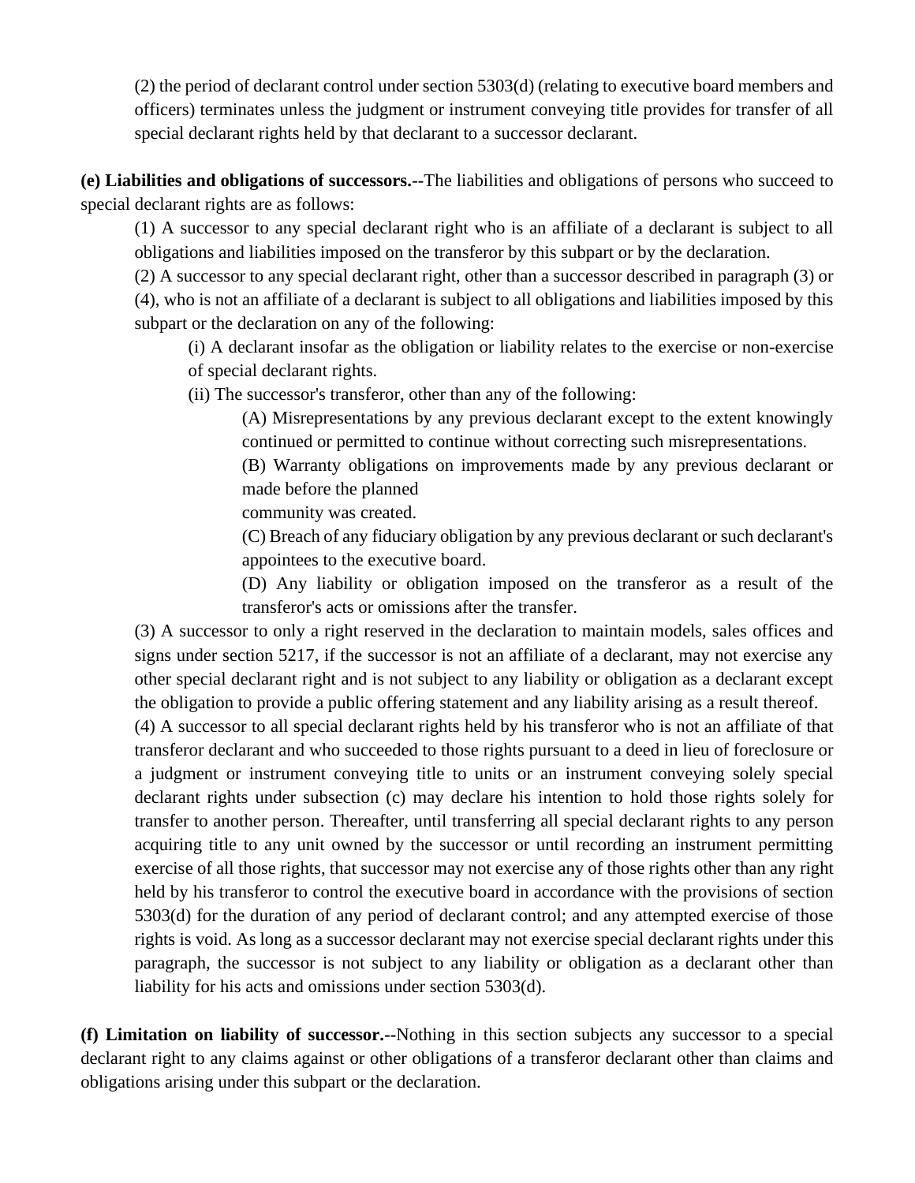(2) the period of declarant control under section 5303(d) (relating to executive board members and officers) terminates unless the judgment or instrument conveying title provides for transfer of all special declarant rights held by that declarant to a successor declarant.

**(e) Liabilities and obligations of successors.--**The liabilities and obligations of persons who succeed to special declarant rights are as follows:

(1) A successor to any special declarant right who is an affiliate of a declarant is subject to all obligations and liabilities imposed on the transferor by this subpart or by the declaration.

(2) A successor to any special declarant right, other than a successor described in paragraph (3) or (4), who is not an affiliate of a declarant is subject to all obligations and liabilities imposed by this subpart or the declaration on any of the following:

(i) A declarant insofar as the obligation or liability relates to the exercise or non-exercise of special declarant rights.

(ii) The successor's transferor, other than any of the following:

(A) Misrepresentations by any previous declarant except to the extent knowingly continued or permitted to continue without correcting such misrepresentations.

(B) Warranty obligations on improvements made by any previous declarant or made before the planned community was created.

(C) Breach of any fiduciary obligation by any previous declarant or such declarant's appointees to the executive board.

(D) Any liability or obligation imposed on the transferor as a result of the transferor's acts or omissions after the transfer.

(3) A successor to only a right reserved in the declaration to maintain models, sales offices and signs under section 5217, if the successor is not an affiliate of a declarant, may not exercise any other special declarant right and is not subject to any liability or obligation as a declarant except the obligation to provide a public offering statement and any liability arising as a result thereof.

(4) A successor to all special declarant rights held by his transferor who is not an affiliate of that transferor declarant and who succeeded to those rights pursuant to a deed in lieu of foreclosure or a judgment or instrument conveying title to units or an instrument conveying solely special declarant rights under subsection (c) may declare his intention to hold those rights solely for transfer to another person. Thereafter, until transferring all special declarant rights to any person acquiring title to any unit owned by the successor or until recording an instrument permitting exercise of all those rights, that successor may not exercise any of those rights other than any right held by his transferor to control the executive board in accordance with the provisions of section 5303(d) for the duration of any period of declarant control; and any attempted exercise of those rights is void. As long as a successor declarant may not exercise special declarant rights under this paragraph, the successor is not subject to any liability or obligation as a declarant other than liability for his acts and omissions under section 5303(d).

**(f) Limitation on liability of successor.--**Nothing in this section subjects any successor to a special declarant right to any claims against or other obligations of a transferor declarant other than claims and obligations arising under this subpart or the declaration.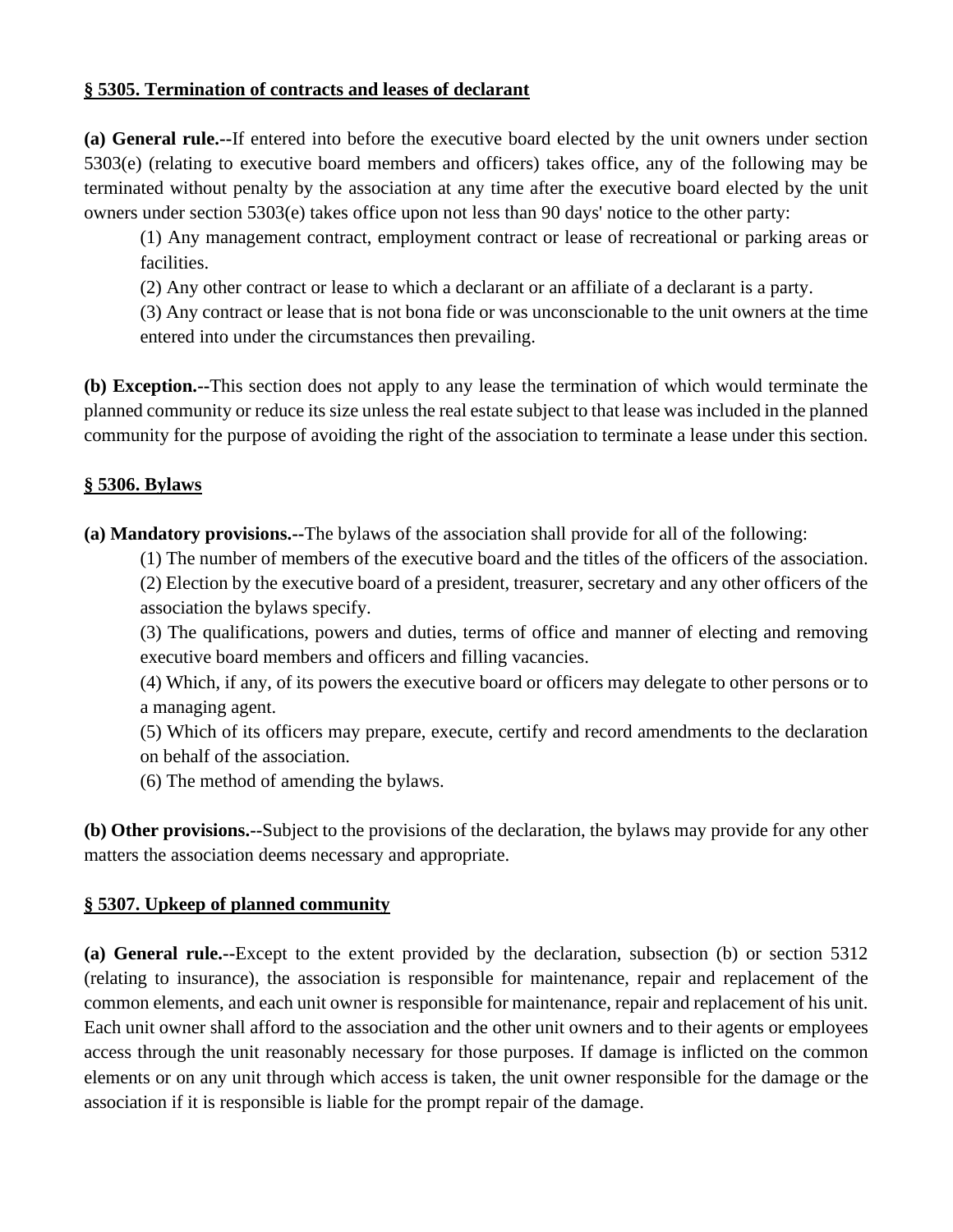## § 5305. Termination of contracts and leases of declarant

**(a) General rule.--**If entered into before the executive board elected by the unit owners under section 5303(e) (relating to executive board members and officers) takes office, any of the following may be terminated without penalty by the association at any time after the executive board elected by the unit owners under section 5303(e) takes office upon not less than 90 days' notice to the other party:

(1) Any management contract, employment contract or lease of recreational or parking areas or facilities.

(2) Any other contract or lease to which a declarant or an affiliate of a declarant is a party.

(3) Any contract or lease that is not bona fide or was unconscionable to the unit owners at the time entered into under the circumstances then prevailing.

**(b) Exception.--**This section does not apply to any lease the termination of which would terminate the planned community or reduce its size unless the real estate subject to that lease was included in the planned community for the purpose of avoiding the right of the association to terminate a lease under this section.

## § 5306. Bylaws

**(a) Mandatory provisions.--**The bylaws of the association shall provide for all of the following:

(1) The number of members of the executive board and the titles of the officers of the association.

(2) Election by the executive board of a president, treasurer, secretary and any other officers of the association the bylaws specify.

(3) The qualifications, powers and duties, terms of office and manner of electing and removing executive board members and officers and filling vacancies.

(4) Which, if any, of its powers the executive board or officers may delegate to other persons or to a managing agent.

(5) Which of its officers may prepare, execute, certify and record amendments to the declaration on behalf of the association.

(6) The method of amending the bylaws.

**(b) Other provisions.--**Subject to the provisions of the declaration, the bylaws may provide for any other matters the association deems necessary and appropriate.

## § 5307. Upkeep of planned community

**(a) General rule.--**Except to the extent provided by the declaration, subsection (b) or section 5312 (relating to insurance), the association is responsible for maintenance, repair and replacement of the common elements, and each unit owner is responsible for maintenance, repair and replacement of his unit. Each unit owner shall afford to the association and the other unit owners and to their agents or employees access through the unit reasonably necessary for those purposes. If damage is inflicted on the common elements or on any unit through which access is taken, the unit owner responsible for the damage or the association if it is responsible is liable for the prompt repair of the damage.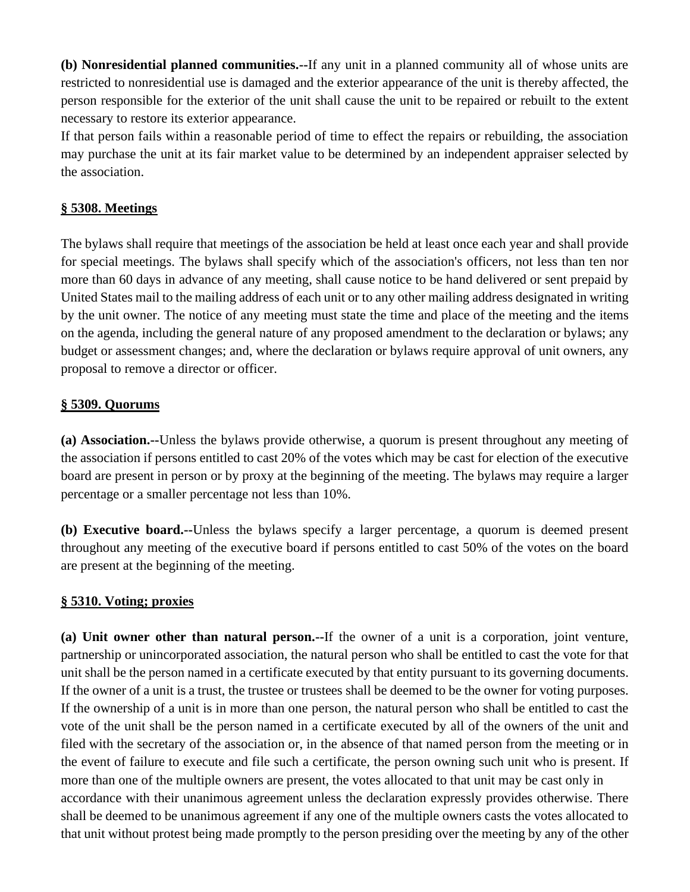**(b) Nonresidential planned communities.--**If any unit in a planned community all of whose units are restricted to nonresidential use is damaged and the exterior appearance of the unit is thereby affected, the person responsible for the exterior of the unit shall cause the unit to be repaired or rebuilt to the extent necessary to restore its exterior appearance.
If that person fails within a reasonable period of time to effect the repairs or rebuilding, the association may purchase the unit at its fair market value to be determined by an independent appraiser selected by the association.

## § 5308. Meetings

The bylaws shall require that meetings of the association be held at least once each year and shall provide for special meetings. The bylaws shall specify which of the association's officers, not less than ten nor more than 60 days in advance of any meeting, shall cause notice to be hand delivered or sent prepaid by United States mail to the mailing address of each unit or to any other mailing address designated in writing by the unit owner. The notice of any meeting must state the time and place of the meeting and the items on the agenda, including the general nature of any proposed amendment to the declaration or bylaws; any budget or assessment changes; and, where the declaration or bylaws require approval of unit owners, any proposal to remove a director or officer.

## § 5309. Quorums

**(a) Association.--**Unless the bylaws provide otherwise, a quorum is present throughout any meeting of the association if persons entitled to cast 20% of the votes which may be cast for election of the executive board are present in person or by proxy at the beginning of the meeting. The bylaws may require a larger percentage or a smaller percentage not less than 10%.

**(b) Executive board.--**Unless the bylaws specify a larger percentage, a quorum is deemed present throughout any meeting of the executive board if persons entitled to cast 50% of the votes on the board are present at the beginning of the meeting.

## § 5310. Voting; proxies

**(a) Unit owner other than natural person.--**If the owner of a unit is a corporation, joint venture, partnership or unincorporated association, the natural person who shall be entitled to cast the vote for that unit shall be the person named in a certificate executed by that entity pursuant to its governing documents. If the owner of a unit is a trust, the trustee or trustees shall be deemed to be the owner for voting purposes. If the ownership of a unit is in more than one person, the natural person who shall be entitled to cast the vote of the unit shall be the person named in a certificate executed by all of the owners of the unit and filed with the secretary of the association or, in the absence of that named person from the meeting or in the event of failure to execute and file such a certificate, the person owning such unit who is present. If more than one of the multiple owners are present, the votes allocated to that unit may be cast only in accordance with their unanimous agreement unless the declaration expressly provides otherwise. There shall be deemed to be unanimous agreement if any one of the multiple owners casts the votes allocated to that unit without protest being made promptly to the person presiding over the meeting by any of the other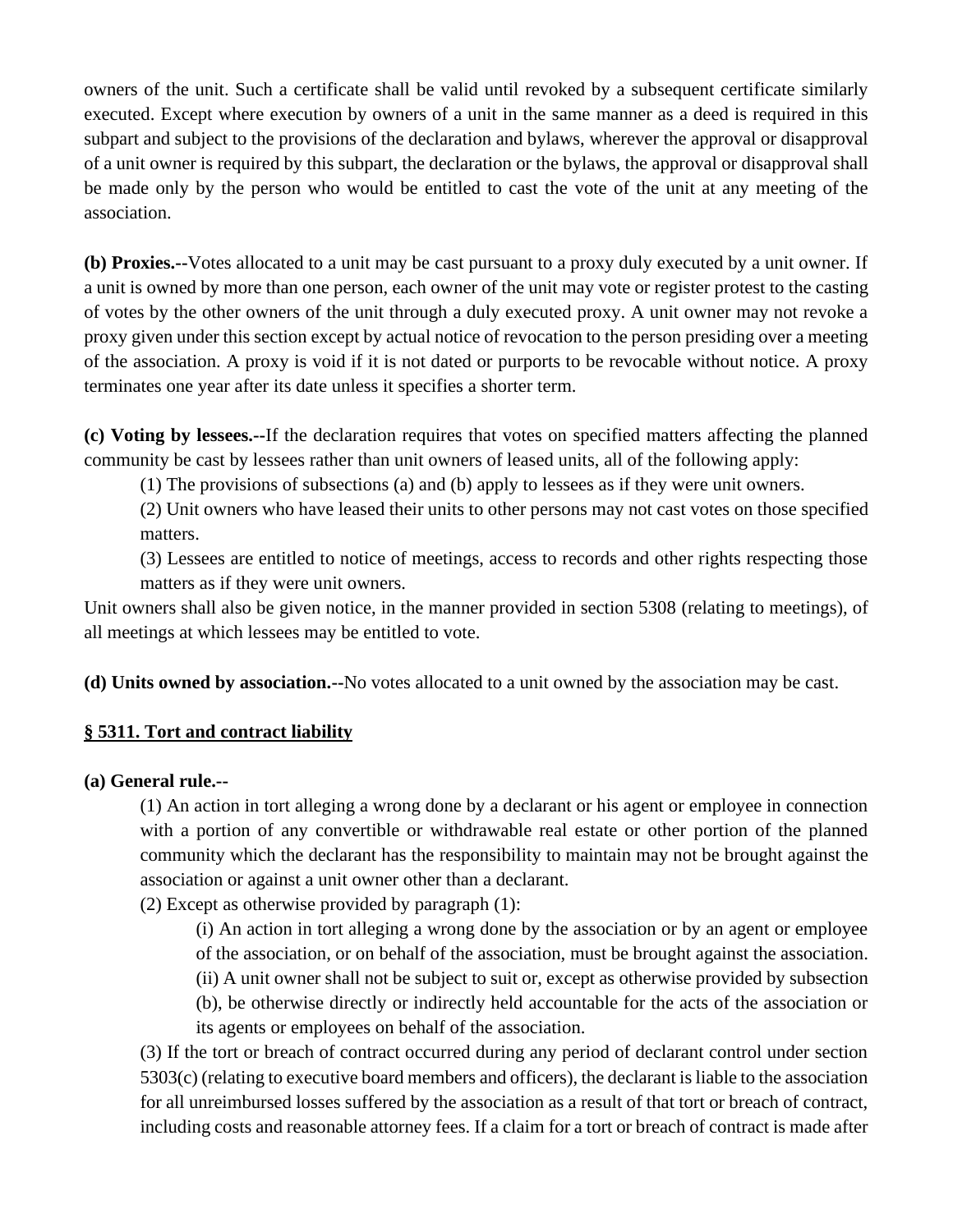owners of the unit. Such a certificate shall be valid until revoked by a subsequent certificate similarly executed. Except where execution by owners of a unit in the same manner as a deed is required in this subpart and subject to the provisions of the declaration and bylaws, wherever the approval or disapproval of a unit owner is required by this subpart, the declaration or the bylaws, the approval or disapproval shall be made only by the person who would be entitled to cast the vote of the unit at any meeting of the association.

**(b) Proxies.--**Votes allocated to a unit may be cast pursuant to a proxy duly executed by a unit owner. If a unit is owned by more than one person, each owner of the unit may vote or register protest to the casting of votes by the other owners of the unit through a duly executed proxy. A unit owner may not revoke a proxy given under this section except by actual notice of revocation to the person presiding over a meeting of the association. A proxy is void if it is not dated or purports to be revocable without notice. A proxy terminates one year after its date unless it specifies a shorter term.

**(c) Voting by lessees.--**If the declaration requires that votes on specified matters affecting the planned community be cast by lessees rather than unit owners of leased units, all of the following apply:

(1) The provisions of subsections (a) and (b) apply to lessees as if they were unit owners.

(2) Unit owners who have leased their units to other persons may not cast votes on those specified matters.

(3) Lessees are entitled to notice of meetings, access to records and other rights respecting those matters as if they were unit owners.

Unit owners shall also be given notice, in the manner provided in section 5308 (relating to meetings), of all meetings at which lessees may be entitled to vote.

**(d) Units owned by association.--**No votes allocated to a unit owned by the association may be cast.

## § 5311. Tort and contract liability

**(a) General rule.--**

(1) An action in tort alleging a wrong done by a declarant or his agent or employee in connection with a portion of any convertible or withdrawable real estate or other portion of the planned community which the declarant has the responsibility to maintain may not be brought against the association or against a unit owner other than a declarant.

(2) Except as otherwise provided by paragraph (1):

(i) An action in tort alleging a wrong done by the association or by an agent or employee of the association, or on behalf of the association, must be brought against the association.

(ii) A unit owner shall not be subject to suit or, except as otherwise provided by subsection (b), be otherwise directly or indirectly held accountable for the acts of the association or its agents or employees on behalf of the association.

(3) If the tort or breach of contract occurred during any period of declarant control under section 5303(c) (relating to executive board members and officers), the declarant is liable to the association for all unreimbursed losses suffered by the association as a result of that tort or breach of contract, including costs and reasonable attorney fees. If a claim for a tort or breach of contract is made after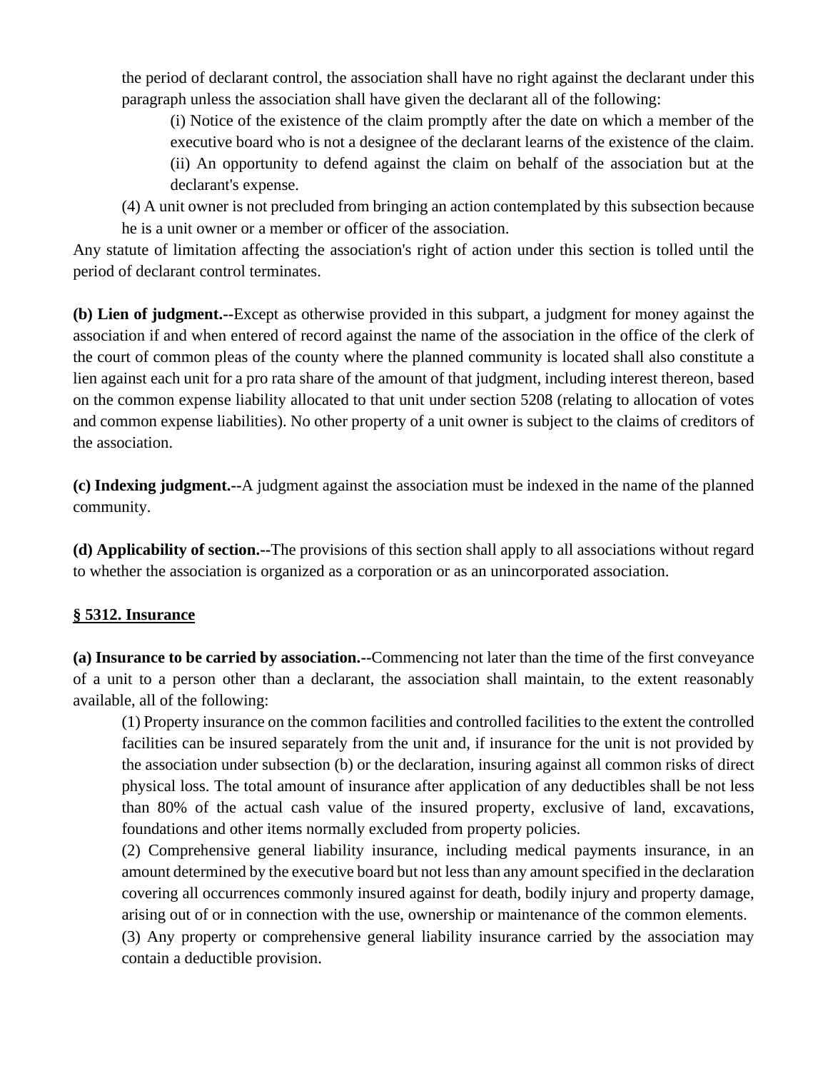the period of declarant control, the association shall have no right against the declarant under this paragraph unless the association shall have given the declarant all of the following:

(i) Notice of the existence of the claim promptly after the date on which a member of the executive board who is not a designee of the declarant learns of the existence of the claim.

(ii) An opportunity to defend against the claim on behalf of the association but at the declarant's expense.

(4) A unit owner is not precluded from bringing an action contemplated by this subsection because he is a unit owner or a member or officer of the association.

Any statute of limitation affecting the association's right of action under this section is tolled until the period of declarant control terminates.

**(b) Lien of judgment.--**Except as otherwise provided in this subpart, a judgment for money against the association if and when entered of record against the name of the association in the office of the clerk of the court of common pleas of the county where the planned community is located shall also constitute a lien against each unit for a pro rata share of the amount of that judgment, including interest thereon, based on the common expense liability allocated to that unit under section 5208 (relating to allocation of votes and common expense liabilities). No other property of a unit owner is subject to the claims of creditors of the association.

**(c) Indexing judgment.--**A judgment against the association must be indexed in the name of the planned community.

**(d) Applicability of section.--**The provisions of this section shall apply to all associations without regard to whether the association is organized as a corporation or as an unincorporated association.

## § 5312. Insurance

**(a) Insurance to be carried by association.--**Commencing not later than the time of the first conveyance of a unit to a person other than a declarant, the association shall maintain, to the extent reasonably available, all of the following:

(1) Property insurance on the common facilities and controlled facilities to the extent the controlled facilities can be insured separately from the unit and, if insurance for the unit is not provided by the association under subsection (b) or the declaration, insuring against all common risks of direct physical loss. The total amount of insurance after application of any deductibles shall be not less than 80% of the actual cash value of the insured property, exclusive of land, excavations, foundations and other items normally excluded from property policies.

(2) Comprehensive general liability insurance, including medical payments insurance, in an amount determined by the executive board but not less than any amount specified in the declaration covering all occurrences commonly insured against for death, bodily injury and property damage, arising out of or in connection with the use, ownership or maintenance of the common elements.

(3) Any property or comprehensive general liability insurance carried by the association may contain a deductible provision.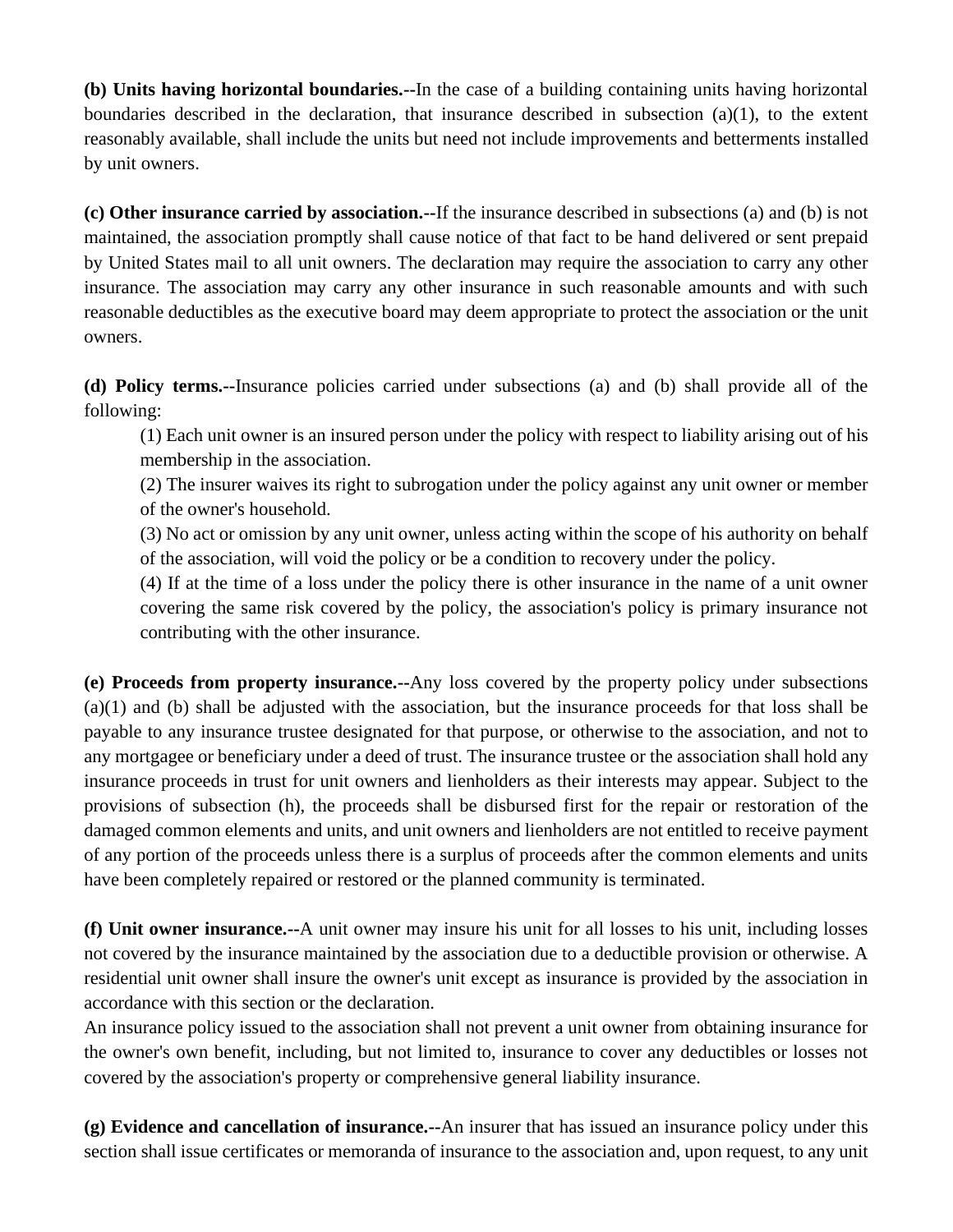**(b) Units having horizontal boundaries.--**In the case of a building containing units having horizontal boundaries described in the declaration, that insurance described in subsection (a)(1), to the extent reasonably available, shall include the units but need not include improvements and betterments installed by unit owners.

**(c) Other insurance carried by association.--**If the insurance described in subsections (a) and (b) is not maintained, the association promptly shall cause notice of that fact to be hand delivered or sent prepaid by United States mail to all unit owners. The declaration may require the association to carry any other insurance. The association may carry any other insurance in such reasonable amounts and with such reasonable deductibles as the executive board may deem appropriate to protect the association or the unit owners.

**(d) Policy terms.--**Insurance policies carried under subsections (a) and (b) shall provide all of the following:

(1) Each unit owner is an insured person under the policy with respect to liability arising out of his membership in the association.

(2) The insurer waives its right to subrogation under the policy against any unit owner or member of the owner's household.

(3) No act or omission by any unit owner, unless acting within the scope of his authority on behalf of the association, will void the policy or be a condition to recovery under the policy.

(4) If at the time of a loss under the policy there is other insurance in the name of a unit owner covering the same risk covered by the policy, the association's policy is primary insurance not contributing with the other insurance.

**(e) Proceeds from property insurance.--**Any loss covered by the property policy under subsections (a)(1) and (b) shall be adjusted with the association, but the insurance proceeds for that loss shall be payable to any insurance trustee designated for that purpose, or otherwise to the association, and not to any mortgagee or beneficiary under a deed of trust. The insurance trustee or the association shall hold any insurance proceeds in trust for unit owners and lienholders as their interests may appear. Subject to the provisions of subsection (h), the proceeds shall be disbursed first for the repair or restoration of the damaged common elements and units, and unit owners and lienholders are not entitled to receive payment of any portion of the proceeds unless there is a surplus of proceeds after the common elements and units have been completely repaired or restored or the planned community is terminated.

**(f) Unit owner insurance.--**A unit owner may insure his unit for all losses to his unit, including losses not covered by the insurance maintained by the association due to a deductible provision or otherwise. A residential unit owner shall insure the owner's unit except as insurance is provided by the association in accordance with this section or the declaration.

An insurance policy issued to the association shall not prevent a unit owner from obtaining insurance for the owner's own benefit, including, but not limited to, insurance to cover any deductibles or losses not covered by the association's property or comprehensive general liability insurance.

**(g) Evidence and cancellation of insurance.--**An insurer that has issued an insurance policy under this section shall issue certificates or memoranda of insurance to the association and, upon request, to any unit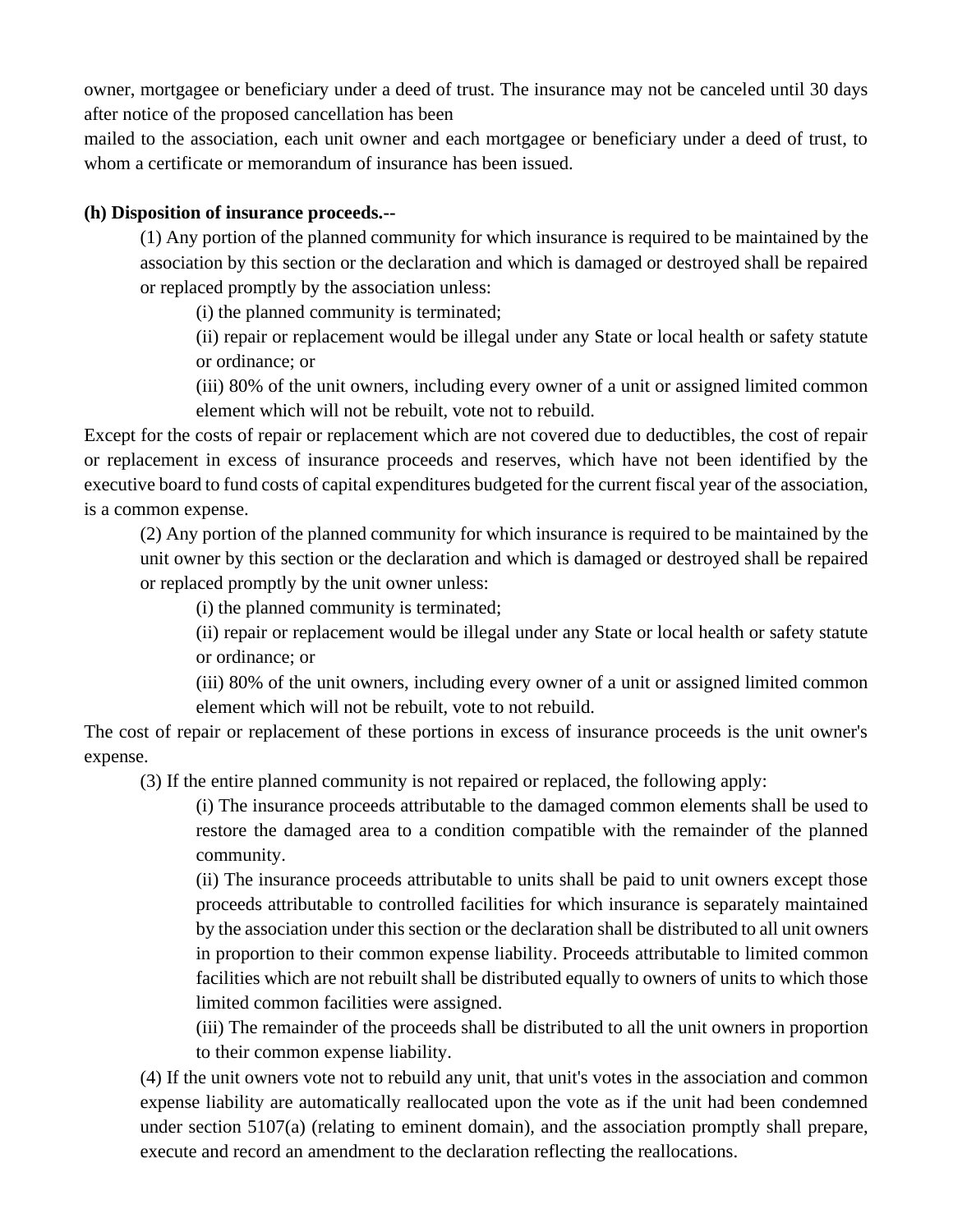owner, mortgagee or beneficiary under a deed of trust. The insurance may not be canceled until 30 days after notice of the proposed cancellation has been
mailed to the association, each unit owner and each mortgagee or beneficiary under a deed of trust, to whom a certificate or memorandum of insurance has been issued.

**(h) Disposition of insurance proceeds.--**

(1) Any portion of the planned community for which insurance is required to be maintained by the association by this section or the declaration and which is damaged or destroyed shall be repaired or replaced promptly by the association unless:

(i) the planned community is terminated;

(ii) repair or replacement would be illegal under any State or local health or safety statute or ordinance; or

(iii) 80% of the unit owners, including every owner of a unit or assigned limited common element which will not be rebuilt, vote not to rebuild.

Except for the costs of repair or replacement which are not covered due to deductibles, the cost of repair or replacement in excess of insurance proceeds and reserves, which have not been identified by the executive board to fund costs of capital expenditures budgeted for the current fiscal year of the association, is a common expense.

(2) Any portion of the planned community for which insurance is required to be maintained by the unit owner by this section or the declaration and which is damaged or destroyed shall be repaired or replaced promptly by the unit owner unless:

(i) the planned community is terminated;

(ii) repair or replacement would be illegal under any State or local health or safety statute or ordinance; or

(iii) 80% of the unit owners, including every owner of a unit or assigned limited common element which will not be rebuilt, vote to not rebuild.

The cost of repair or replacement of these portions in excess of insurance proceeds is the unit owner's expense.

(3) If the entire planned community is not repaired or replaced, the following apply:

(i) The insurance proceeds attributable to the damaged common elements shall be used to restore the damaged area to a condition compatible with the remainder of the planned community.

(ii) The insurance proceeds attributable to units shall be paid to unit owners except those proceeds attributable to controlled facilities for which insurance is separately maintained by the association under this section or the declaration shall be distributed to all unit owners in proportion to their common expense liability. Proceeds attributable to limited common facilities which are not rebuilt shall be distributed equally to owners of units to which those limited common facilities were assigned.

(iii) The remainder of the proceeds shall be distributed to all the unit owners in proportion to their common expense liability.

(4) If the unit owners vote not to rebuild any unit, that unit's votes in the association and common expense liability are automatically reallocated upon the vote as if the unit had been condemned under section 5107(a) (relating to eminent domain), and the association promptly shall prepare, execute and record an amendment to the declaration reflecting the reallocations.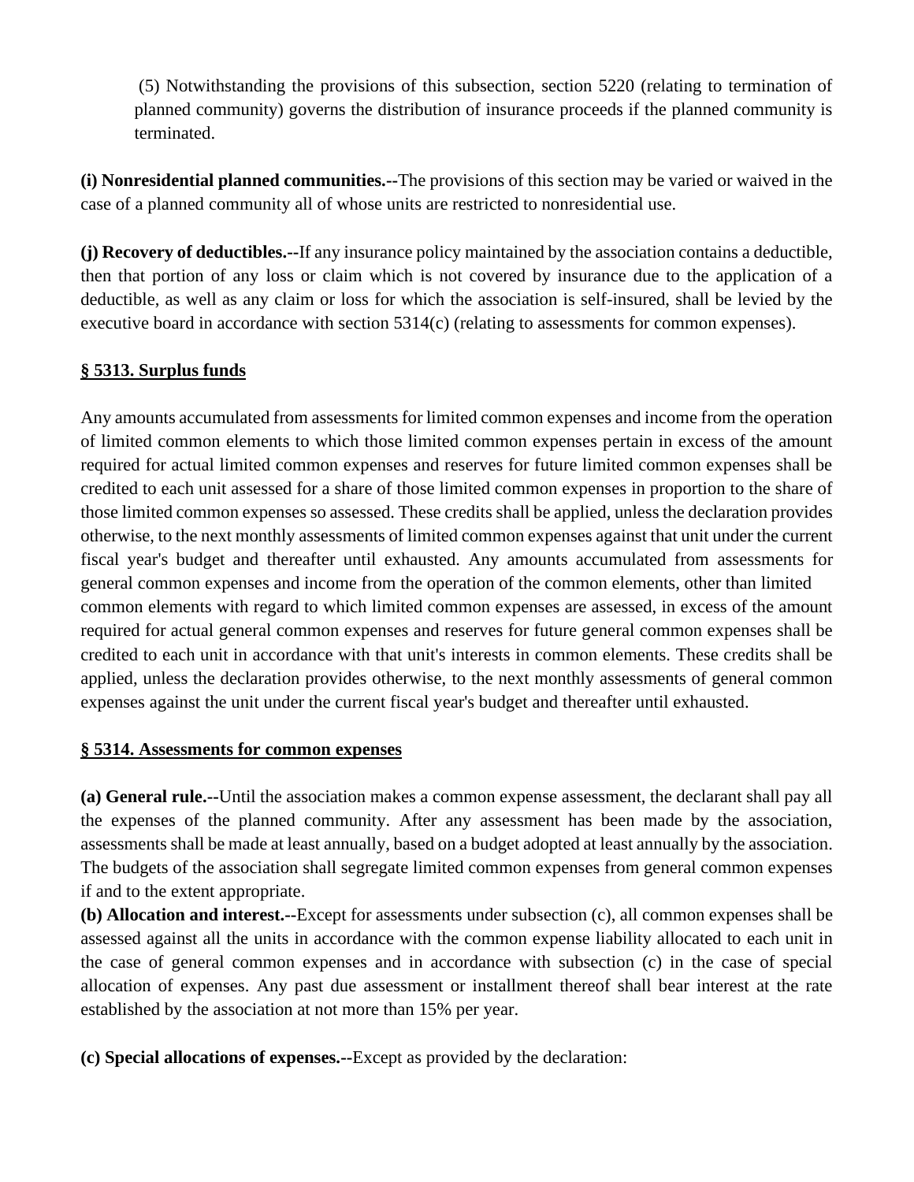(5) Notwithstanding the provisions of this subsection, section 5220 (relating to termination of planned community) governs the distribution of insurance proceeds if the planned community is terminated.

**(i) Nonresidential planned communities.--**The provisions of this section may be varied or waived in the case of a planned community all of whose units are restricted to nonresidential use.

**(j) Recovery of deductibles.--**If any insurance policy maintained by the association contains a deductible, then that portion of any loss or claim which is not covered by insurance due to the application of a deductible, as well as any claim or loss for which the association is self-insured, shall be levied by the executive board in accordance with section 5314(c) (relating to assessments for common expenses).

## § 5313. Surplus funds

Any amounts accumulated from assessments for limited common expenses and income from the operation of limited common elements to which those limited common expenses pertain in excess of the amount required for actual limited common expenses and reserves for future limited common expenses shall be credited to each unit assessed for a share of those limited common expenses in proportion to the share of those limited common expenses so assessed. These credits shall be applied, unless the declaration provides otherwise, to the next monthly assessments of limited common expenses against that unit under the current fiscal year's budget and thereafter until exhausted. Any amounts accumulated from assessments for general common expenses and income from the operation of the common elements, other than limited common elements with regard to which limited common expenses are assessed, in excess of the amount required for actual general common expenses and reserves for future general common expenses shall be credited to each unit in accordance with that unit's interests in common elements. These credits shall be applied, unless the declaration provides otherwise, to the next monthly assessments of general common expenses against the unit under the current fiscal year's budget and thereafter until exhausted.

## § 5314. Assessments for common expenses

**(a) General rule.--**Until the association makes a common expense assessment, the declarant shall pay all the expenses of the planned community. After any assessment has been made by the association, assessments shall be made at least annually, based on a budget adopted at least annually by the association. The budgets of the association shall segregate limited common expenses from general common expenses if and to the extent appropriate.

**(b) Allocation and interest.--**Except for assessments under subsection (c), all common expenses shall be assessed against all the units in accordance with the common expense liability allocated to each unit in the case of general common expenses and in accordance with subsection (c) in the case of special allocation of expenses. Any past due assessment or installment thereof shall bear interest at the rate established by the association at not more than 15% per year.

**(c) Special allocations of expenses.--**Except as provided by the declaration: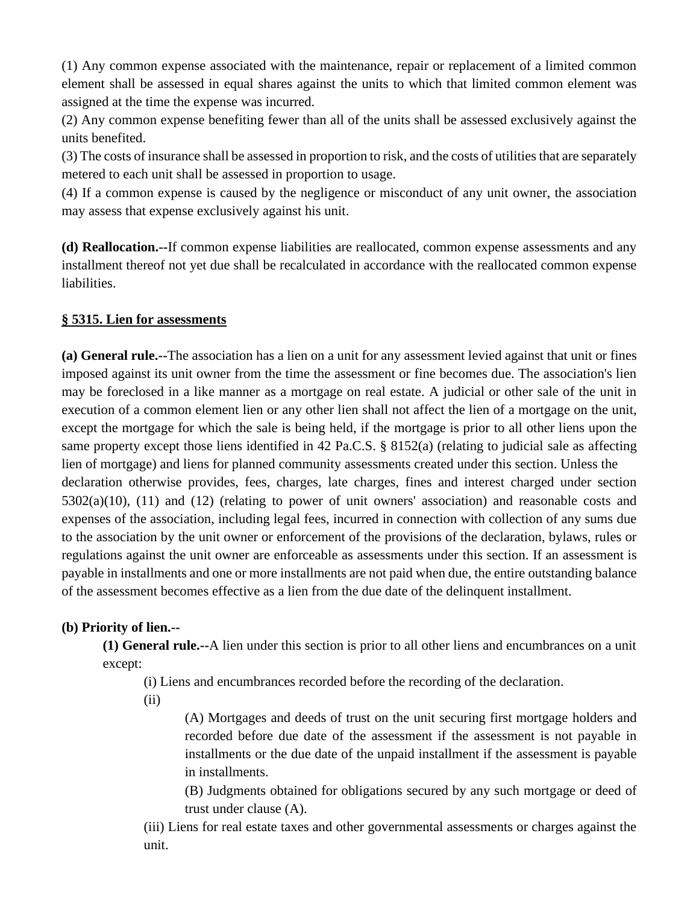(1) Any common expense associated with the maintenance, repair or replacement of a limited common element shall be assessed in equal shares against the units to which that limited common element was assigned at the time the expense was incurred.
(2) Any common expense benefiting fewer than all of the units shall be assessed exclusively against the units benefited.
(3) The costs of insurance shall be assessed in proportion to risk, and the costs of utilities that are separately metered to each unit shall be assessed in proportion to usage.
(4) If a common expense is caused by the negligence or misconduct of any unit owner, the association may assess that expense exclusively against his unit.

**(d) Reallocation.--**If common expense liabilities are reallocated, common expense assessments and any installment thereof not yet due shall be recalculated in accordance with the reallocated common expense liabilities.

**§ 5315. Lien for assessments**

**(a) General rule.--**The association has a lien on a unit for any assessment levied against that unit or fines imposed against its unit owner from the time the assessment or fine becomes due. The association's lien may be foreclosed in a like manner as a mortgage on real estate. A judicial or other sale of the unit in execution of a common element lien or any other lien shall not affect the lien of a mortgage on the unit, except the mortgage for which the sale is being held, if the mortgage is prior to all other liens upon the same property except those liens identified in 42 Pa.C.S. § 8152(a) (relating to judicial sale as affecting lien of mortgage) and liens for planned community assessments created under this section. Unless the declaration otherwise provides, fees, charges, late charges, fines and interest charged under section 5302(a)(10), (11) and (12) (relating to power of unit owners' association) and reasonable costs and expenses of the association, including legal fees, incurred in connection with collection of any sums due to the association by the unit owner or enforcement of the provisions of the declaration, bylaws, rules or regulations against the unit owner are enforceable as assessments under this section. If an assessment is payable in installments and one or more installments are not paid when due, the entire outstanding balance of the assessment becomes effective as a lien from the due date of the delinquent installment.

**(b) Priority of lien.--**

**(1) General rule.--**A lien under this section is prior to all other liens and encumbrances on a unit except:

(i) Liens and encumbrances recorded before the recording of the declaration.

(ii)

(A) Mortgages and deeds of trust on the unit securing first mortgage holders and recorded before due date of the assessment if the assessment is not payable in installments or the due date of the unpaid installment if the assessment is payable in installments.

(B) Judgments obtained for obligations secured by any such mortgage or deed of trust under clause (A).

(iii) Liens for real estate taxes and other governmental assessments or charges against the unit.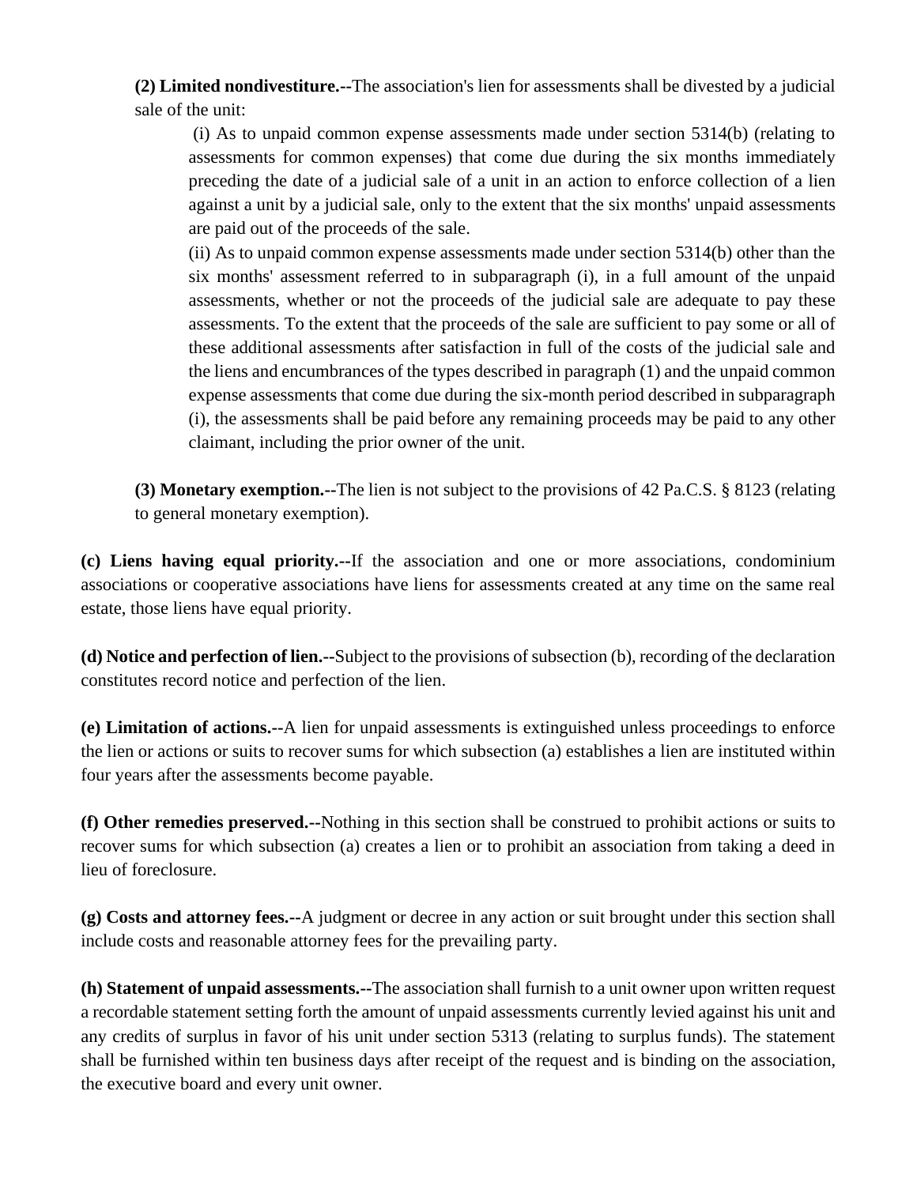**(2) Limited nondivestiture.--**The association's lien for assessments shall be divested by a judicial sale of the unit:

(i) As to unpaid common expense assessments made under section 5314(b) (relating to assessments for common expenses) that come due during the six months immediately preceding the date of a judicial sale of a unit in an action to enforce collection of a lien against a unit by a judicial sale, only to the extent that the six months' unpaid assessments are paid out of the proceeds of the sale.

(ii) As to unpaid common expense assessments made under section 5314(b) other than the six months' assessment referred to in subparagraph (i), in a full amount of the unpaid assessments, whether or not the proceeds of the judicial sale are adequate to pay these assessments. To the extent that the proceeds of the sale are sufficient to pay some or all of these additional assessments after satisfaction in full of the costs of the judicial sale and the liens and encumbrances of the types described in paragraph (1) and the unpaid common expense assessments that come due during the six-month period described in subparagraph (i), the assessments shall be paid before any remaining proceeds may be paid to any other claimant, including the prior owner of the unit.

**(3) Monetary exemption.--**The lien is not subject to the provisions of 42 Pa.C.S. § 8123 (relating to general monetary exemption).

**(c) Liens having equal priority.--**If the association and one or more associations, condominium associations or cooperative associations have liens for assessments created at any time on the same real estate, those liens have equal priority.

**(d) Notice and perfection of lien.--**Subject to the provisions of subsection (b), recording of the declaration constitutes record notice and perfection of the lien.

**(e) Limitation of actions.--**A lien for unpaid assessments is extinguished unless proceedings to enforce the lien or actions or suits to recover sums for which subsection (a) establishes a lien are instituted within four years after the assessments become payable.

**(f) Other remedies preserved.--**Nothing in this section shall be construed to prohibit actions or suits to recover sums for which subsection (a) creates a lien or to prohibit an association from taking a deed in lieu of foreclosure.

**(g) Costs and attorney fees.--**A judgment or decree in any action or suit brought under this section shall include costs and reasonable attorney fees for the prevailing party.

**(h) Statement of unpaid assessments.--**The association shall furnish to a unit owner upon written request a recordable statement setting forth the amount of unpaid assessments currently levied against his unit and any credits of surplus in favor of his unit under section 5313 (relating to surplus funds). The statement shall be furnished within ten business days after receipt of the request and is binding on the association, the executive board and every unit owner.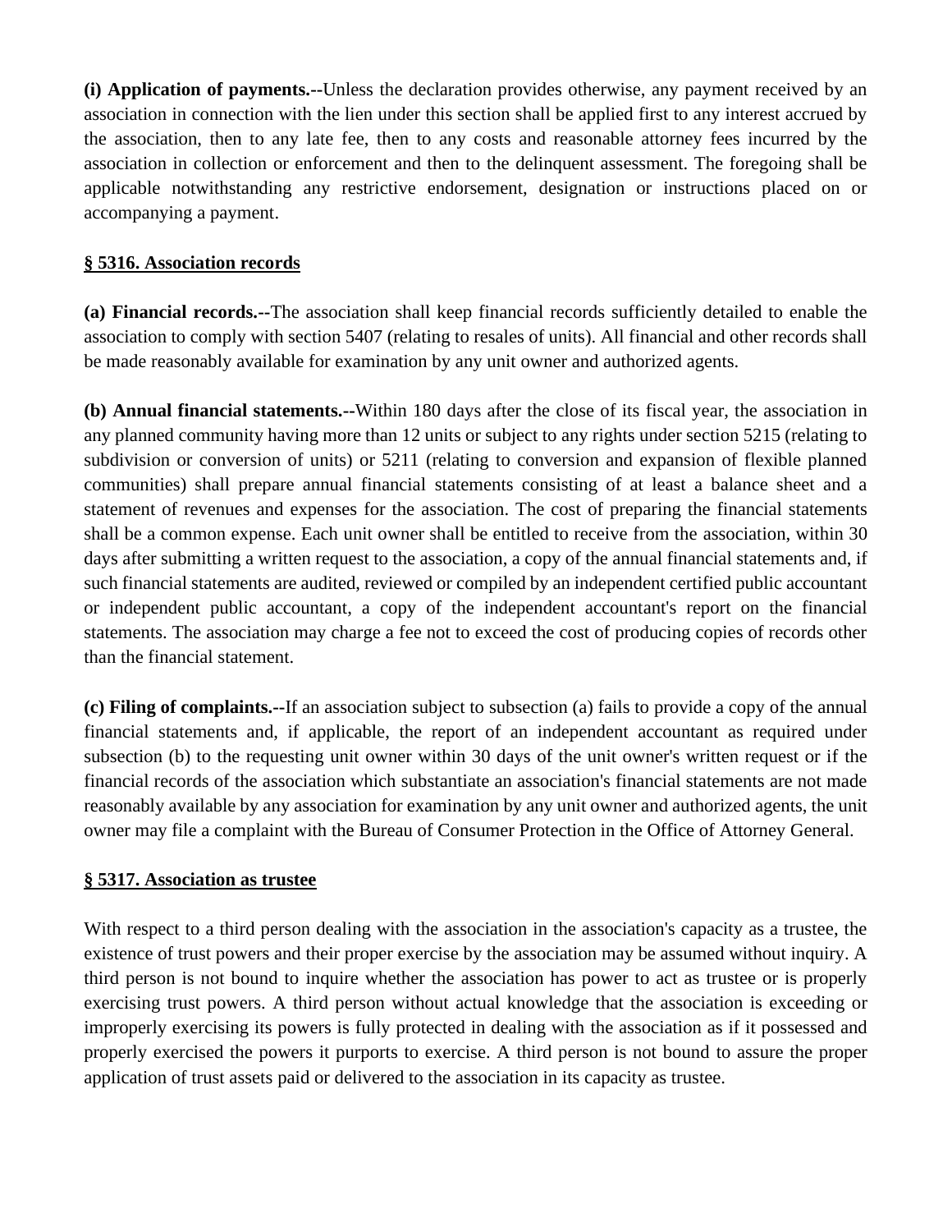**(i) Application of payments.--**Unless the declaration provides otherwise, any payment received by an association in connection with the lien under this section shall be applied first to any interest accrued by the association, then to any late fee, then to any costs and reasonable attorney fees incurred by the association in collection or enforcement and then to the delinquent assessment. The foregoing shall be applicable notwithstanding any restrictive endorsement, designation or instructions placed on or accompanying a payment.

## § 5316. Association records

**(a) Financial records.--**The association shall keep financial records sufficiently detailed to enable the association to comply with section 5407 (relating to resales of units). All financial and other records shall be made reasonably available for examination by any unit owner and authorized agents.

**(b) Annual financial statements.--**Within 180 days after the close of its fiscal year, the association in any planned community having more than 12 units or subject to any rights under section 5215 (relating to subdivision or conversion of units) or 5211 (relating to conversion and expansion of flexible planned communities) shall prepare annual financial statements consisting of at least a balance sheet and a statement of revenues and expenses for the association. The cost of preparing the financial statements shall be a common expense. Each unit owner shall be entitled to receive from the association, within 30 days after submitting a written request to the association, a copy of the annual financial statements and, if such financial statements are audited, reviewed or compiled by an independent certified public accountant or independent public accountant, a copy of the independent accountant's report on the financial statements. The association may charge a fee not to exceed the cost of producing copies of records other than the financial statement.

**(c) Filing of complaints.--**If an association subject to subsection (a) fails to provide a copy of the annual financial statements and, if applicable, the report of an independent accountant as required under subsection (b) to the requesting unit owner within 30 days of the unit owner's written request or if the financial records of the association which substantiate an association's financial statements are not made reasonably available by any association for examination by any unit owner and authorized agents, the unit owner may file a complaint with the Bureau of Consumer Protection in the Office of Attorney General.

## § 5317. Association as trustee

With respect to a third person dealing with the association in the association's capacity as a trustee, the existence of trust powers and their proper exercise by the association may be assumed without inquiry. A third person is not bound to inquire whether the association has power to act as trustee or is properly exercising trust powers. A third person without actual knowledge that the association is exceeding or improperly exercising its powers is fully protected in dealing with the association as if it possessed and properly exercised the powers it purports to exercise. A third person is not bound to assure the proper application of trust assets paid or delivered to the association in its capacity as trustee.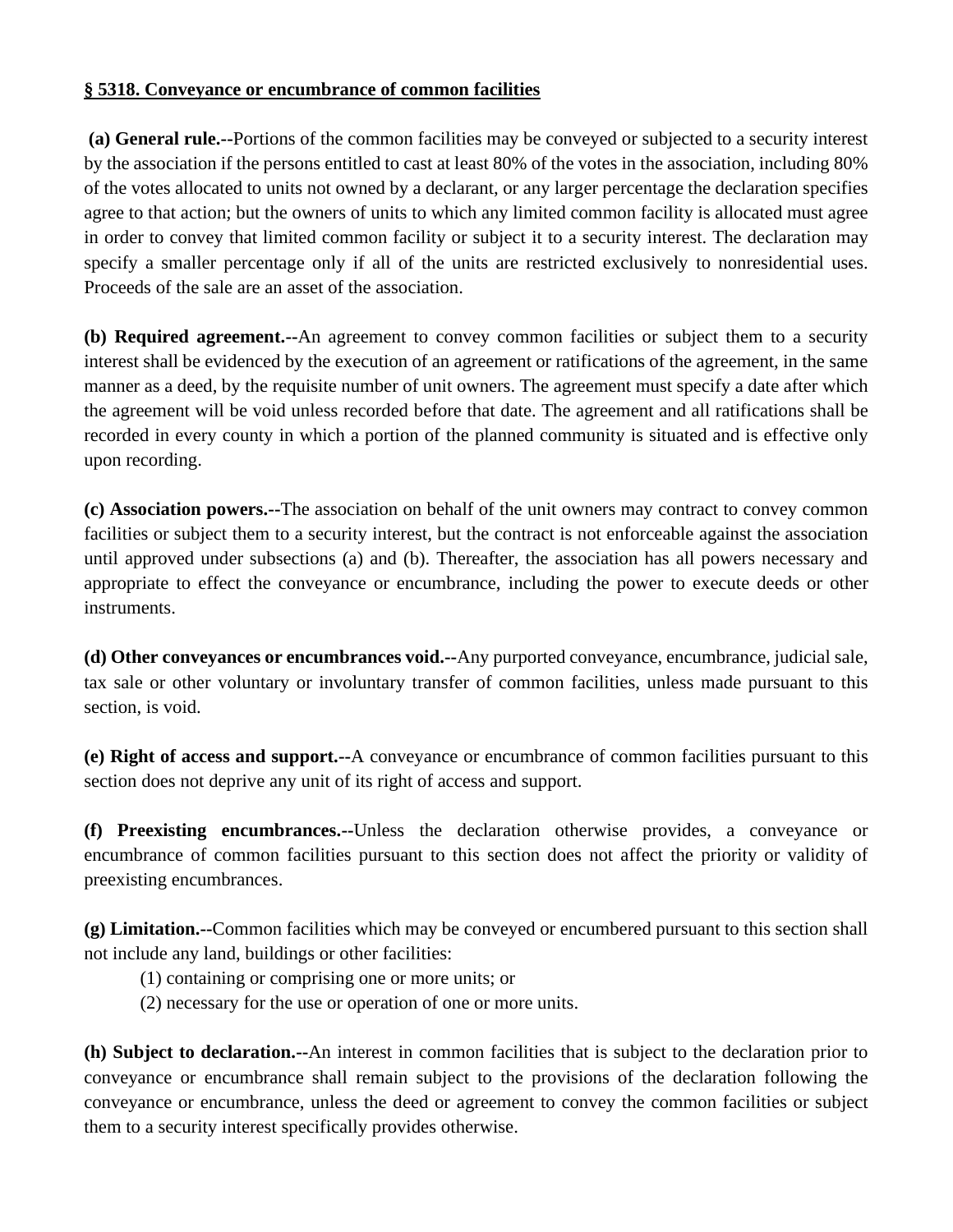**§ 5318. Conveyance or encumbrance of common facilities**

**(a) General rule.--**Portions of the common facilities may be conveyed or subjected to a security interest by the association if the persons entitled to cast at least 80% of the votes in the association, including 80% of the votes allocated to units not owned by a declarant, or any larger percentage the declaration specifies agree to that action; but the owners of units to which any limited common facility is allocated must agree in order to convey that limited common facility or subject it to a security interest. The declaration may specify a smaller percentage only if all of the units are restricted exclusively to nonresidential uses. Proceeds of the sale are an asset of the association.

**(b) Required agreement.--**An agreement to convey common facilities or subject them to a security interest shall be evidenced by the execution of an agreement or ratifications of the agreement, in the same manner as a deed, by the requisite number of unit owners. The agreement must specify a date after which the agreement will be void unless recorded before that date. The agreement and all ratifications shall be recorded in every county in which a portion of the planned community is situated and is effective only upon recording.

**(c) Association powers.--**The association on behalf of the unit owners may contract to convey common facilities or subject them to a security interest, but the contract is not enforceable against the association until approved under subsections (a) and (b). Thereafter, the association has all powers necessary and appropriate to effect the conveyance or encumbrance, including the power to execute deeds or other instruments.

**(d) Other conveyances or encumbrances void.--**Any purported conveyance, encumbrance, judicial sale, tax sale or other voluntary or involuntary transfer of common facilities, unless made pursuant to this section, is void.

**(e) Right of access and support.--**A conveyance or encumbrance of common facilities pursuant to this section does not deprive any unit of its right of access and support.

**(f) Preexisting encumbrances.--**Unless the declaration otherwise provides, a conveyance or encumbrance of common facilities pursuant to this section does not affect the priority or validity of preexisting encumbrances.

**(g) Limitation.--**Common facilities which may be conveyed or encumbered pursuant to this section shall not include any land, buildings or other facilities:

(1) containing or comprising one or more units; or

(2) necessary for the use or operation of one or more units.

**(h) Subject to declaration.--**An interest in common facilities that is subject to the declaration prior to conveyance or encumbrance shall remain subject to the provisions of the declaration following the conveyance or encumbrance, unless the deed or agreement to convey the common facilities or subject them to a security interest specifically provides otherwise.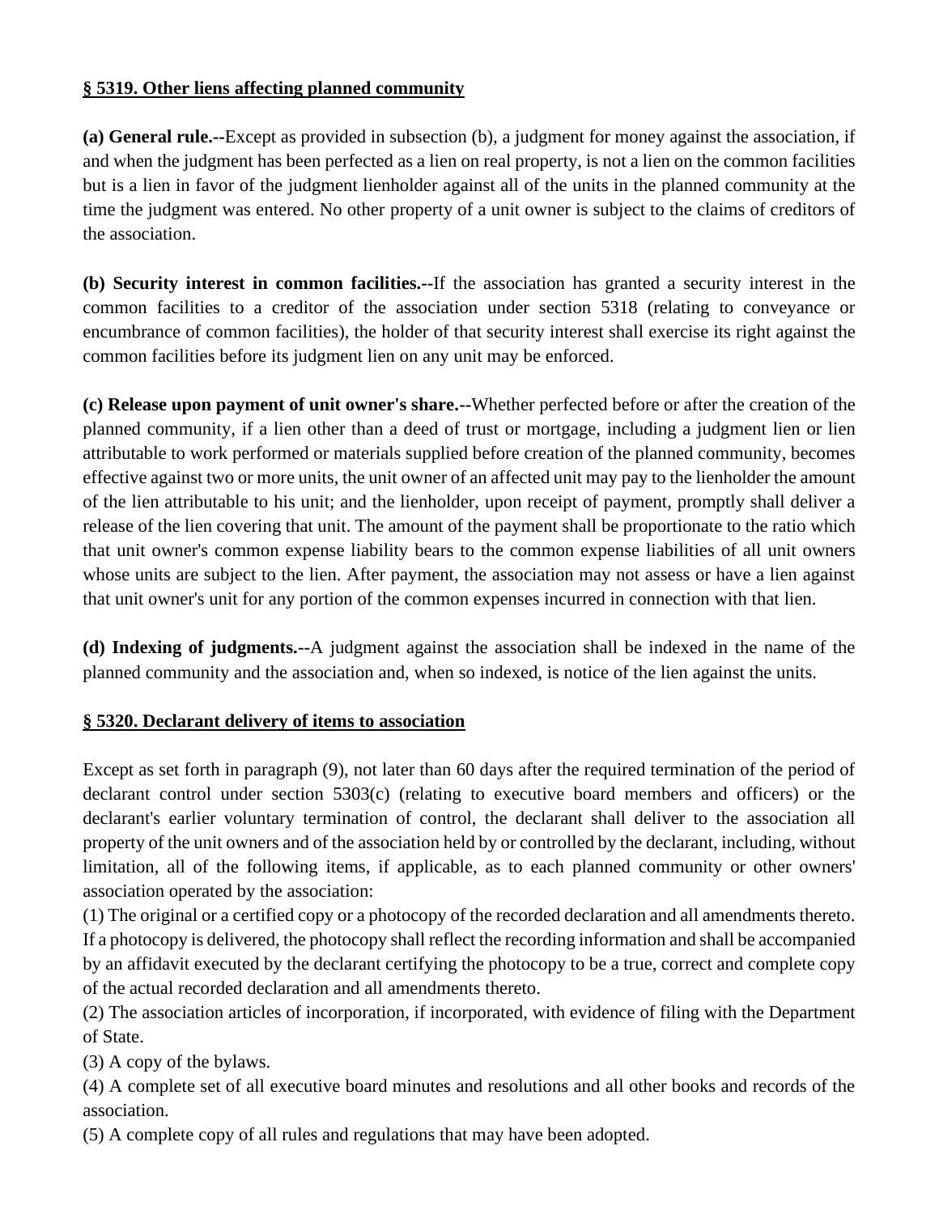**§ 5319. Other liens affecting planned community**

**(a) General rule.--**Except as provided in subsection (b), a judgment for money against the association, if and when the judgment has been perfected as a lien on real property, is not a lien on the common facilities but is a lien in favor of the judgment lienholder against all of the units in the planned community at the time the judgment was entered. No other property of a unit owner is subject to the claims of creditors of the association.

**(b) Security interest in common facilities.--**If the association has granted a security interest in the common facilities to a creditor of the association under section 5318 (relating to conveyance or encumbrance of common facilities), the holder of that security interest shall exercise its right against the common facilities before its judgment lien on any unit may be enforced.

**(c) Release upon payment of unit owner's share.--**Whether perfected before or after the creation of the planned community, if a lien other than a deed of trust or mortgage, including a judgment lien or lien attributable to work performed or materials supplied before creation of the planned community, becomes effective against two or more units, the unit owner of an affected unit may pay to the lienholder the amount of the lien attributable to his unit; and the lienholder, upon receipt of payment, promptly shall deliver a release of the lien covering that unit. The amount of the payment shall be proportionate to the ratio which that unit owner's common expense liability bears to the common expense liabilities of all unit owners whose units are subject to the lien. After payment, the association may not assess or have a lien against that unit owner's unit for any portion of the common expenses incurred in connection with that lien.

**(d) Indexing of judgments.--**A judgment against the association shall be indexed in the name of the planned community and the association and, when so indexed, is notice of the lien against the units.

**§ 5320. Declarant delivery of items to association**

Except as set forth in paragraph (9), not later than 60 days after the required termination of the period of declarant control under section 5303(c) (relating to executive board members and officers) or the declarant's earlier voluntary termination of control, the declarant shall deliver to the association all property of the unit owners and of the association held by or controlled by the declarant, including, without limitation, all of the following items, if applicable, as to each planned community or other owners' association operated by the association:

(1) The original or a certified copy or a photocopy of the recorded declaration and all amendments thereto. If a photocopy is delivered, the photocopy shall reflect the recording information and shall be accompanied by an affidavit executed by the declarant certifying the photocopy to be a true, correct and complete copy of the actual recorded declaration and all amendments thereto.

(2) The association articles of incorporation, if incorporated, with evidence of filing with the Department of State.

(3) A copy of the bylaws.

(4) A complete set of all executive board minutes and resolutions and all other books and records of the association.

(5) A complete copy of all rules and regulations that may have been adopted.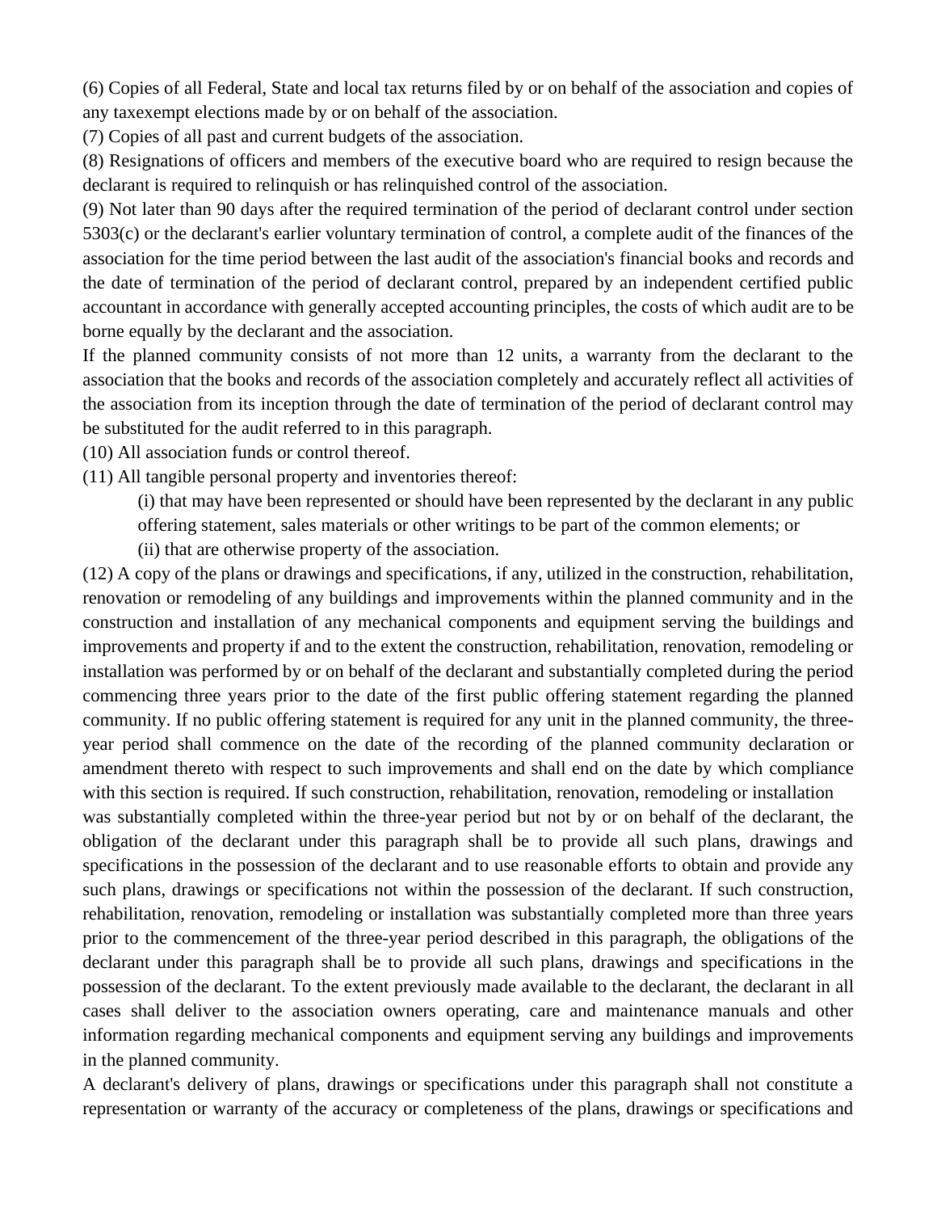(6) Copies of all Federal, State and local tax returns filed by or on behalf of the association and copies of any taxexempt elections made by or on behalf of the association.

(7) Copies of all past and current budgets of the association.

(8) Resignations of officers and members of the executive board who are required to resign because the declarant is required to relinquish or has relinquished control of the association.

(9) Not later than 90 days after the required termination of the period of declarant control under section 5303(c) or the declarant's earlier voluntary termination of control, a complete audit of the finances of the association for the time period between the last audit of the association's financial books and records and the date of termination of the period of declarant control, prepared by an independent certified public accountant in accordance with generally accepted accounting principles, the costs of which audit are to be borne equally by the declarant and the association.

If the planned community consists of not more than 12 units, a warranty from the declarant to the association that the books and records of the association completely and accurately reflect all activities of the association from its inception through the date of termination of the period of declarant control may be substituted for the audit referred to in this paragraph.

(10) All association funds or control thereof.

(11) All tangible personal property and inventories thereof:

(i) that may have been represented or should have been represented by the declarant in any public offering statement, sales materials or other writings to be part of the common elements; or

(ii) that are otherwise property of the association.

(12) A copy of the plans or drawings and specifications, if any, utilized in the construction, rehabilitation, renovation or remodeling of any buildings and improvements within the planned community and in the construction and installation of any mechanical components and equipment serving the buildings and improvements and property if and to the extent the construction, rehabilitation, renovation, remodeling or installation was performed by or on behalf of the declarant and substantially completed during the period commencing three years prior to the date of the first public offering statement regarding the planned community. If no public offering statement is required for any unit in the planned community, the three-year period shall commence on the date of the recording of the planned community declaration or amendment thereto with respect to such improvements and shall end on the date by which compliance with this section is required. If such construction, rehabilitation, renovation, remodeling or installation was substantially completed within the three-year period but not by or on behalf of the declarant, the obligation of the declarant under this paragraph shall be to provide all such plans, drawings and specifications in the possession of the declarant and to use reasonable efforts to obtain and provide any such plans, drawings or specifications not within the possession of the declarant. If such construction, rehabilitation, renovation, remodeling or installation was substantially completed more than three years prior to the commencement of the three-year period described in this paragraph, the obligations of the declarant under this paragraph shall be to provide all such plans, drawings and specifications in the possession of the declarant. To the extent previously made available to the declarant, the declarant in all cases shall deliver to the association owners operating, care and maintenance manuals and other information regarding mechanical components and equipment serving any buildings and improvements in the planned community.

A declarant's delivery of plans, drawings or specifications under this paragraph shall not constitute a representation or warranty of the accuracy or completeness of the plans, drawings or specifications and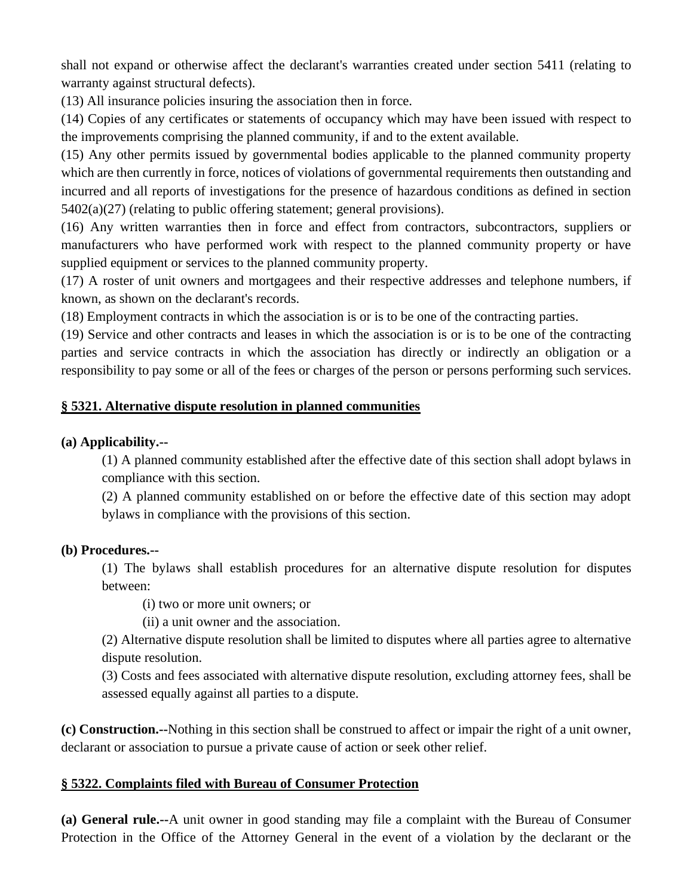shall not expand or otherwise affect the declarant's warranties created under section 5411 (relating to warranty against structural defects).

(13) All insurance policies insuring the association then in force.

(14) Copies of any certificates or statements of occupancy which may have been issued with respect to the improvements comprising the planned community, if and to the extent available.

(15) Any other permits issued by governmental bodies applicable to the planned community property which are then currently in force, notices of violations of governmental requirements then outstanding and incurred and all reports of investigations for the presence of hazardous conditions as defined in section 5402(a)(27) (relating to public offering statement; general provisions).

(16) Any written warranties then in force and effect from contractors, subcontractors, suppliers or manufacturers who have performed work with respect to the planned community property or have supplied equipment or services to the planned community property.

(17) A roster of unit owners and mortgagees and their respective addresses and telephone numbers, if known, as shown on the declarant's records.

(18) Employment contracts in which the association is or is to be one of the contracting parties.

(19) Service and other contracts and leases in which the association is or is to be one of the contracting parties and service contracts in which the association has directly or indirectly an obligation or a responsibility to pay some or all of the fees or charges of the person or persons performing such services.

## § 5321. Alternative dispute resolution in planned communities

**(a) Applicability.--**

(1) A planned community established after the effective date of this section shall adopt bylaws in compliance with this section.

(2) A planned community established on or before the effective date of this section may adopt bylaws in compliance with the provisions of this section.

**(b) Procedures.--**

(1) The bylaws shall establish procedures for an alternative dispute resolution for disputes between:

(i) two or more unit owners; or

(ii) a unit owner and the association.

(2) Alternative dispute resolution shall be limited to disputes where all parties agree to alternative dispute resolution.

(3) Costs and fees associated with alternative dispute resolution, excluding attorney fees, shall be assessed equally against all parties to a dispute.

**(c) Construction.--**Nothing in this section shall be construed to affect or impair the right of a unit owner, declarant or association to pursue a private cause of action or seek other relief.

## § 5322. Complaints filed with Bureau of Consumer Protection

**(a) General rule.--**A unit owner in good standing may file a complaint with the Bureau of Consumer Protection in the Office of the Attorney General in the event of a violation by the declarant or the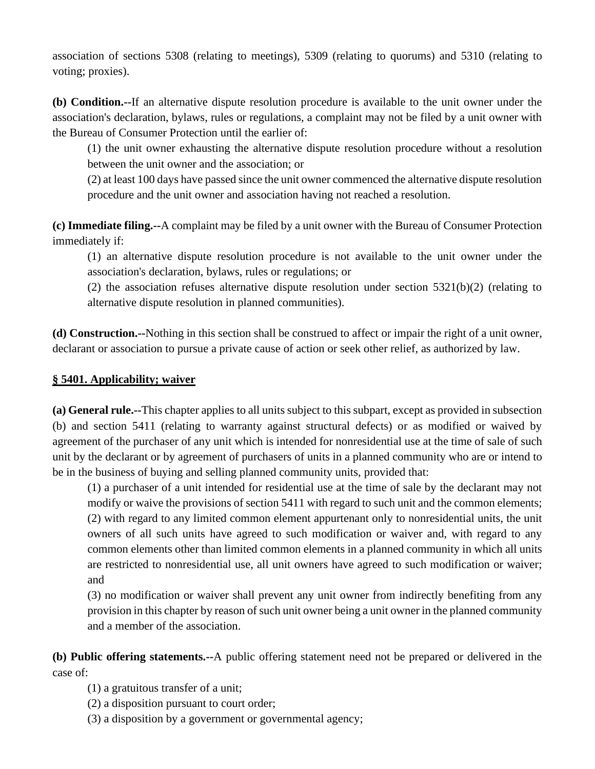association of sections 5308 (relating to meetings), 5309 (relating to quorums) and 5310 (relating to voting; proxies).

**(b) Condition.--**If an alternative dispute resolution procedure is available to the unit owner under the association's declaration, bylaws, rules or regulations, a complaint may not be filed by a unit owner with the Bureau of Consumer Protection until the earlier of:

(1) the unit owner exhausting the alternative dispute resolution procedure without a resolution between the unit owner and the association; or

(2) at least 100 days have passed since the unit owner commenced the alternative dispute resolution procedure and the unit owner and association having not reached a resolution.

**(c) Immediate filing.--**A complaint may be filed by a unit owner with the Bureau of Consumer Protection immediately if:

(1) an alternative dispute resolution procedure is not available to the unit owner under the association's declaration, bylaws, rules or regulations; or

(2) the association refuses alternative dispute resolution under section 5321(b)(2) (relating to alternative dispute resolution in planned communities).

**(d) Construction.--**Nothing in this section shall be construed to affect or impair the right of a unit owner, declarant or association to pursue a private cause of action or seek other relief, as authorized by law.

## § 5401. Applicability; waiver

**(a) General rule.--**This chapter applies to all units subject to this subpart, except as provided in subsection (b) and section 5411 (relating to warranty against structural defects) or as modified or waived by agreement of the purchaser of any unit which is intended for nonresidential use at the time of sale of such unit by the declarant or by agreement of purchasers of units in a planned community who are or intend to be in the business of buying and selling planned community units, provided that:

(1) a purchaser of a unit intended for residential use at the time of sale by the declarant may not modify or waive the provisions of section 5411 with regard to such unit and the common elements;

(2) with regard to any limited common element appurtenant only to nonresidential units, the unit owners of all such units have agreed to such modification or waiver and, with regard to any common elements other than limited common elements in a planned community in which all units are restricted to nonresidential use, all unit owners have agreed to such modification or waiver; and

(3) no modification or waiver shall prevent any unit owner from indirectly benefiting from any provision in this chapter by reason of such unit owner being a unit owner in the planned community and a member of the association.

**(b) Public offering statements.--**A public offering statement need not be prepared or delivered in the case of:

(1) a gratuitous transfer of a unit;

(2) a disposition pursuant to court order;

(3) a disposition by a government or governmental agency;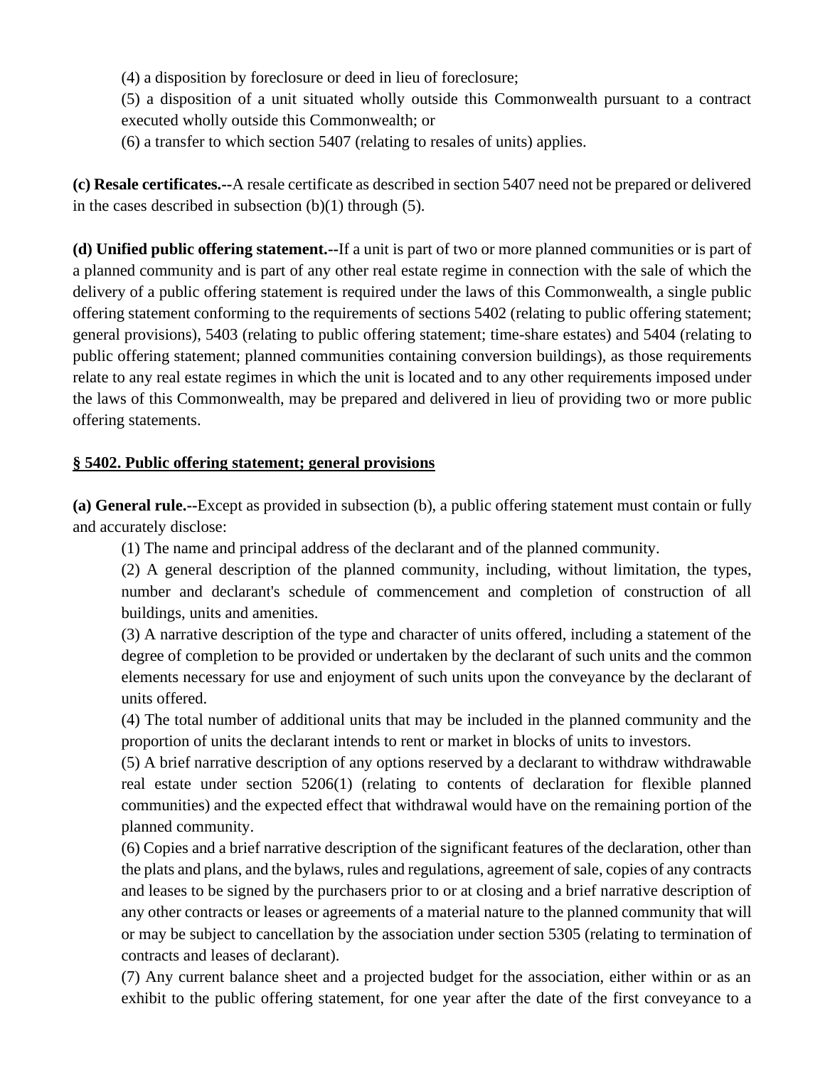(4) a disposition by foreclosure or deed in lieu of foreclosure;

(5) a disposition of a unit situated wholly outside this Commonwealth pursuant to a contract executed wholly outside this Commonwealth; or

(6) a transfer to which section 5407 (relating to resales of units) applies.

**(c) Resale certificates.--**A resale certificate as described in section 5407 need not be prepared or delivered in the cases described in subsection (b)(1) through (5).

**(d) Unified public offering statement.--**If a unit is part of two or more planned communities or is part of a planned community and is part of any other real estate regime in connection with the sale of which the delivery of a public offering statement is required under the laws of this Commonwealth, a single public offering statement conforming to the requirements of sections 5402 (relating to public offering statement; general provisions), 5403 (relating to public offering statement; time-share estates) and 5404 (relating to public offering statement; planned communities containing conversion buildings), as those requirements relate to any real estate regimes in which the unit is located and to any other requirements imposed under the laws of this Commonwealth, may be prepared and delivered in lieu of providing two or more public offering statements.

## § 5402. Public offering statement; general provisions

**(a) General rule.--**Except as provided in subsection (b), a public offering statement must contain or fully and accurately disclose:

(1) The name and principal address of the declarant and of the planned community.

(2) A general description of the planned community, including, without limitation, the types, number and declarant's schedule of commencement and completion of construction of all buildings, units and amenities.

(3) A narrative description of the type and character of units offered, including a statement of the degree of completion to be provided or undertaken by the declarant of such units and the common elements necessary for use and enjoyment of such units upon the conveyance by the declarant of units offered.

(4) The total number of additional units that may be included in the planned community and the proportion of units the declarant intends to rent or market in blocks of units to investors.

(5) A brief narrative description of any options reserved by a declarant to withdraw withdrawable real estate under section 5206(1) (relating to contents of declaration for flexible planned communities) and the expected effect that withdrawal would have on the remaining portion of the planned community.

(6) Copies and a brief narrative description of the significant features of the declaration, other than the plats and plans, and the bylaws, rules and regulations, agreement of sale, copies of any contracts and leases to be signed by the purchasers prior to or at closing and a brief narrative description of any other contracts or leases or agreements of a material nature to the planned community that will or may be subject to cancellation by the association under section 5305 (relating to termination of contracts and leases of declarant).

(7) Any current balance sheet and a projected budget for the association, either within or as an exhibit to the public offering statement, for one year after the date of the first conveyance to a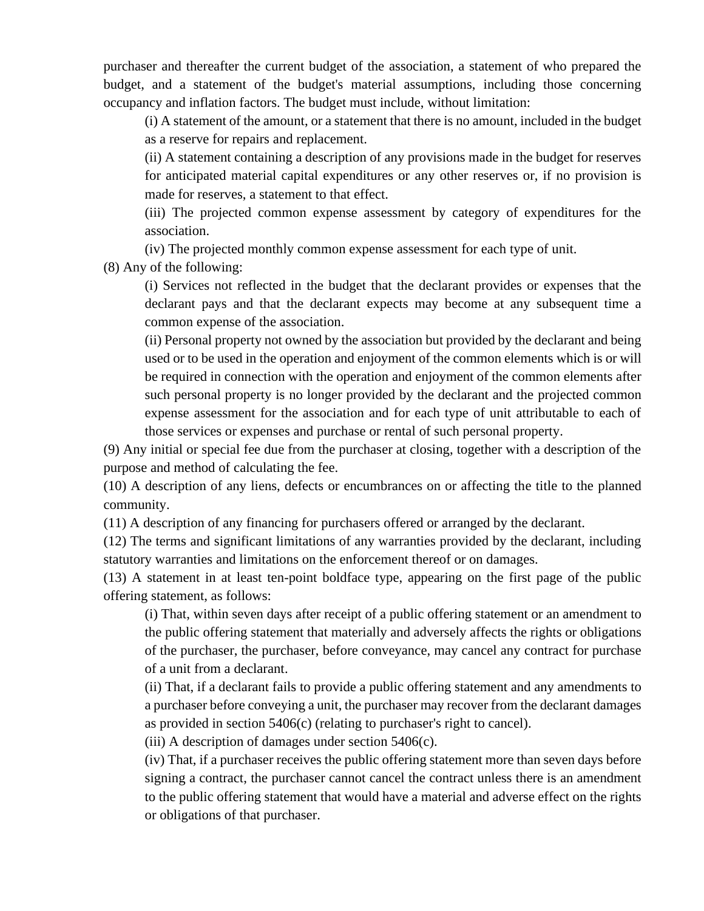purchaser and thereafter the current budget of the association, a statement of who prepared the budget, and a statement of the budget's material assumptions, including those concerning occupancy and inflation factors. The budget must include, without limitation:

(i) A statement of the amount, or a statement that there is no amount, included in the budget as a reserve for repairs and replacement.

(ii) A statement containing a description of any provisions made in the budget for reserves for anticipated material capital expenditures or any other reserves or, if no provision is made for reserves, a statement to that effect.

(iii) The projected common expense assessment by category of expenditures for the association.

(iv) The projected monthly common expense assessment for each type of unit.

(8) Any of the following:

(i) Services not reflected in the budget that the declarant provides or expenses that the declarant pays and that the declarant expects may become at any subsequent time a common expense of the association.

(ii) Personal property not owned by the association but provided by the declarant and being used or to be used in the operation and enjoyment of the common elements which is or will be required in connection with the operation and enjoyment of the common elements after such personal property is no longer provided by the declarant and the projected common expense assessment for the association and for each type of unit attributable to each of those services or expenses and purchase or rental of such personal property.

(9) Any initial or special fee due from the purchaser at closing, together with a description of the purpose and method of calculating the fee.

(10) A description of any liens, defects or encumbrances on or affecting the title to the planned community.

(11) A description of any financing for purchasers offered or arranged by the declarant.

(12) The terms and significant limitations of any warranties provided by the declarant, including statutory warranties and limitations on the enforcement thereof or on damages.

(13) A statement in at least ten-point boldface type, appearing on the first page of the public offering statement, as follows:

(i) That, within seven days after receipt of a public offering statement or an amendment to the public offering statement that materially and adversely affects the rights or obligations of the purchaser, the purchaser, before conveyance, may cancel any contract for purchase of a unit from a declarant.

(ii) That, if a declarant fails to provide a public offering statement and any amendments to a purchaser before conveying a unit, the purchaser may recover from the declarant damages as provided in section 5406(c) (relating to purchaser's right to cancel).

(iii) A description of damages under section 5406(c).

(iv) That, if a purchaser receives the public offering statement more than seven days before signing a contract, the purchaser cannot cancel the contract unless there is an amendment to the public offering statement that would have a material and adverse effect on the rights or obligations of that purchaser.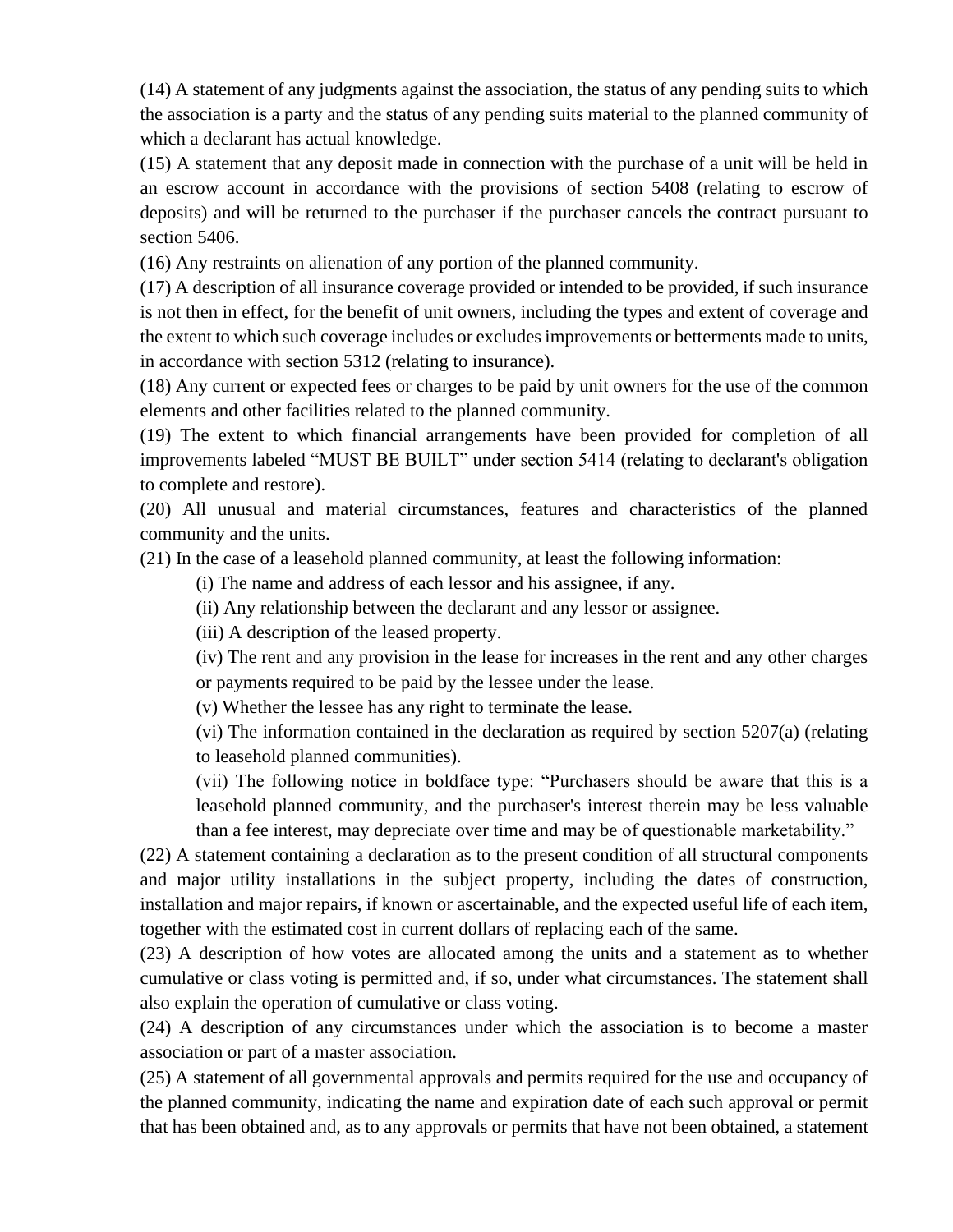(14) A statement of any judgments against the association, the status of any pending suits to which the association is a party and the status of any pending suits material to the planned community of which a declarant has actual knowledge.

(15) A statement that any deposit made in connection with the purchase of a unit will be held in an escrow account in accordance with the provisions of section 5408 (relating to escrow of deposits) and will be returned to the purchaser if the purchaser cancels the contract pursuant to section 5406.

(16) Any restraints on alienation of any portion of the planned community.

(17) A description of all insurance coverage provided or intended to be provided, if such insurance is not then in effect, for the benefit of unit owners, including the types and extent of coverage and the extent to which such coverage includes or excludes improvements or betterments made to units, in accordance with section 5312 (relating to insurance).

(18) Any current or expected fees or charges to be paid by unit owners for the use of the common elements and other facilities related to the planned community.

(19) The extent to which financial arrangements have been provided for completion of all improvements labeled "MUST BE BUILT" under section 5414 (relating to declarant's obligation to complete and restore).

(20) All unusual and material circumstances, features and characteristics of the planned community and the units.

(21) In the case of a leasehold planned community, at least the following information:

> (i) The name and address of each lessor and his assignee, if any.
>
> (ii) Any relationship between the declarant and any lessor or assignee.
>
> (iii) A description of the leased property.
>
> (iv) The rent and any provision in the lease for increases in the rent and any other charges or payments required to be paid by the lessee under the lease.
>
> (v) Whether the lessee has any right to terminate the lease.
>
> (vi) The information contained in the declaration as required by section 5207(a) (relating to leasehold planned communities).
>
> (vii) The following notice in boldface type: "Purchasers should be aware that this is a leasehold planned community, and the purchaser's interest therein may be less valuable than a fee interest, may depreciate over time and may be of questionable marketability."

(22) A statement containing a declaration as to the present condition of all structural components and major utility installations in the subject property, including the dates of construction, installation and major repairs, if known or ascertainable, and the expected useful life of each item, together with the estimated cost in current dollars of replacing each of the same.

(23) A description of how votes are allocated among the units and a statement as to whether cumulative or class voting is permitted and, if so, under what circumstances. The statement shall also explain the operation of cumulative or class voting.

(24) A description of any circumstances under which the association is to become a master association or part of a master association.

(25) A statement of all governmental approvals and permits required for the use and occupancy of the planned community, indicating the name and expiration date of each such approval or permit that has been obtained and, as to any approvals or permits that have not been obtained, a statement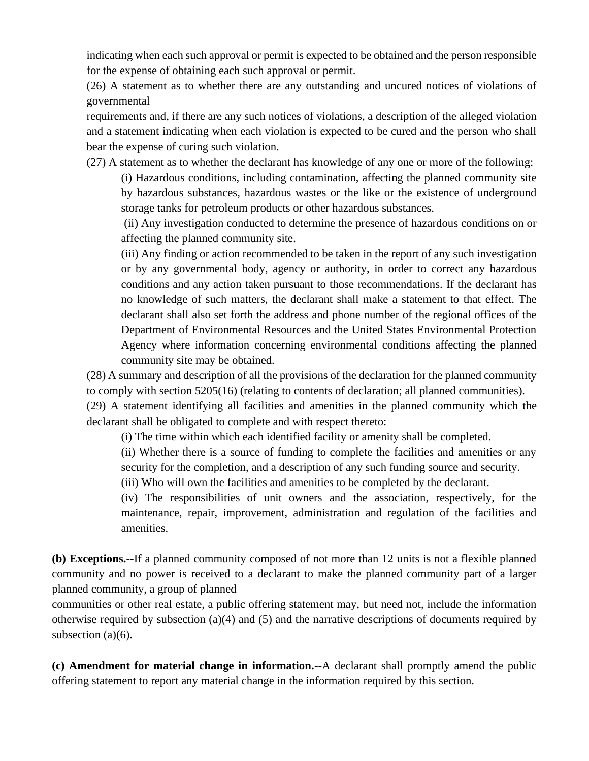indicating when each such approval or permit is expected to be obtained and the person responsible for the expense of obtaining each such approval or permit.

(26) A statement as to whether there are any outstanding and uncured notices of violations of governmental requirements and, if there are any such notices of violations, a description of the alleged violation and a statement indicating when each violation is expected to be cured and the person who shall bear the expense of curing such violation.

(27) A statement as to whether the declarant has knowledge of any one or more of the following:

(i) Hazardous conditions, including contamination, affecting the planned community site by hazardous substances, hazardous wastes or the like or the existence of underground storage tanks for petroleum products or other hazardous substances.

(ii) Any investigation conducted to determine the presence of hazardous conditions on or affecting the planned community site.

(iii) Any finding or action recommended to be taken in the report of any such investigation or by any governmental body, agency or authority, in order to correct any hazardous conditions and any action taken pursuant to those recommendations. If the declarant has no knowledge of such matters, the declarant shall make a statement to that effect. The declarant shall also set forth the address and phone number of the regional offices of the Department of Environmental Resources and the United States Environmental Protection Agency where information concerning environmental conditions affecting the planned community site may be obtained.

(28) A summary and description of all the provisions of the declaration for the planned community to comply with section 5205(16) (relating to contents of declaration; all planned communities).

(29) A statement identifying all facilities and amenities in the planned community which the declarant shall be obligated to complete and with respect thereto:

(i) The time within which each identified facility or amenity shall be completed.

(ii) Whether there is a source of funding to complete the facilities and amenities or any security for the completion, and a description of any such funding source and security.

(iii) Who will own the facilities and amenities to be completed by the declarant.

(iv) The responsibilities of unit owners and the association, respectively, for the maintenance, repair, improvement, administration and regulation of the facilities and amenities.

**(b) Exceptions.--**If a planned community composed of not more than 12 units is not a flexible planned community and no power is received to a declarant to make the planned community part of a larger planned community, a group of planned communities or other real estate, a public offering statement may, but need not, include the information otherwise required by subsection (a)(4) and (5) and the narrative descriptions of documents required by subsection (a)(6).

**(c) Amendment for material change in information.--**A declarant shall promptly amend the public offering statement to report any material change in the information required by this section.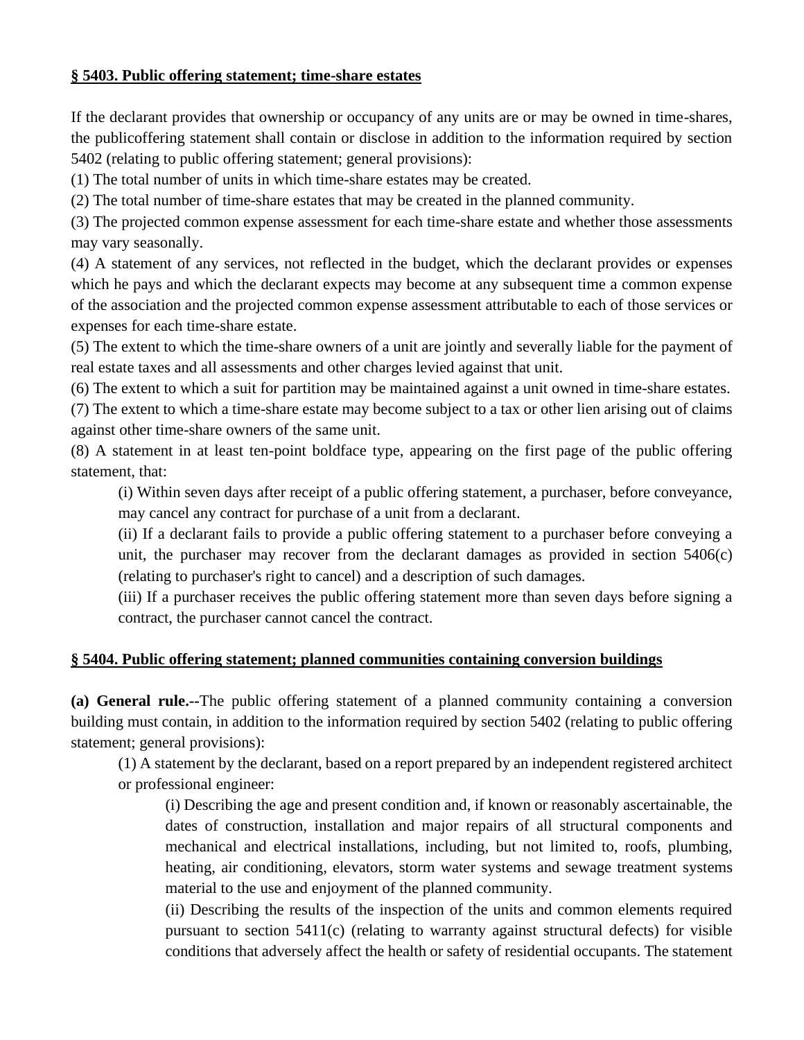**§ 5403. Public offering statement; time-share estates**

If the declarant provides that ownership or occupancy of any units are or may be owned in time-shares, the publicoffering statement shall contain or disclose in addition to the information required by section 5402 (relating to public offering statement; general provisions):

(1) The total number of units in which time-share estates may be created.

(2) The total number of time-share estates that may be created in the planned community.

(3) The projected common expense assessment for each time-share estate and whether those assessments may vary seasonally.

(4) A statement of any services, not reflected in the budget, which the declarant provides or expenses which he pays and which the declarant expects may become at any subsequent time a common expense of the association and the projected common expense assessment attributable to each of those services or expenses for each time-share estate.

(5) The extent to which the time-share owners of a unit are jointly and severally liable for the payment of real estate taxes and all assessments and other charges levied against that unit.

(6) The extent to which a suit for partition may be maintained against a unit owned in time-share estates.

(7) The extent to which a time-share estate may become subject to a tax or other lien arising out of claims against other time-share owners of the same unit.

(8) A statement in at least ten-point boldface type, appearing on the first page of the public offering statement, that:

> (i) Within seven days after receipt of a public offering statement, a purchaser, before conveyance, may cancel any contract for purchase of a unit from a declarant.
>
> (ii) If a declarant fails to provide a public offering statement to a purchaser before conveying a unit, the purchaser may recover from the declarant damages as provided in section 5406(c) (relating to purchaser's right to cancel) and a description of such damages.
>
> (iii) If a purchaser receives the public offering statement more than seven days before signing a contract, the purchaser cannot cancel the contract.

**§ 5404. Public offering statement; planned communities containing conversion buildings**

**(a) General rule.--**The public offering statement of a planned community containing a conversion building must contain, in addition to the information required by section 5402 (relating to public offering statement; general provisions):

> (1) A statement by the declarant, based on a report prepared by an independent registered architect or professional engineer:
>
> > (i) Describing the age and present condition and, if known or reasonably ascertainable, the dates of construction, installation and major repairs of all structural components and mechanical and electrical installations, including, but not limited to, roofs, plumbing, heating, air conditioning, elevators, storm water systems and sewage treatment systems material to the use and enjoyment of the planned community.
> >
> > (ii) Describing the results of the inspection of the units and common elements required pursuant to section 5411(c) (relating to warranty against structural defects) for visible conditions that adversely affect the health or safety of residential occupants. The statement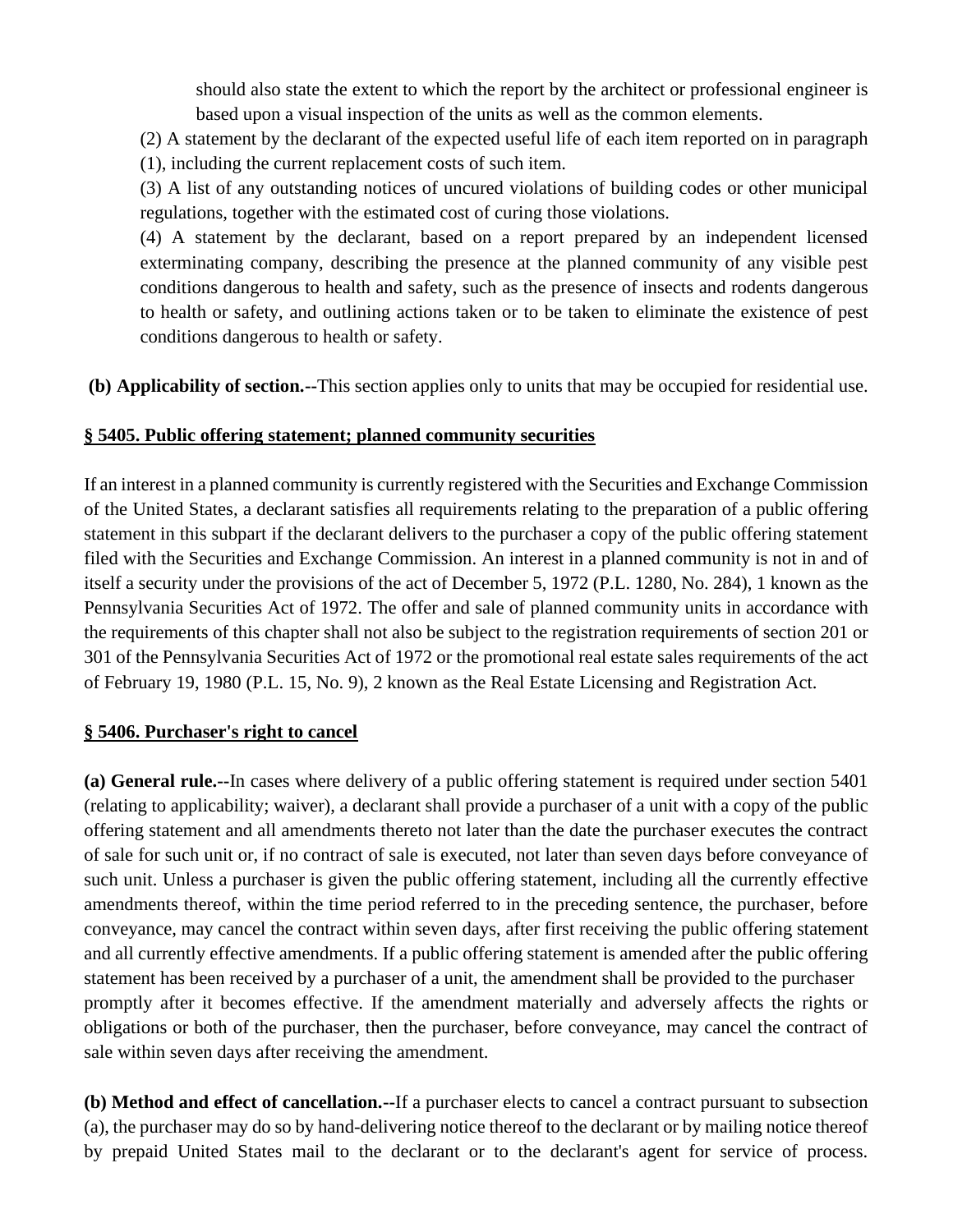should also state the extent to which the report by the architect or professional engineer is based upon a visual inspection of the units as well as the common elements.

(2) A statement by the declarant of the expected useful life of each item reported on in paragraph (1), including the current replacement costs of such item.

(3) A list of any outstanding notices of uncured violations of building codes or other municipal regulations, together with the estimated cost of curing those violations.

(4) A statement by the declarant, based on a report prepared by an independent licensed exterminating company, describing the presence at the planned community of any visible pest conditions dangerous to health and safety, such as the presence of insects and rodents dangerous to health or safety, and outlining actions taken or to be taken to eliminate the existence of pest conditions dangerous to health or safety.

**(b) Applicability of section.--**This section applies only to units that may be occupied for residential use.

**§ 5405. Public offering statement; planned community securities**

If an interest in a planned community is currently registered with the Securities and Exchange Commission of the United States, a declarant satisfies all requirements relating to the preparation of a public offering statement in this subpart if the declarant delivers to the purchaser a copy of the public offering statement filed with the Securities and Exchange Commission. An interest in a planned community is not in and of itself a security under the provisions of the act of December 5, 1972 (P.L. 1280, No. 284), 1 known as the Pennsylvania Securities Act of 1972. The offer and sale of planned community units in accordance with the requirements of this chapter shall not also be subject to the registration requirements of section 201 or 301 of the Pennsylvania Securities Act of 1972 or the promotional real estate sales requirements of the act of February 19, 1980 (P.L. 15, No. 9), 2 known as the Real Estate Licensing and Registration Act.

**§ 5406. Purchaser's right to cancel**

**(a) General rule.--**In cases where delivery of a public offering statement is required under section 5401 (relating to applicability; waiver), a declarant shall provide a purchaser of a unit with a copy of the public offering statement and all amendments thereto not later than the date the purchaser executes the contract of sale for such unit or, if no contract of sale is executed, not later than seven days before conveyance of such unit. Unless a purchaser is given the public offering statement, including all the currently effective amendments thereof, within the time period referred to in the preceding sentence, the purchaser, before conveyance, may cancel the contract within seven days, after first receiving the public offering statement and all currently effective amendments. If a public offering statement is amended after the public offering statement has been received by a purchaser of a unit, the amendment shall be provided to the purchaser promptly after it becomes effective. If the amendment materially and adversely affects the rights or obligations or both of the purchaser, then the purchaser, before conveyance, may cancel the contract of sale within seven days after receiving the amendment.

**(b) Method and effect of cancellation.--**If a purchaser elects to cancel a contract pursuant to subsection (a), the purchaser may do so by hand-delivering notice thereof to the declarant or by mailing notice thereof by prepaid United States mail to the declarant or to the declarant's agent for service of process.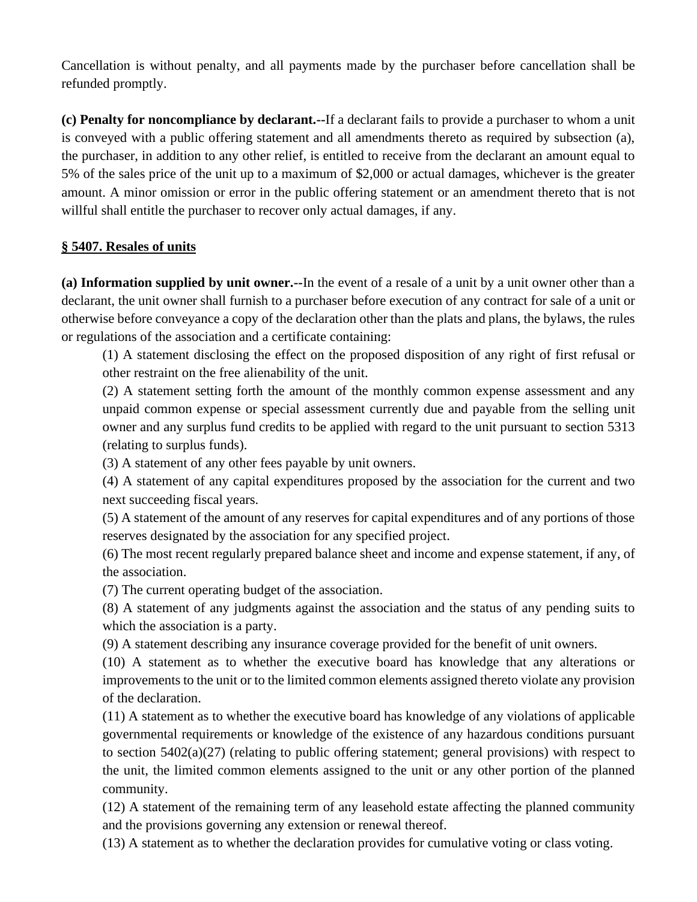Cancellation is without penalty, and all payments made by the purchaser before cancellation shall be refunded promptly.

**(c) Penalty for noncompliance by declarant.--**If a declarant fails to provide a purchaser to whom a unit is conveyed with a public offering statement and all amendments thereto as required by subsection (a), the purchaser, in addition to any other relief, is entitled to receive from the declarant an amount equal to 5% of the sales price of the unit up to a maximum of $2,000 or actual damages, whichever is the greater amount. A minor omission or error in the public offering statement or an amendment thereto that is not willful shall entitle the purchaser to recover only actual damages, if any.

**§ 5407. Resales of units**

**(a) Information supplied by unit owner.--**In the event of a resale of a unit by a unit owner other than a declarant, the unit owner shall furnish to a purchaser before execution of any contract for sale of a unit or otherwise before conveyance a copy of the declaration other than the plats and plans, the bylaws, the rules or regulations of the association and a certificate containing:

(1) A statement disclosing the effect on the proposed disposition of any right of first refusal or other restraint on the free alienability of the unit.

(2) A statement setting forth the amount of the monthly common expense assessment and any unpaid common expense or special assessment currently due and payable from the selling unit owner and any surplus fund credits to be applied with regard to the unit pursuant to section 5313 (relating to surplus funds).

(3) A statement of any other fees payable by unit owners.

(4) A statement of any capital expenditures proposed by the association for the current and two next succeeding fiscal years.

(5) A statement of the amount of any reserves for capital expenditures and of any portions of those reserves designated by the association for any specified project.

(6) The most recent regularly prepared balance sheet and income and expense statement, if any, of the association.

(7) The current operating budget of the association.

(8) A statement of any judgments against the association and the status of any pending suits to which the association is a party.

(9) A statement describing any insurance coverage provided for the benefit of unit owners.

(10) A statement as to whether the executive board has knowledge that any alterations or improvements to the unit or to the limited common elements assigned thereto violate any provision of the declaration.

(11) A statement as to whether the executive board has knowledge of any violations of applicable governmental requirements or knowledge of the existence of any hazardous conditions pursuant to section 5402(a)(27) (relating to public offering statement; general provisions) with respect to the unit, the limited common elements assigned to the unit or any other portion of the planned community.

(12) A statement of the remaining term of any leasehold estate affecting the planned community and the provisions governing any extension or renewal thereof.

(13) A statement as to whether the declaration provides for cumulative voting or class voting.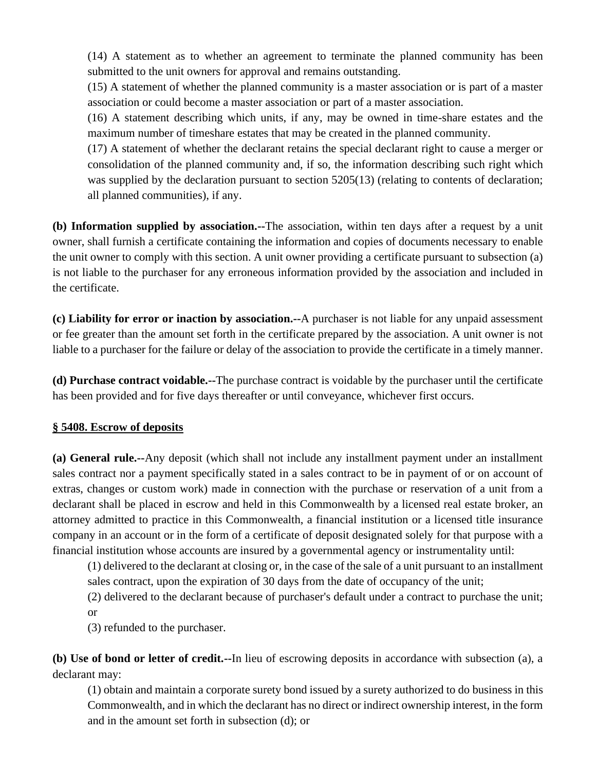(14) A statement as to whether an agreement to terminate the planned community has been submitted to the unit owners for approval and remains outstanding.

(15) A statement of whether the planned community is a master association or is part of a master association or could become a master association or part of a master association.

(16) A statement describing which units, if any, may be owned in time-share estates and the maximum number of timeshare estates that may be created in the planned community.

(17) A statement of whether the declarant retains the special declarant right to cause a merger or consolidation of the planned community and, if so, the information describing such right which was supplied by the declaration pursuant to section 5205(13) (relating to contents of declaration; all planned communities), if any.

**(b) Information supplied by association.--**The association, within ten days after a request by a unit owner, shall furnish a certificate containing the information and copies of documents necessary to enable the unit owner to comply with this section. A unit owner providing a certificate pursuant to subsection (a) is not liable to the purchaser for any erroneous information provided by the association and included in the certificate.

**(c) Liability for error or inaction by association.--**A purchaser is not liable for any unpaid assessment or fee greater than the amount set forth in the certificate prepared by the association. A unit owner is not liable to a purchaser for the failure or delay of the association to provide the certificate in a timely manner.

**(d) Purchase contract voidable.--**The purchase contract is voidable by the purchaser until the certificate has been provided and for five days thereafter or until conveyance, whichever first occurs.

**§ 5408. Escrow of deposits**

**(a) General rule.--**Any deposit (which shall not include any installment payment under an installment sales contract nor a payment specifically stated in a sales contract to be in payment of or on account of extras, changes or custom work) made in connection with the purchase or reservation of a unit from a declarant shall be placed in escrow and held in this Commonwealth by a licensed real estate broker, an attorney admitted to practice in this Commonwealth, a financial institution or a licensed title insurance company in an account or in the form of a certificate of deposit designated solely for that purpose with a financial institution whose accounts are insured by a governmental agency or instrumentality until:

(1) delivered to the declarant at closing or, in the case of the sale of a unit pursuant to an installment sales contract, upon the expiration of 30 days from the date of occupancy of the unit;

(2) delivered to the declarant because of purchaser's default under a contract to purchase the unit; or

(3) refunded to the purchaser.

**(b) Use of bond or letter of credit.--**In lieu of escrowing deposits in accordance with subsection (a), a declarant may:

(1) obtain and maintain a corporate surety bond issued by a surety authorized to do business in this Commonwealth, and in which the declarant has no direct or indirect ownership interest, in the form and in the amount set forth in subsection (d); or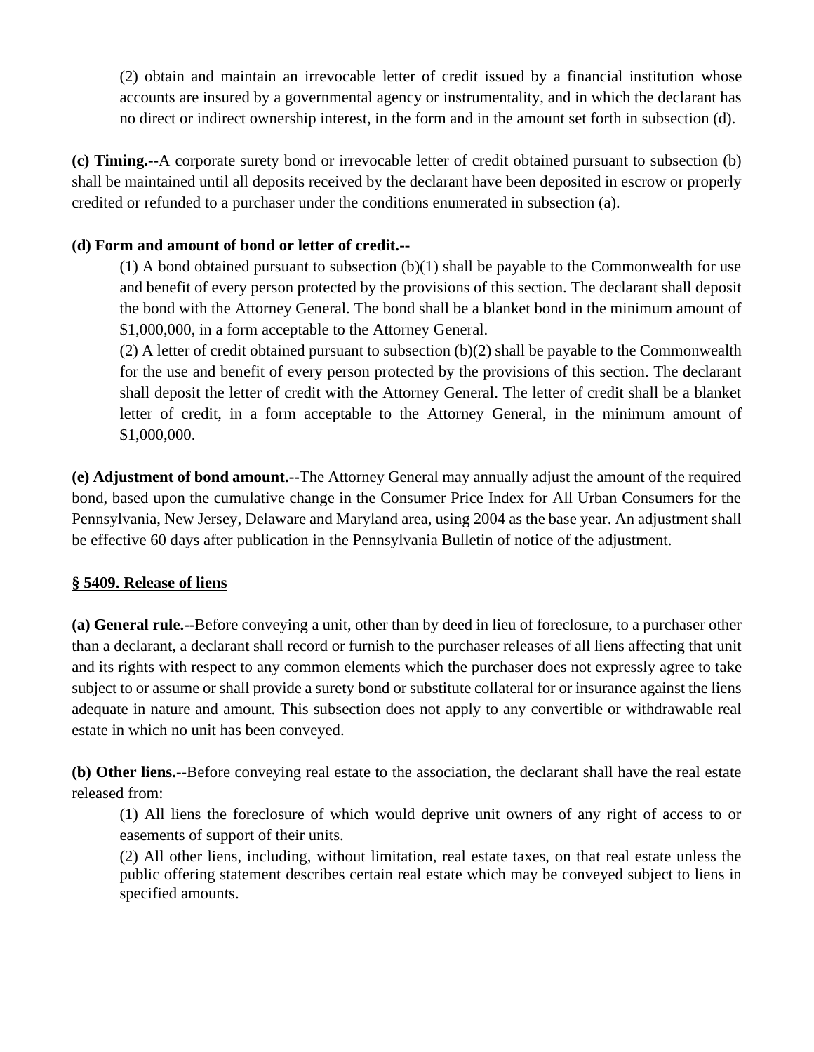(2) obtain and maintain an irrevocable letter of credit issued by a financial institution whose accounts are insured by a governmental agency or instrumentality, and in which the declarant has no direct or indirect ownership interest, in the form and in the amount set forth in subsection (d).

**(c) Timing.--**A corporate surety bond or irrevocable letter of credit obtained pursuant to subsection (b) shall be maintained until all deposits received by the declarant have been deposited in escrow or properly credited or refunded to a purchaser under the conditions enumerated in subsection (a).

**(d) Form and amount of bond or letter of credit.--**

(1) A bond obtained pursuant to subsection (b)(1) shall be payable to the Commonwealth for use and benefit of every person protected by the provisions of this section. The declarant shall deposit the bond with the Attorney General. The bond shall be a blanket bond in the minimum amount of $1,000,000, in a form acceptable to the Attorney General.

(2) A letter of credit obtained pursuant to subsection (b)(2) shall be payable to the Commonwealth for the use and benefit of every person protected by the provisions of this section. The declarant shall deposit the letter of credit with the Attorney General. The letter of credit shall be a blanket letter of credit, in a form acceptable to the Attorney General, in the minimum amount of $1,000,000.

**(e) Adjustment of bond amount.--**The Attorney General may annually adjust the amount of the required bond, based upon the cumulative change in the Consumer Price Index for All Urban Consumers for the Pennsylvania, New Jersey, Delaware and Maryland area, using 2004 as the base year. An adjustment shall be effective 60 days after publication in the Pennsylvania Bulletin of notice of the adjustment.

**§ 5409. Release of liens**

**(a) General rule.--**Before conveying a unit, other than by deed in lieu of foreclosure, to a purchaser other than a declarant, a declarant shall record or furnish to the purchaser releases of all liens affecting that unit and its rights with respect to any common elements which the purchaser does not expressly agree to take subject to or assume or shall provide a surety bond or substitute collateral for or insurance against the liens adequate in nature and amount. This subsection does not apply to any convertible or withdrawable real estate in which no unit has been conveyed.

**(b) Other liens.--**Before conveying real estate to the association, the declarant shall have the real estate released from:

(1) All liens the foreclosure of which would deprive unit owners of any right of access to or easements of support of their units.

(2) All other liens, including, without limitation, real estate taxes, on that real estate unless the public offering statement describes certain real estate which may be conveyed subject to liens in specified amounts.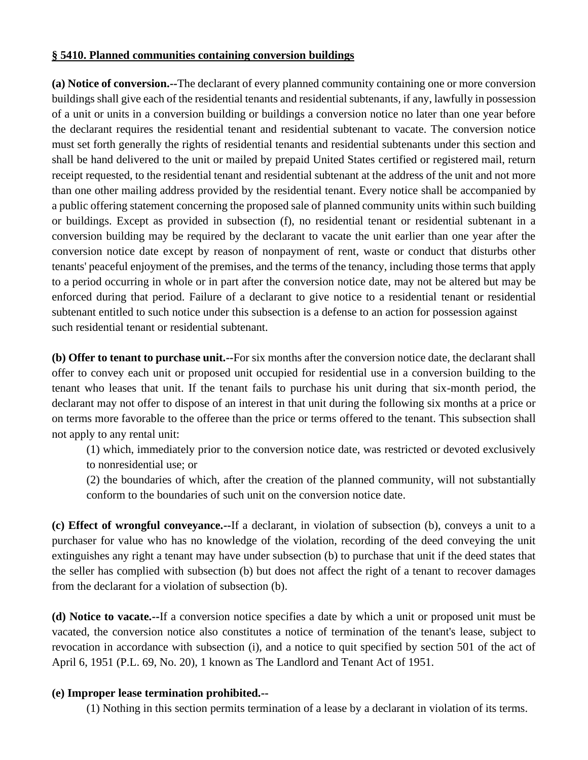**§ 5410. Planned communities containing conversion buildings**

**(a) Notice of conversion.--**The declarant of every planned community containing one or more conversion buildings shall give each of the residential tenants and residential subtenants, if any, lawfully in possession of a unit or units in a conversion building or buildings a conversion notice no later than one year before the declarant requires the residential tenant and residential subtenant to vacate. The conversion notice must set forth generally the rights of residential tenants and residential subtenants under this section and shall be hand delivered to the unit or mailed by prepaid United States certified or registered mail, return receipt requested, to the residential tenant and residential subtenant at the address of the unit and not more than one other mailing address provided by the residential tenant. Every notice shall be accompanied by a public offering statement concerning the proposed sale of planned community units within such building or buildings. Except as provided in subsection (f), no residential tenant or residential subtenant in a conversion building may be required by the declarant to vacate the unit earlier than one year after the conversion notice date except by reason of nonpayment of rent, waste or conduct that disturbs other tenants' peaceful enjoyment of the premises, and the terms of the tenancy, including those terms that apply to a period occurring in whole or in part after the conversion notice date, may not be altered but may be enforced during that period. Failure of a declarant to give notice to a residential tenant or residential subtenant entitled to such notice under this subsection is a defense to an action for possession against such residential tenant or residential subtenant.

**(b) Offer to tenant to purchase unit.--**For six months after the conversion notice date, the declarant shall offer to convey each unit or proposed unit occupied for residential use in a conversion building to the tenant who leases that unit. If the tenant fails to purchase his unit during that six-month period, the declarant may not offer to dispose of an interest in that unit during the following six months at a price or on terms more favorable to the offeree than the price or terms offered to the tenant. This subsection shall not apply to any rental unit:

(1) which, immediately prior to the conversion notice date, was restricted or devoted exclusively to nonresidential use; or

(2) the boundaries of which, after the creation of the planned community, will not substantially conform to the boundaries of such unit on the conversion notice date.

**(c) Effect of wrongful conveyance.--**If a declarant, in violation of subsection (b), conveys a unit to a purchaser for value who has no knowledge of the violation, recording of the deed conveying the unit extinguishes any right a tenant may have under subsection (b) to purchase that unit if the deed states that the seller has complied with subsection (b) but does not affect the right of a tenant to recover damages from the declarant for a violation of subsection (b).

**(d) Notice to vacate.--**If a conversion notice specifies a date by which a unit or proposed unit must be vacated, the conversion notice also constitutes a notice of termination of the tenant's lease, subject to revocation in accordance with subsection (i), and a notice to quit specified by section 501 of the act of April 6, 1951 (P.L. 69, No. 20), 1 known as The Landlord and Tenant Act of 1951.

**(e) Improper lease termination prohibited.--**

(1) Nothing in this section permits termination of a lease by a declarant in violation of its terms.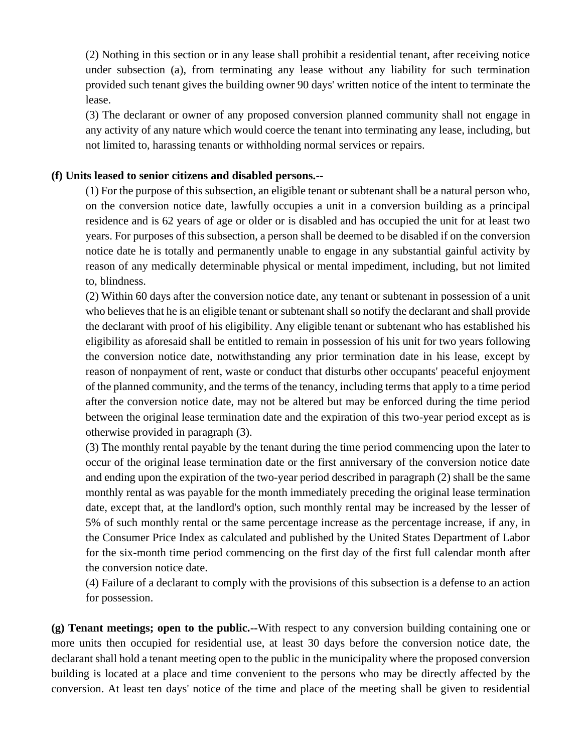(2) Nothing in this section or in any lease shall prohibit a residential tenant, after receiving notice under subsection (a), from terminating any lease without any liability for such termination provided such tenant gives the building owner 90 days' written notice of the intent to terminate the lease.

(3) The declarant or owner of any proposed conversion planned community shall not engage in any activity of any nature which would coerce the tenant into terminating any lease, including, but not limited to, harassing tenants or withholding normal services or repairs.

**(f) Units leased to senior citizens and disabled persons.--**

(1) For the purpose of this subsection, an eligible tenant or subtenant shall be a natural person who, on the conversion notice date, lawfully occupies a unit in a conversion building as a principal residence and is 62 years of age or older or is disabled and has occupied the unit for at least two years. For purposes of this subsection, a person shall be deemed to be disabled if on the conversion notice date he is totally and permanently unable to engage in any substantial gainful activity by reason of any medically determinable physical or mental impediment, including, but not limited to, blindness.

(2) Within 60 days after the conversion notice date, any tenant or subtenant in possession of a unit who believes that he is an eligible tenant or subtenant shall so notify the declarant and shall provide the declarant with proof of his eligibility. Any eligible tenant or subtenant who has established his eligibility as aforesaid shall be entitled to remain in possession of his unit for two years following the conversion notice date, notwithstanding any prior termination date in his lease, except by reason of nonpayment of rent, waste or conduct that disturbs other occupants' peaceful enjoyment of the planned community, and the terms of the tenancy, including terms that apply to a time period after the conversion notice date, may not be altered but may be enforced during the time period between the original lease termination date and the expiration of this two-year period except as is otherwise provided in paragraph (3).

(3) The monthly rental payable by the tenant during the time period commencing upon the later to occur of the original lease termination date or the first anniversary of the conversion notice date and ending upon the expiration of the two-year period described in paragraph (2) shall be the same monthly rental as was payable for the month immediately preceding the original lease termination date, except that, at the landlord's option, such monthly rental may be increased by the lesser of 5% of such monthly rental or the same percentage increase as the percentage increase, if any, in the Consumer Price Index as calculated and published by the United States Department of Labor for the six-month time period commencing on the first day of the first full calendar month after the conversion notice date.

(4) Failure of a declarant to comply with the provisions of this subsection is a defense to an action for possession.

**(g) Tenant meetings; open to the public.--**With respect to any conversion building containing one or more units then occupied for residential use, at least 30 days before the conversion notice date, the declarant shall hold a tenant meeting open to the public in the municipality where the proposed conversion building is located at a place and time convenient to the persons who may be directly affected by the conversion. At least ten days' notice of the time and place of the meeting shall be given to residential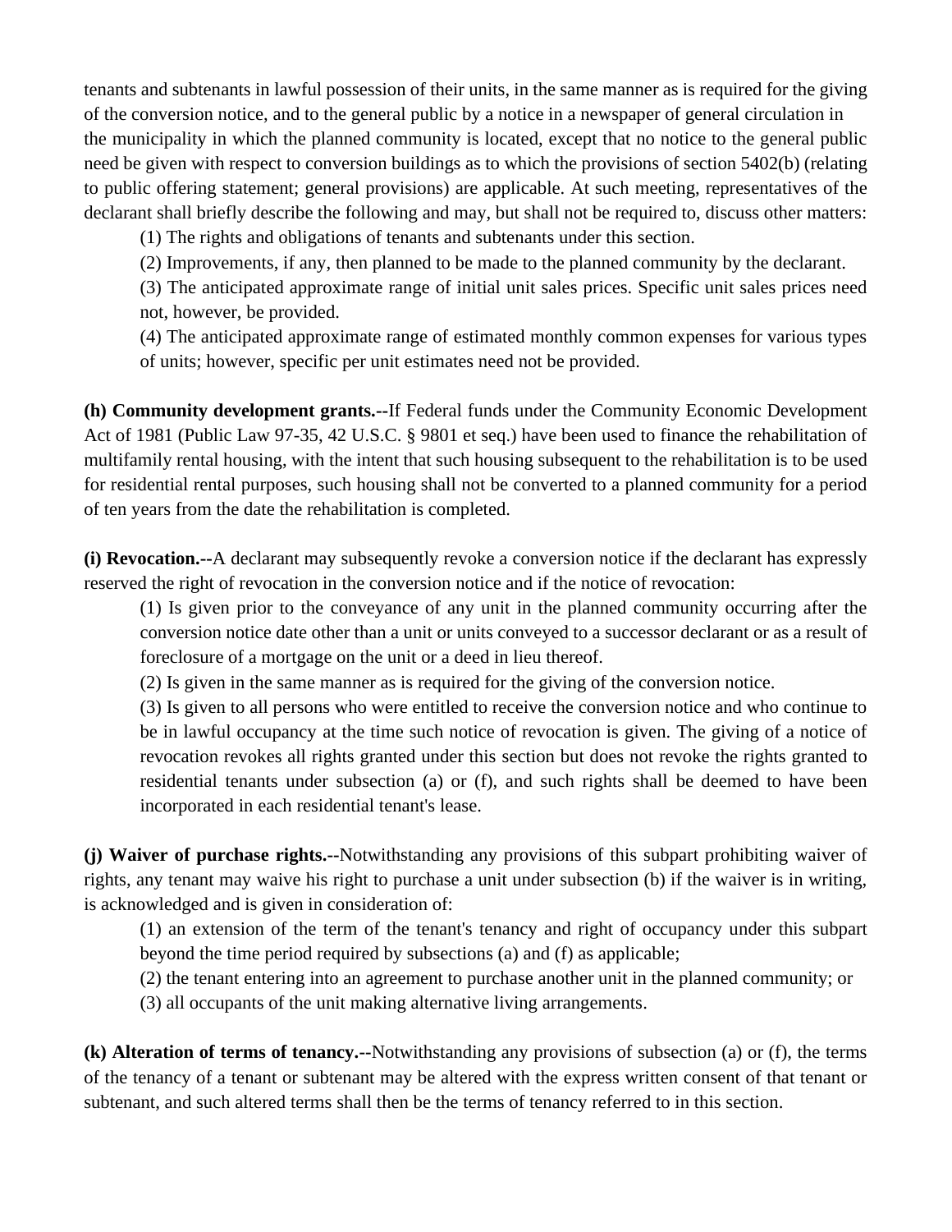tenants and subtenants in lawful possession of their units, in the same manner as is required for the giving of the conversion notice, and to the general public by a notice in a newspaper of general circulation in the municipality in which the planned community is located, except that no notice to the general public need be given with respect to conversion buildings as to which the provisions of section 5402(b) (relating to public offering statement; general provisions) are applicable. At such meeting, representatives of the declarant shall briefly describe the following and may, but shall not be required to, discuss other matters:

(1) The rights and obligations of tenants and subtenants under this section.

(2) Improvements, if any, then planned to be made to the planned community by the declarant.

(3) The anticipated approximate range of initial unit sales prices. Specific unit sales prices need not, however, be provided.

(4) The anticipated approximate range of estimated monthly common expenses for various types of units; however, specific per unit estimates need not be provided.

**(h) Community development grants.--**If Federal funds under the Community Economic Development Act of 1981 (Public Law 97-35, 42 U.S.C. § 9801 et seq.) have been used to finance the rehabilitation of multifamily rental housing, with the intent that such housing subsequent to the rehabilitation is to be used for residential rental purposes, such housing shall not be converted to a planned community for a period of ten years from the date the rehabilitation is completed.

**(i) Revocation.--**A declarant may subsequently revoke a conversion notice if the declarant has expressly reserved the right of revocation in the conversion notice and if the notice of revocation:

(1) Is given prior to the conveyance of any unit in the planned community occurring after the conversion notice date other than a unit or units conveyed to a successor declarant or as a result of foreclosure of a mortgage on the unit or a deed in lieu thereof.

(2) Is given in the same manner as is required for the giving of the conversion notice.

(3) Is given to all persons who were entitled to receive the conversion notice and who continue to be in lawful occupancy at the time such notice of revocation is given. The giving of a notice of revocation revokes all rights granted under this section but does not revoke the rights granted to residential tenants under subsection (a) or (f), and such rights shall be deemed to have been incorporated in each residential tenant's lease.

**(j) Waiver of purchase rights.--**Notwithstanding any provisions of this subpart prohibiting waiver of rights, any tenant may waive his right to purchase a unit under subsection (b) if the waiver is in writing, is acknowledged and is given in consideration of:

(1) an extension of the term of the tenant's tenancy and right of occupancy under this subpart beyond the time period required by subsections (a) and (f) as applicable;

(2) the tenant entering into an agreement to purchase another unit in the planned community; or

(3) all occupants of the unit making alternative living arrangements.

**(k) Alteration of terms of tenancy.--**Notwithstanding any provisions of subsection (a) or (f), the terms of the tenancy of a tenant or subtenant may be altered with the express written consent of that tenant or subtenant, and such altered terms shall then be the terms of tenancy referred to in this section.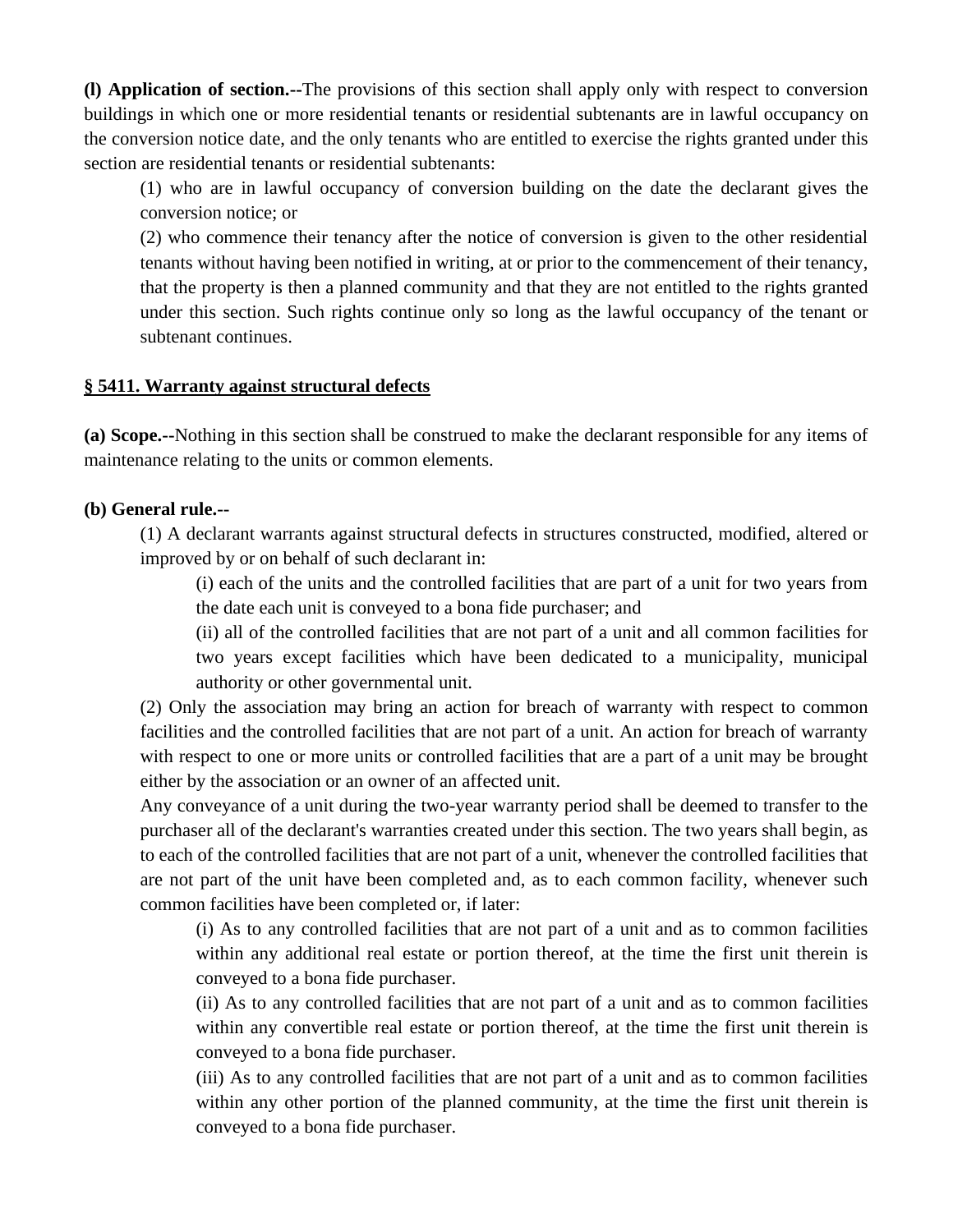**(l) Application of section.--**The provisions of this section shall apply only with respect to conversion buildings in which one or more residential tenants or residential subtenants are in lawful occupancy on the conversion notice date, and the only tenants who are entitled to exercise the rights granted under this section are residential tenants or residential subtenants:

(1) who are in lawful occupancy of conversion building on the date the declarant gives the conversion notice; or

(2) who commence their tenancy after the notice of conversion is given to the other residential tenants without having been notified in writing, at or prior to the commencement of their tenancy, that the property is then a planned community and that they are not entitled to the rights granted under this section. Such rights continue only so long as the lawful occupancy of the tenant or subtenant continues.

**§ 5411. Warranty against structural defects**

**(a) Scope.--**Nothing in this section shall be construed to make the declarant responsible for any items of maintenance relating to the units or common elements.

**(b) General rule.--**

(1) A declarant warrants against structural defects in structures constructed, modified, altered or improved by or on behalf of such declarant in:

(i) each of the units and the controlled facilities that are part of a unit for two years from the date each unit is conveyed to a bona fide purchaser; and

(ii) all of the controlled facilities that are not part of a unit and all common facilities for two years except facilities which have been dedicated to a municipality, municipal authority or other governmental unit.

(2) Only the association may bring an action for breach of warranty with respect to common facilities and the controlled facilities that are not part of a unit. An action for breach of warranty with respect to one or more units or controlled facilities that are a part of a unit may be brought either by the association or an owner of an affected unit.

Any conveyance of a unit during the two-year warranty period shall be deemed to transfer to the purchaser all of the declarant's warranties created under this section. The two years shall begin, as to each of the controlled facilities that are not part of a unit, whenever the controlled facilities that are not part of the unit have been completed and, as to each common facility, whenever such common facilities have been completed or, if later:

(i) As to any controlled facilities that are not part of a unit and as to common facilities within any additional real estate or portion thereof, at the time the first unit therein is conveyed to a bona fide purchaser.

(ii) As to any controlled facilities that are not part of a unit and as to common facilities within any convertible real estate or portion thereof, at the time the first unit therein is conveyed to a bona fide purchaser.

(iii) As to any controlled facilities that are not part of a unit and as to common facilities within any other portion of the planned community, at the time the first unit therein is conveyed to a bona fide purchaser.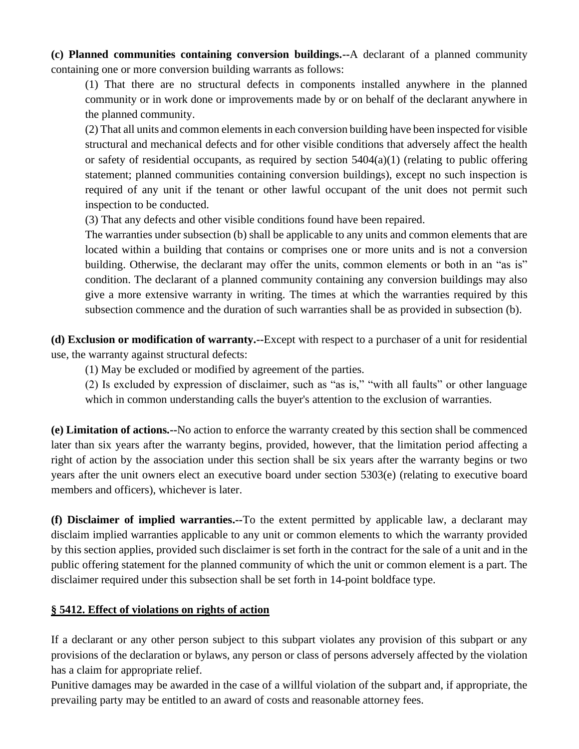**(c) Planned communities containing conversion buildings.--**A declarant of a planned community containing one or more conversion building warrants as follows:

(1) That there are no structural defects in components installed anywhere in the planned community or in work done or improvements made by or on behalf of the declarant anywhere in the planned community.

(2) That all units and common elements in each conversion building have been inspected for visible structural and mechanical defects and for other visible conditions that adversely affect the health or safety of residential occupants, as required by section 5404(a)(1) (relating to public offering statement; planned communities containing conversion buildings), except no such inspection is required of any unit if the tenant or other lawful occupant of the unit does not permit such inspection to be conducted.

(3) That any defects and other visible conditions found have been repaired.

The warranties under subsection (b) shall be applicable to any units and common elements that are located within a building that contains or comprises one or more units and is not a conversion building. Otherwise, the declarant may offer the units, common elements or both in an "as is" condition. The declarant of a planned community containing any conversion buildings may also give a more extensive warranty in writing. The times at which the warranties required by this subsection commence and the duration of such warranties shall be as provided in subsection (b).

**(d) Exclusion or modification of warranty.--**Except with respect to a purchaser of a unit for residential use, the warranty against structural defects:

(1) May be excluded or modified by agreement of the parties.

(2) Is excluded by expression of disclaimer, such as "as is," "with all faults" or other language which in common understanding calls the buyer's attention to the exclusion of warranties.

**(e) Limitation of actions.--**No action to enforce the warranty created by this section shall be commenced later than six years after the warranty begins, provided, however, that the limitation period affecting a right of action by the association under this section shall be six years after the warranty begins or two years after the unit owners elect an executive board under section 5303(e) (relating to executive board members and officers), whichever is later.

**(f) Disclaimer of implied warranties.--**To the extent permitted by applicable law, a declarant may disclaim implied warranties applicable to any unit or common elements to which the warranty provided by this section applies, provided such disclaimer is set forth in the contract for the sale of a unit and in the public offering statement for the planned community of which the unit or common element is a part. The disclaimer required under this subsection shall be set forth in 14-point boldface type.

## § 5412. Effect of violations on rights of action

If a declarant or any other person subject to this subpart violates any provision of this subpart or any provisions of the declaration or bylaws, any person or class of persons adversely affected by the violation has a claim for appropriate relief.

Punitive damages may be awarded in the case of a willful violation of the subpart and, if appropriate, the prevailing party may be entitled to an award of costs and reasonable attorney fees.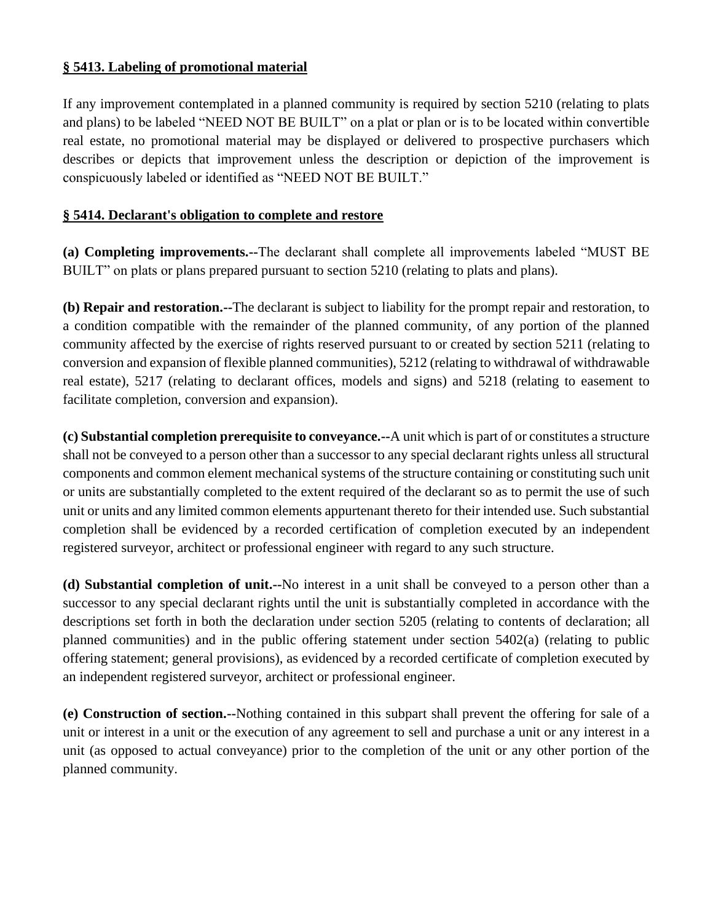**§ 5413. Labeling of promotional material**

If any improvement contemplated in a planned community is required by section 5210 (relating to plats and plans) to be labeled "NEED NOT BE BUILT" on a plat or plan or is to be located within convertible real estate, no promotional material may be displayed or delivered to prospective purchasers which describes or depicts that improvement unless the description or depiction of the improvement is conspicuously labeled or identified as "NEED NOT BE BUILT."

**§ 5414. Declarant's obligation to complete and restore**

**(a) Completing improvements.--**The declarant shall complete all improvements labeled "MUST BE BUILT" on plats or plans prepared pursuant to section 5210 (relating to plats and plans).

**(b) Repair and restoration.--**The declarant is subject to liability for the prompt repair and restoration, to a condition compatible with the remainder of the planned community, of any portion of the planned community affected by the exercise of rights reserved pursuant to or created by section 5211 (relating to conversion and expansion of flexible planned communities), 5212 (relating to withdrawal of withdrawable real estate), 5217 (relating to declarant offices, models and signs) and 5218 (relating to easement to facilitate completion, conversion and expansion).

**(c) Substantial completion prerequisite to conveyance.--**A unit which is part of or constitutes a structure shall not be conveyed to a person other than a successor to any special declarant rights unless all structural components and common element mechanical systems of the structure containing or constituting such unit or units are substantially completed to the extent required of the declarant so as to permit the use of such unit or units and any limited common elements appurtenant thereto for their intended use. Such substantial completion shall be evidenced by a recorded certification of completion executed by an independent registered surveyor, architect or professional engineer with regard to any such structure.

**(d) Substantial completion of unit.--**No interest in a unit shall be conveyed to a person other than a successor to any special declarant rights until the unit is substantially completed in accordance with the descriptions set forth in both the declaration under section 5205 (relating to contents of declaration; all planned communities) and in the public offering statement under section 5402(a) (relating to public offering statement; general provisions), as evidenced by a recorded certificate of completion executed by an independent registered surveyor, architect or professional engineer.

**(e) Construction of section.--**Nothing contained in this subpart shall prevent the offering for sale of a unit or interest in a unit or the execution of any agreement to sell and purchase a unit or any interest in a unit (as opposed to actual conveyance) prior to the completion of the unit or any other portion of the planned community.